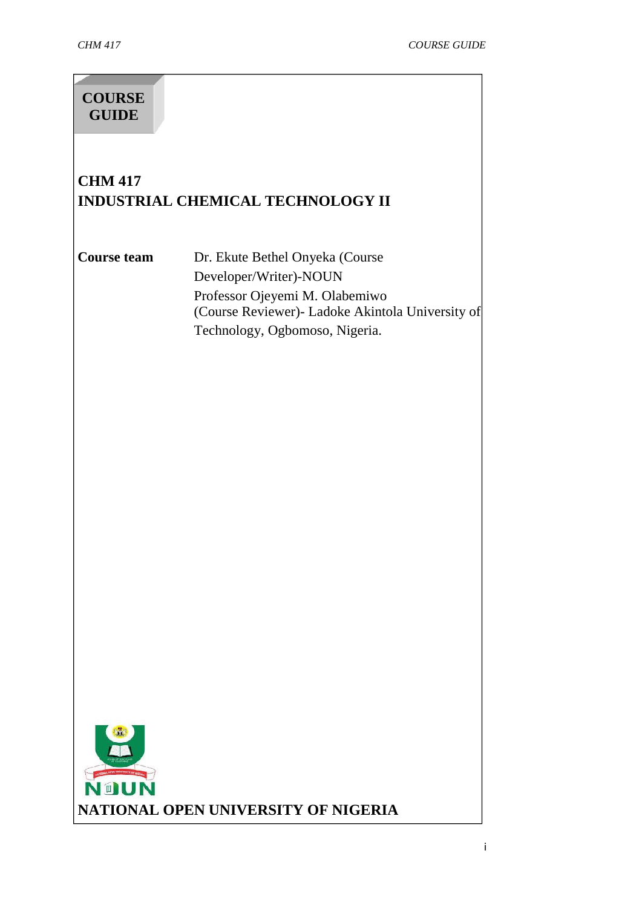**COURSE GUIDE**

# CHM 417
# INDUSTRIAL CHEMICAL TECHNOLOGY II

**Course team**

Dr. Ekute Bethel Onyeka (Course Developer/Writer)-NOUN

Professor Ojeyemi M. Olabemiwo (Course Reviewer)- Ladoke Akintola University of Technology, Ogbomoso, Nigeria.

NOUN

**NATIONAL OPEN UNIVERSITY OF NIGERIA**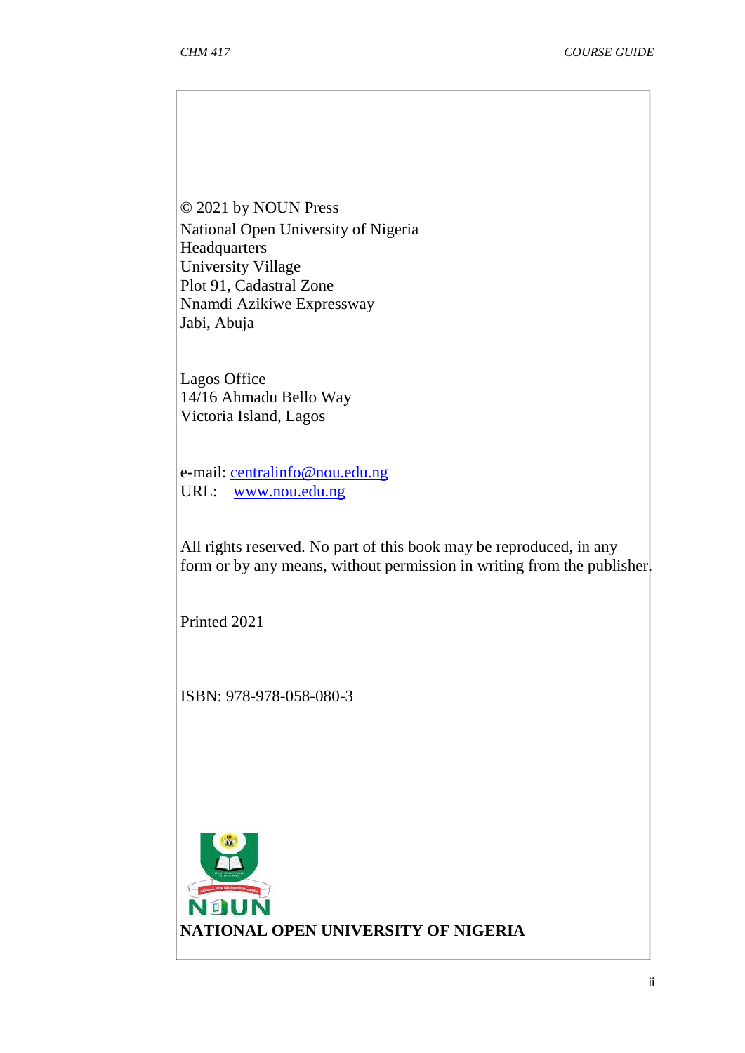© 2021 by NOUN Press
National Open University of Nigeria
Headquarters
University Village
Plot 91, Cadastral Zone
Nnamdi Azikiwe Expressway
Jabi, Abuja

Lagos Office
14/16 Ahmadu Bello Way
Victoria Island, Lagos

e-mail: centralinfo@nou.edu.ng
URL: www.nou.edu.ng

All rights reserved. No part of this book may be reproduced, in any form or by any means, without permission in writing from the publisher.

Printed 2021

ISBN: 978-978-058-080-3

**NATIONAL OPEN UNIVERSITY OF NIGERIA**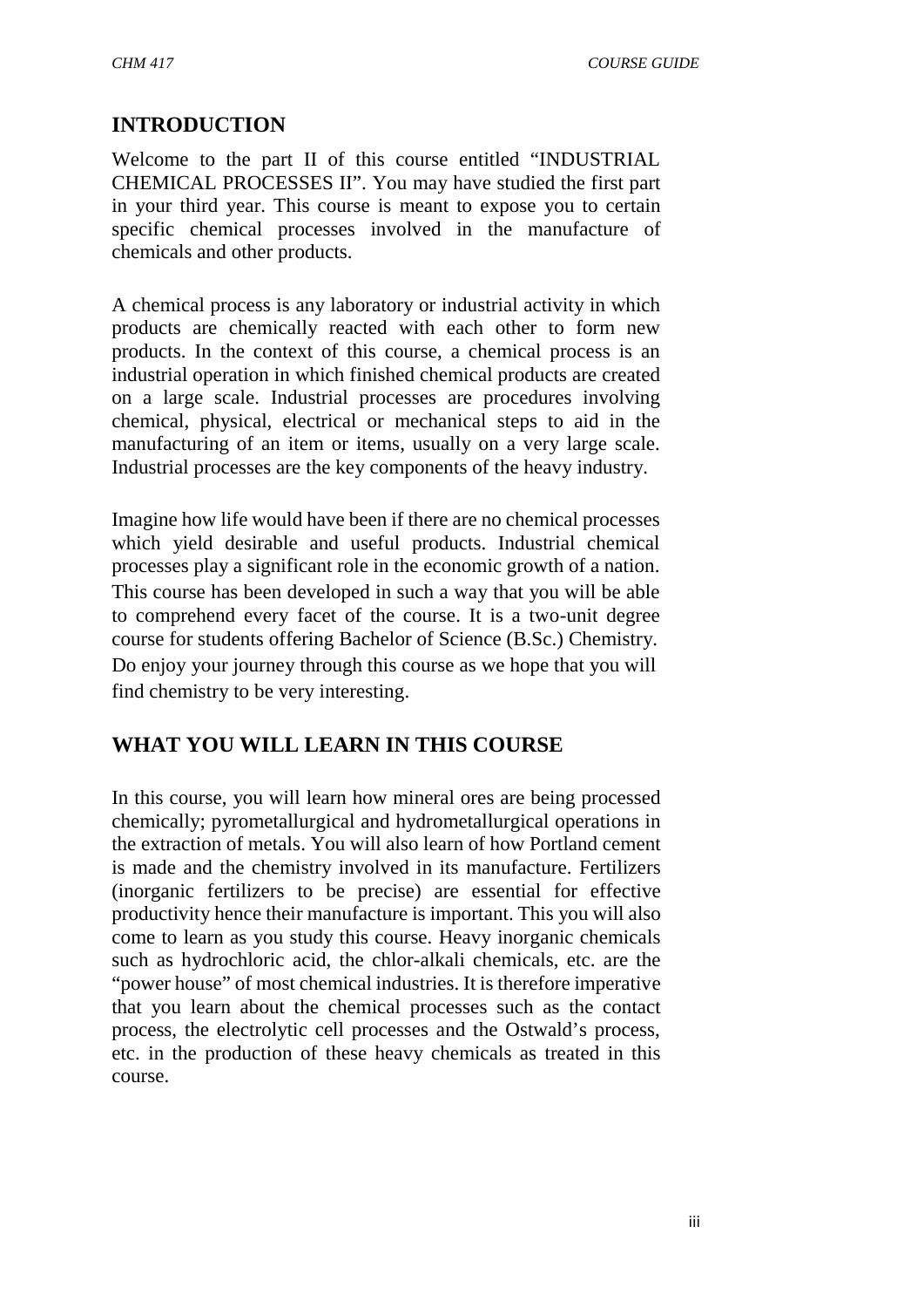## INTRODUCTION

Welcome to the part II of this course entitled "INDUSTRIAL CHEMICAL PROCESSES II". You may have studied the first part in your third year. This course is meant to expose you to certain specific chemical processes involved in the manufacture of chemicals and other products.

A chemical process is any laboratory or industrial activity in which products are chemically reacted with each other to form new products. In the context of this course, a chemical process is an industrial operation in which finished chemical products are created on a large scale. Industrial processes are procedures involving chemical, physical, electrical or mechanical steps to aid in the manufacturing of an item or items, usually on a very large scale. Industrial processes are the key components of the heavy industry.

Imagine how life would have been if there are no chemical processes which yield desirable and useful products. Industrial chemical processes play a significant role in the economic growth of a nation. This course has been developed in such a way that you will be able to comprehend every facet of the course. It is a two-unit degree course for students offering Bachelor of Science (B.Sc.) Chemistry. Do enjoy your journey through this course as we hope that you will find chemistry to be very interesting.

## WHAT YOU WILL LEARN IN THIS COURSE

In this course, you will learn how mineral ores are being processed chemically; pyrometallurgical and hydrometallurgical operations in the extraction of metals. You will also learn of how Portland cement is made and the chemistry involved in its manufacture. Fertilizers (inorganic fertilizers to be precise) are essential for effective productivity hence their manufacture is important. This you will also come to learn as you study this course. Heavy inorganic chemicals such as hydrochloric acid, the chlor-alkali chemicals, etc. are the "power house" of most chemical industries. It is therefore imperative that you learn about the chemical processes such as the contact process, the electrolytic cell processes and the Ostwald's process, etc. in the production of these heavy chemicals as treated in this course.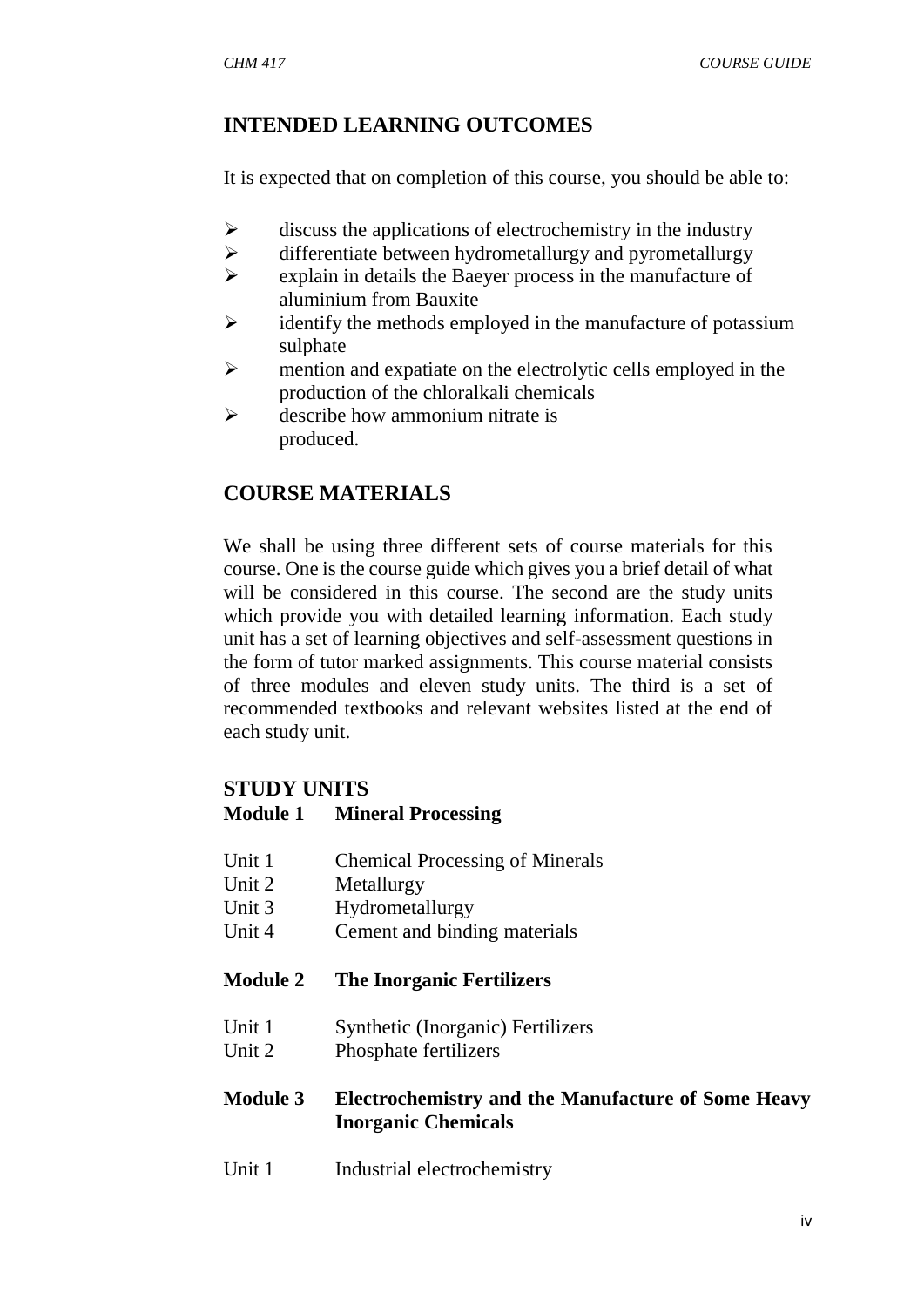## INTENDED LEARNING OUTCOMES

It is expected that on completion of this course, you should be able to:

- discuss the applications of electrochemistry in the industry
- differentiate between hydrometallurgy and pyrometallurgy
- explain in details the Baeyer process in the manufacture of aluminium from Bauxite
- identify the methods employed in the manufacture of potassium sulphate
- mention and expatiate on the electrolytic cells employed in the production of the chloralkali chemicals
- describe how ammonium nitrate is produced.

## COURSE MATERIALS

We shall be using three different sets of course materials for this course. One is the course guide which gives you a brief detail of what will be considered in this course. The second are the study units which provide you with detailed learning information. Each study unit has a set of learning objectives and self-assessment questions in the form of tutor marked assignments. This course material consists of three modules and eleven study units. The third is a set of recommended textbooks and relevant websites listed at the end of each study unit.

## STUDY UNITS

**Module 1 Mineral Processing**

Unit 1 Chemical Processing of Minerals
Unit 2 Metallurgy
Unit 3 Hydrometallurgy
Unit 4 Cement and binding materials

**Module 2 The Inorganic Fertilizers**

Unit 1 Synthetic (Inorganic) Fertilizers
Unit 2 Phosphate fertilizers

**Module 3 Electrochemistry and the Manufacture of Some Heavy Inorganic Chemicals**

Unit 1 Industrial electrochemistry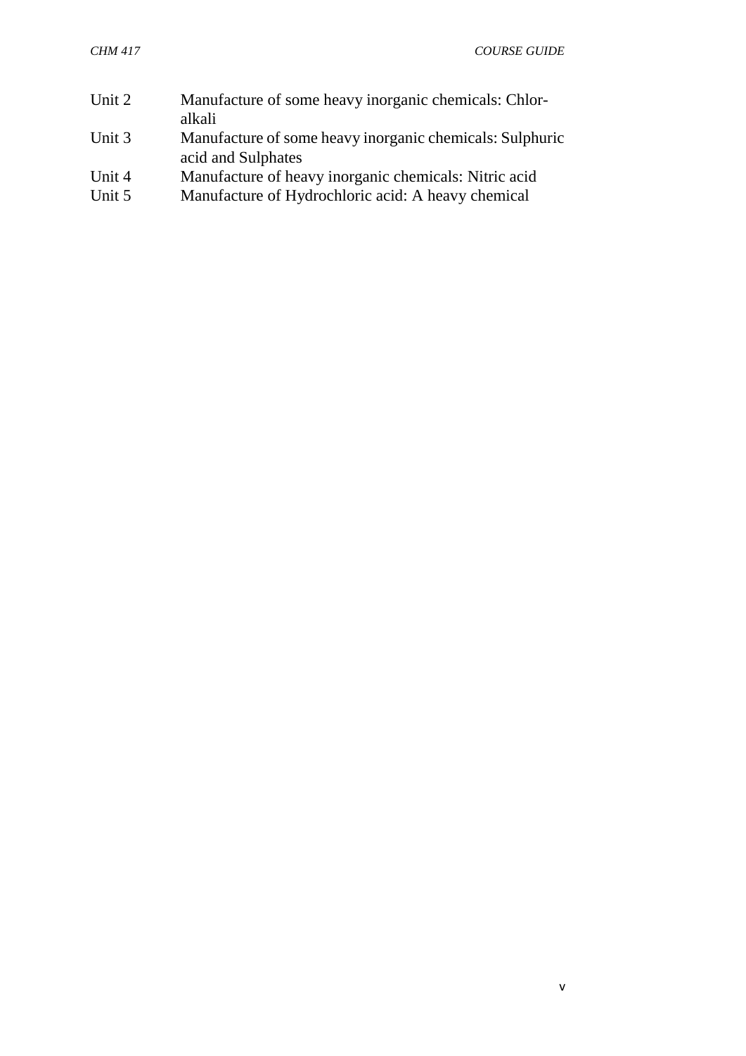Unit 2 Manufacture of some heavy inorganic chemicals: Chlor-alkali

Unit 3 Manufacture of some heavy inorganic chemicals: Sulphuric acid and Sulphates

Unit 4 Manufacture of heavy inorganic chemicals: Nitric acid

Unit 5 Manufacture of Hydrochloric acid: A heavy chemical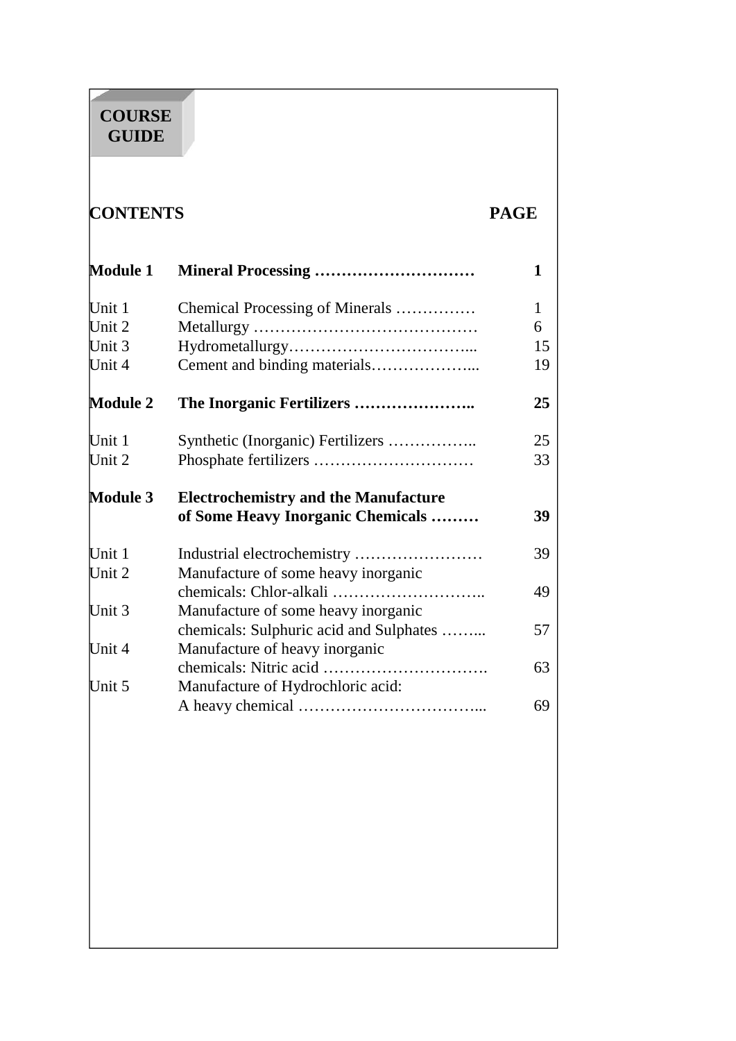# COURSE GUIDE

## CONTENTS

| | | PAGE |
|---|---|---|
| **Module 1** | **Mineral Processing ………………………….** | **1** |
| Unit 1 | Chemical Processing of Minerals …………… | 1 |
| Unit 2 | Metallurgy …………………………………… | 6 |
| Unit 3 | Hydrometallurgy……………………………... | 15 |
| Unit 4 | Cement and binding materials………………... | 19 |
| **Module 2** | **The Inorganic Fertilizers …………………..** | **25** |
| Unit 1 | Synthetic (Inorganic) Fertilizers …………….. | 25 |
| Unit 2 | Phosphate fertilizers ………………………… | 33 |
| **Module 3** | **Electrochemistry and the Manufacture of Some Heavy Inorganic Chemicals ………** | **39** |
| Unit 1 | Industrial electrochemistry …………………… | 39 |
| Unit 2 | Manufacture of some heavy inorganic chemicals: Chlor-alkali ……………………….. | 49 |
| Unit 3 | Manufacture of some heavy inorganic chemicals: Sulphuric acid and Sulphates ……... | 57 |
| Unit 4 | Manufacture of heavy inorganic chemicals: Nitric acid …………………………. | 63 |
| Unit 5 | Manufacture of Hydrochloric acid: A heavy chemical ……………………………... | 69 |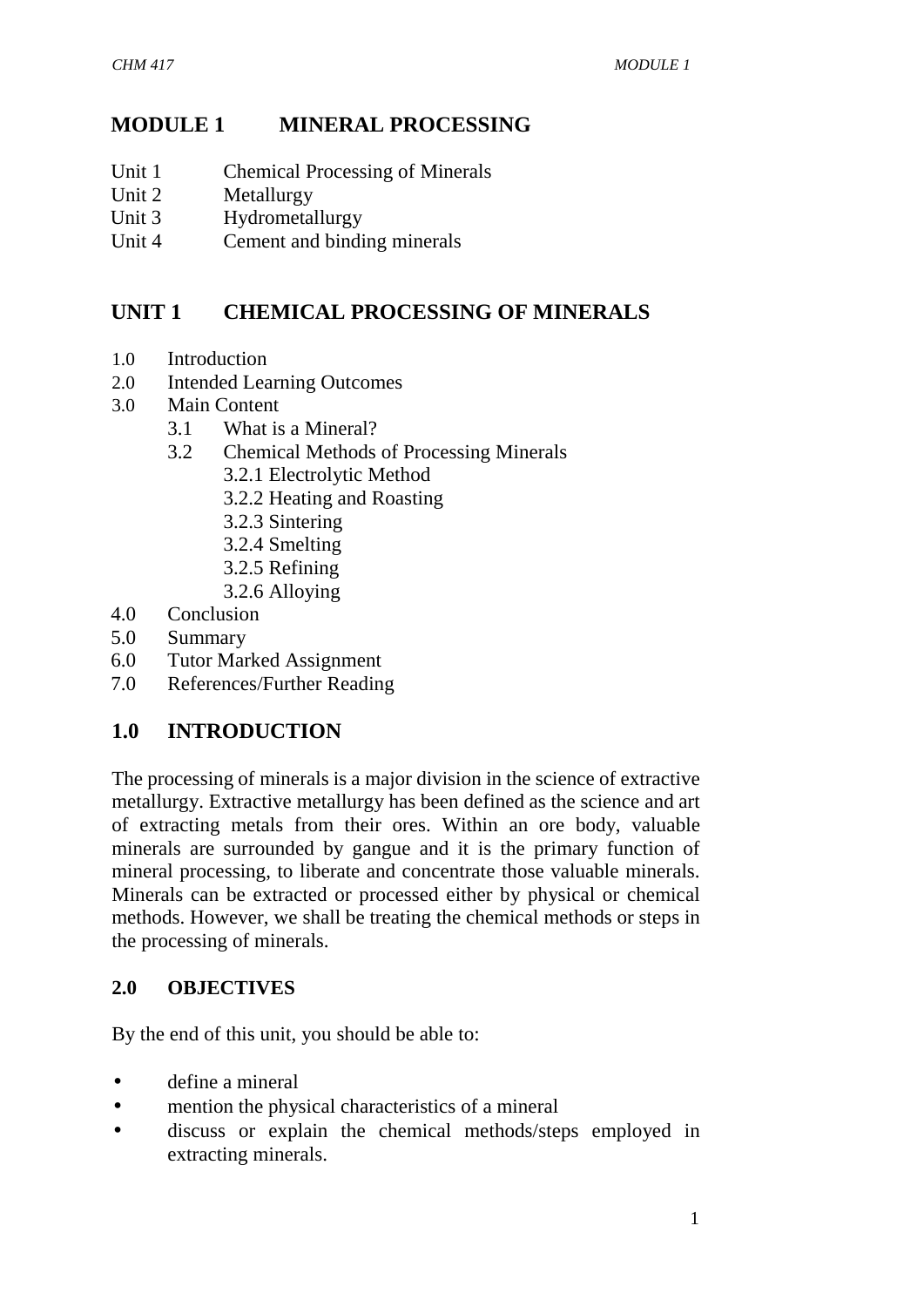# MODULE 1 MINERAL PROCESSING

Unit 1 Chemical Processing of Minerals
Unit 2 Metallurgy
Unit 3 Hydrometallurgy
Unit 4 Cement and binding minerals

## UNIT 1 CHEMICAL PROCESSING OF MINERALS

1.0 Introduction
2.0 Intended Learning Outcomes
3.0 Main Content
 3.1 What is a Mineral?
 3.2 Chemical Methods of Processing Minerals
  3.2.1 Electrolytic Method
  3.2.2 Heating and Roasting
  3.2.3 Sintering
  3.2.4 Smelting
  3.2.5 Refining
  3.2.6 Alloying
4.0 Conclusion
5.0 Summary
6.0 Tutor Marked Assignment
7.0 References/Further Reading

## 1.0 INTRODUCTION

The processing of minerals is a major division in the science of extractive metallurgy. Extractive metallurgy has been defined as the science and art of extracting metals from their ores. Within an ore body, valuable minerals are surrounded by gangue and it is the primary function of mineral processing, to liberate and concentrate those valuable minerals. Minerals can be extracted or processed either by physical or chemical methods. However, we shall be treating the chemical methods or steps in the processing of minerals.

### 2.0 OBJECTIVES

By the end of this unit, you should be able to:

- define a mineral
- mention the physical characteristics of a mineral
- discuss or explain the chemical methods/steps employed in extracting minerals.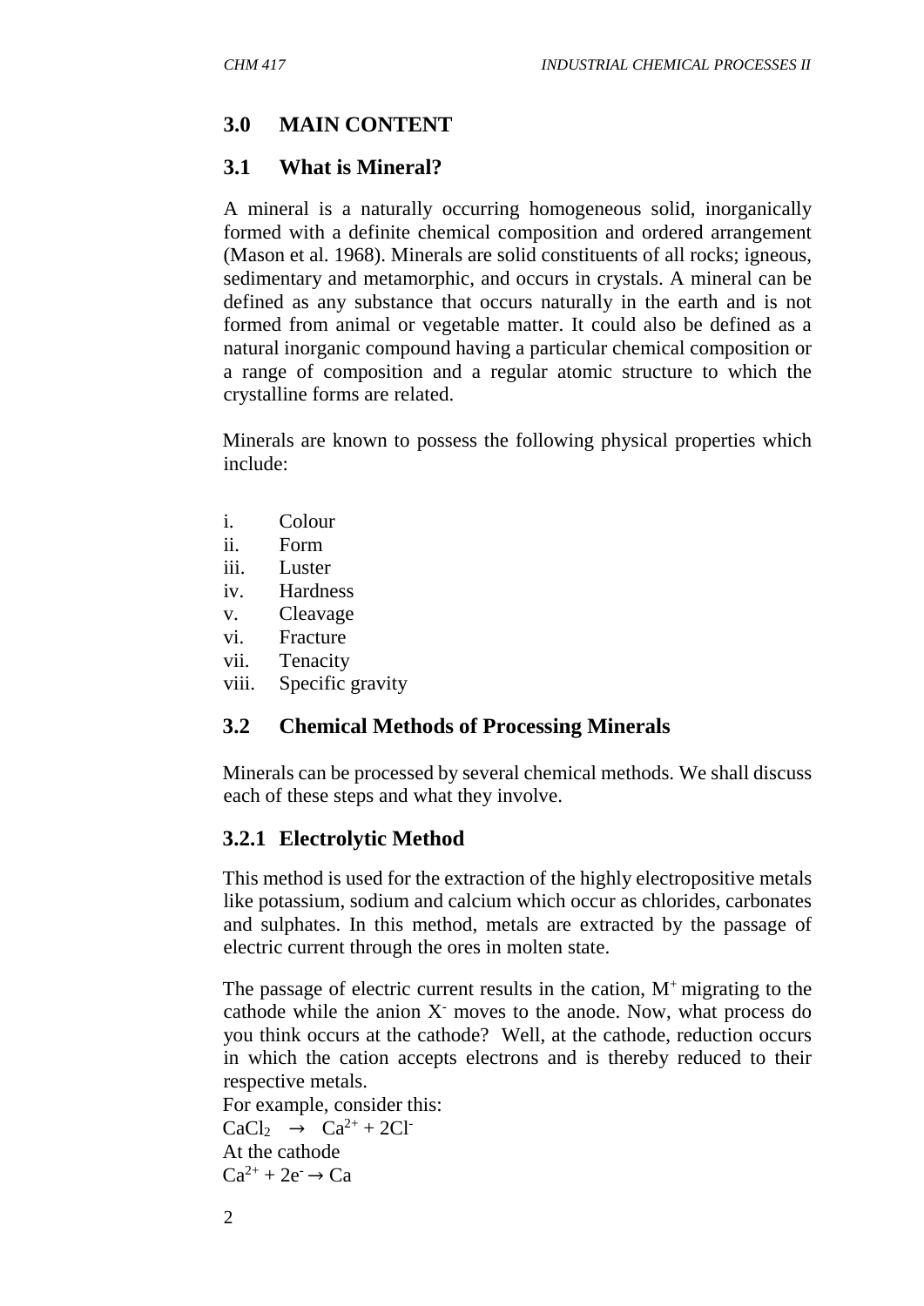## 3.0 MAIN CONTENT

### 3.1 What is Mineral?

A mineral is a naturally occurring homogeneous solid, inorganically formed with a definite chemical composition and ordered arrangement (Mason et al. 1968). Minerals are solid constituents of all rocks; igneous, sedimentary and metamorphic, and occurs in crystals. A mineral can be defined as any substance that occurs naturally in the earth and is not formed from animal or vegetable matter. It could also be defined as a natural inorganic compound having a particular chemical composition or a range of composition and a regular atomic structure to which the crystalline forms are related.

Minerals are known to possess the following physical properties which include:

i. Colour
ii. Form
iii. Luster
iv. Hardness
v. Cleavage
vi. Fracture
vii. Tenacity
viii. Specific gravity

### 3.2 Chemical Methods of Processing Minerals

Minerals can be processed by several chemical methods. We shall discuss each of these steps and what they involve.

#### 3.2.1 Electrolytic Method

This method is used for the extraction of the highly electropositive metals like potassium, sodium and calcium which occur as chlorides, carbonates and sulphates. In this method, metals are extracted by the passage of electric current through the ores in molten state.

The passage of electric current results in the cation, $M^+$ migrating to the cathode while the anion $X^-$ moves to the anode. Now, what process do you think occurs at the cathode? Well, at the cathode, reduction occurs in which the cation accepts electrons and is thereby reduced to their respective metals.

For example, consider this:

$CaCl_2 \rightarrow Ca^{2+} + 2Cl^-$

At the cathode

$Ca^{2+} + 2e^- \rightarrow Ca$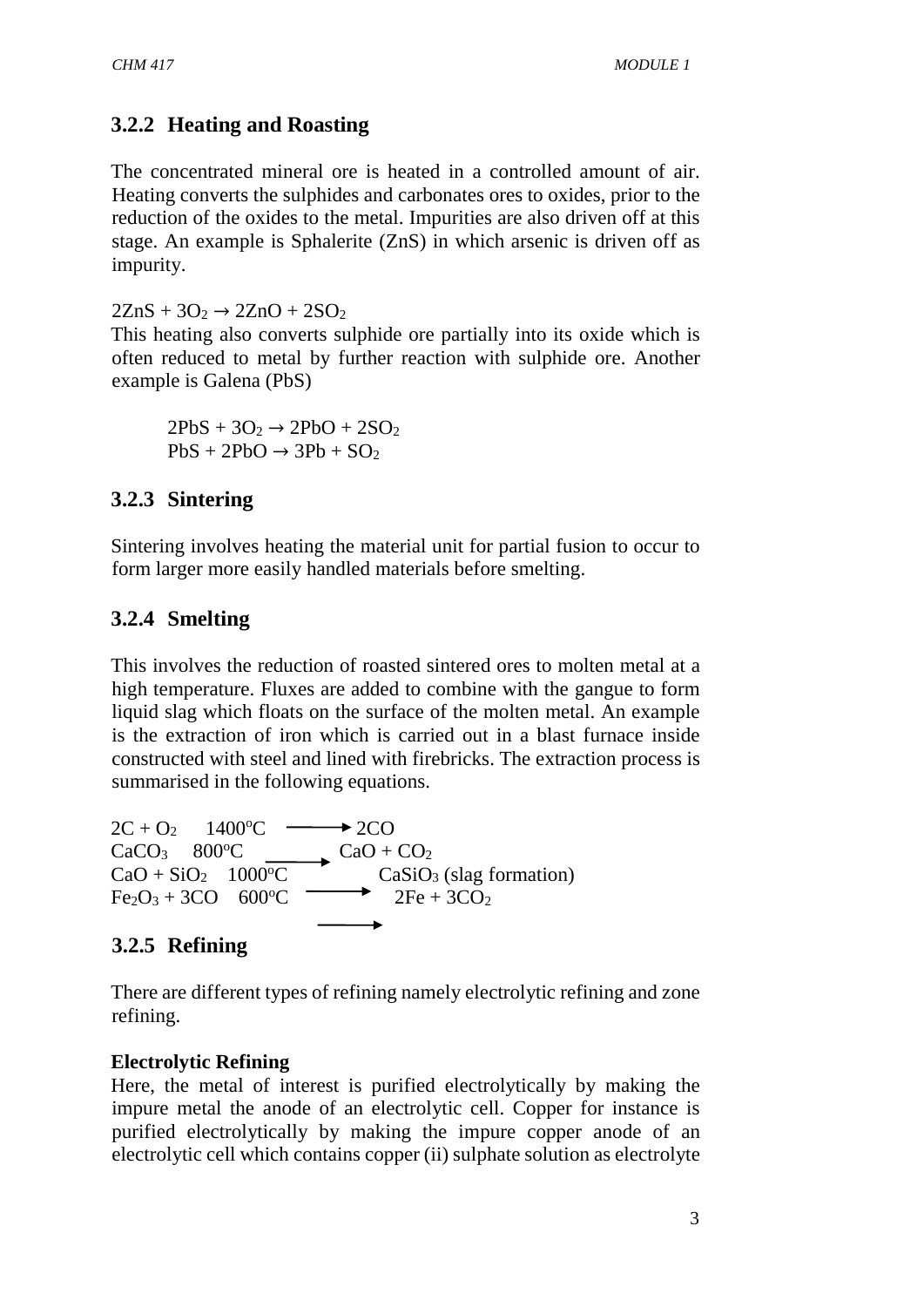### 3.2.2 Heating and Roasting

The concentrated mineral ore is heated in a controlled amount of air. Heating converts the sulphides and carbonates ores to oxides, prior to the reduction of the oxides to the metal. Impurities are also driven off at this stage. An example is Sphalerite (ZnS) in which arsenic is driven off as impurity.

$2ZnS + 3O_2 \rightarrow 2ZnO + 2SO_2$

This heating also converts sulphide ore partially into its oxide which is often reduced to metal by further reaction with sulphide ore. Another example is Galena (PbS)

$$2PbS + 3O_2 \rightarrow 2PbO + 2SO_2$$
$$PbS + 2PbO \rightarrow 3Pb + SO_2$$

### 3.2.3 Sintering

Sintering involves heating the material unit for partial fusion to occur to form larger more easily handled materials before smelting.

### 3.2.4 Smelting

This involves the reduction of roasted sintered ores to molten metal at a high temperature. Fluxes are added to combine with the gangue to form liquid slag which floats on the surface of the molten metal. An example is the extraction of iron which is carried out in a blast furnace inside constructed with steel and lined with firebricks. The extraction process is summarised in the following equations.

$2C + O_2 \quad 1400^oC \longrightarrow 2CO$
$CaCO_3 \quad 800^oC \longrightarrow CaO + CO_2$
$CaO + SiO_2 \quad 1000^oC \longrightarrow CaSiO_3$ (slag formation)
$Fe_2O_3 + 3CO \quad 600^oC \longrightarrow 2Fe + 3CO_2$

### 3.2.5 Refining

There are different types of refining namely electrolytic refining and zone refining.

**Electrolytic Refining**

Here, the metal of interest is purified electrolytically by making the impure metal the anode of an electrolytic cell. Copper for instance is purified electrolytically by making the impure copper anode of an electrolytic cell which contains copper (ii) sulphate solution as electrolyte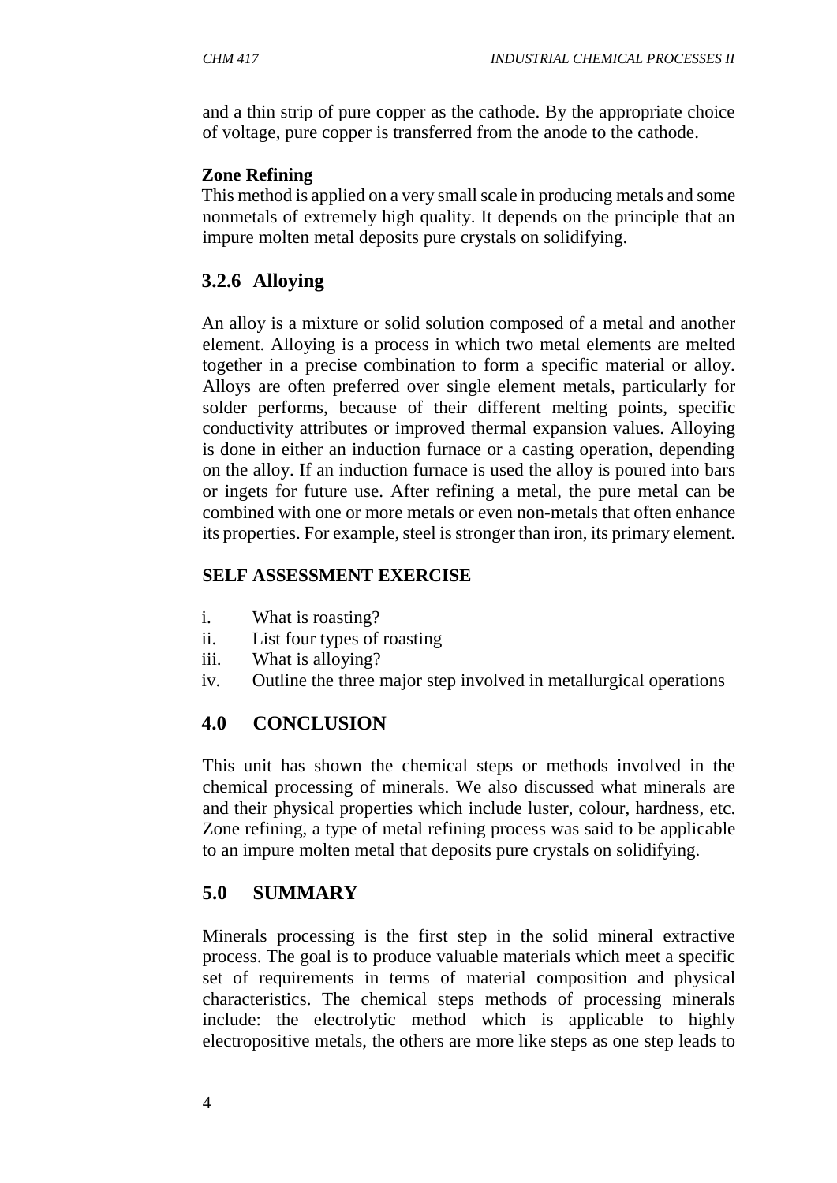and a thin strip of pure copper as the cathode. By the appropriate choice of voltage, pure copper is transferred from the anode to the cathode.

**Zone Refining**

This method is applied on a very small scale in producing metals and some nonmetals of extremely high quality. It depends on the principle that an impure molten metal deposits pure crystals on solidifying.

### 3.2.6 Alloying

An alloy is a mixture or solid solution composed of a metal and another element. Alloying is a process in which two metal elements are melted together in a precise combination to form a specific material or alloy. Alloys are often preferred over single element metals, particularly for solder performs, because of their different melting points, specific conductivity attributes or improved thermal expansion values. Alloying is done in either an induction furnace or a casting operation, depending on the alloy. If an induction furnace is used the alloy is poured into bars or ingets for future use. After refining a metal, the pure metal can be combined with one or more metals or even non-metals that often enhance its properties. For example, steel is stronger than iron, its primary element.

**SELF ASSESSMENT EXERCISE**

i. What is roasting?
ii. List four types of roasting
iii. What is alloying?
iv. Outline the three major step involved in metallurgical operations

## 4.0 CONCLUSION

This unit has shown the chemical steps or methods involved in the chemical processing of minerals. We also discussed what minerals are and their physical properties which include luster, colour, hardness, etc. Zone refining, a type of metal refining process was said to be applicable to an impure molten metal that deposits pure crystals on solidifying.

## 5.0 SUMMARY

Minerals processing is the first step in the solid mineral extractive process. The goal is to produce valuable materials which meet a specific set of requirements in terms of material composition and physical characteristics. The chemical steps methods of processing minerals include: the electrolytic method which is applicable to highly electropositive metals, the others are more like steps as one step leads to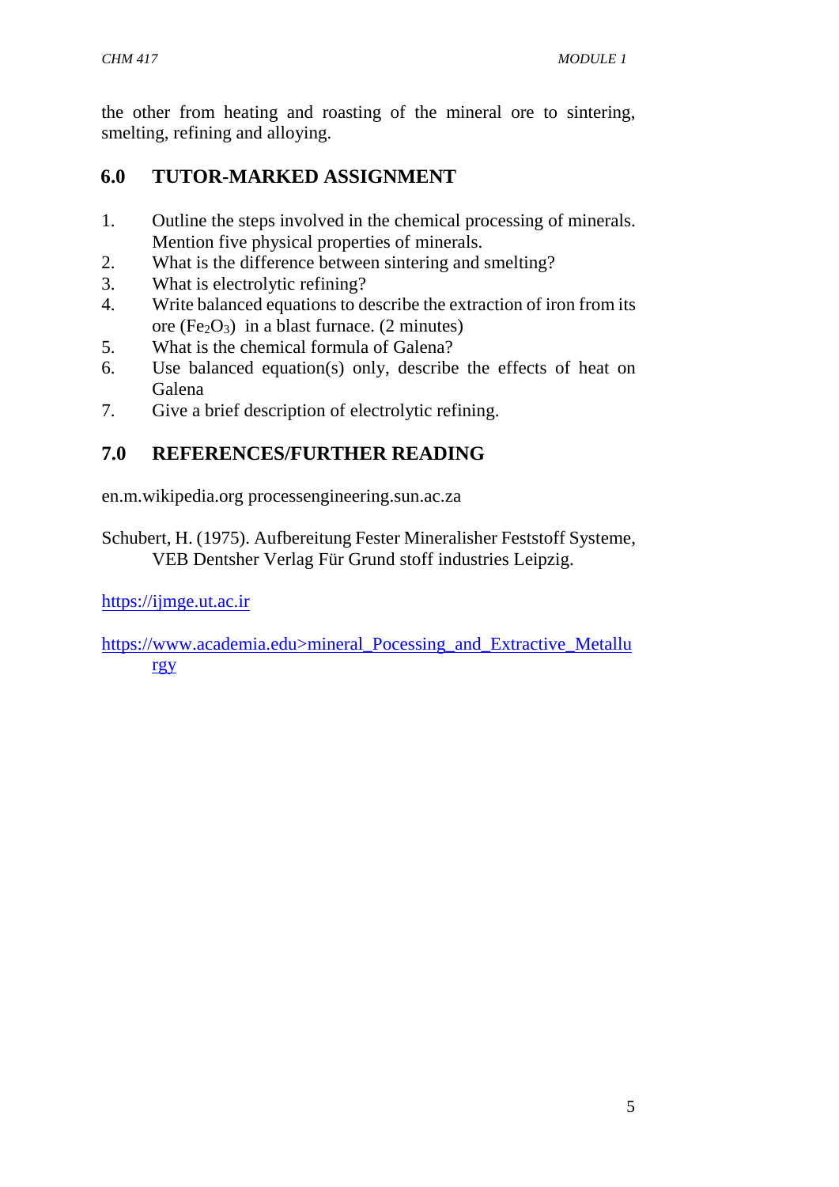the other from heating and roasting of the mineral ore to sintering, smelting, refining and alloying.

## 6.0 TUTOR-MARKED ASSIGNMENT

1. Outline the steps involved in the chemical processing of minerals. Mention five physical properties of minerals.
2. What is the difference between sintering and smelting?
3. What is electrolytic refining?
4. Write balanced equations to describe the extraction of iron from its ore ($Fe_2O_3$) in a blast furnace. (2 minutes)
5. What is the chemical formula of Galena?
6. Use balanced equation(s) only, describe the effects of heat on Galena
7. Give a brief description of electrolytic refining.

## 7.0 REFERENCES/FURTHER READING

en.m.wikipedia.org processengineering.sun.ac.za

Schubert, H. (1975). Aufbereitung Fester Mineralisher Feststoff Systeme, VEB Dentsher Verlag Für Grund stoff industries Leipzig.

https://ijmge.ut.ac.ir

https://www.academia.edu>mineral_Pocessing_and_Extractive_Metallurgy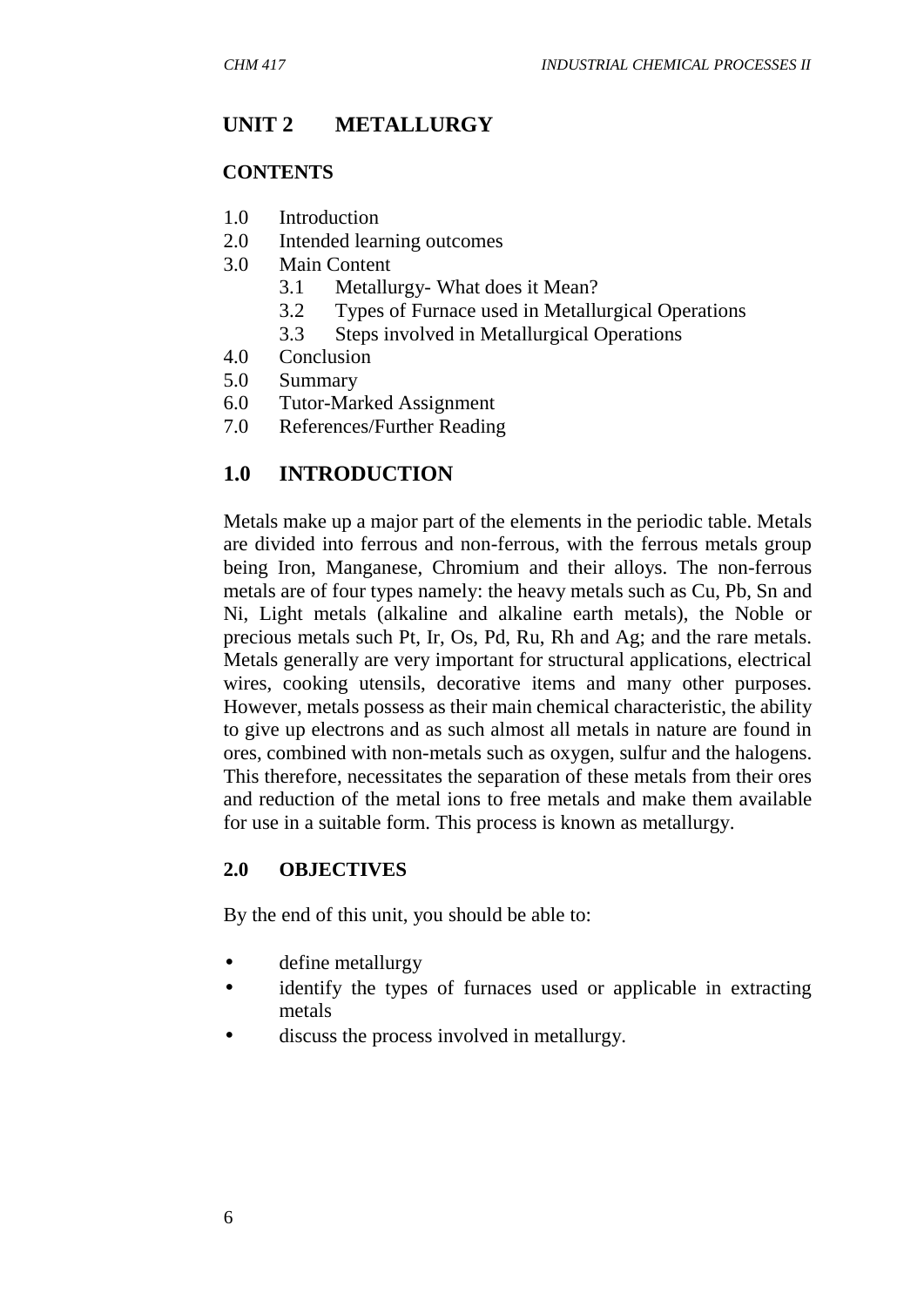# UNIT 2 METALLURGY

**CONTENTS**

1.0 Introduction
2.0 Intended learning outcomes
3.0 Main Content
  3.1 Metallurgy- What does it Mean?
  3.2 Types of Furnace used in Metallurgical Operations
  3.3 Steps involved in Metallurgical Operations
4.0 Conclusion
5.0 Summary
6.0 Tutor-Marked Assignment
7.0 References/Further Reading

## 1.0 INTRODUCTION

Metals make up a major part of the elements in the periodic table. Metals are divided into ferrous and non-ferrous, with the ferrous metals group being Iron, Manganese, Chromium and their alloys. The non-ferrous metals are of four types namely: the heavy metals such as Cu, Pb, Sn and Ni, Light metals (alkaline and alkaline earth metals), the Noble or precious metals such Pt, Ir, Os, Pd, Ru, Rh and Ag; and the rare metals. Metals generally are very important for structural applications, electrical wires, cooking utensils, decorative items and many other purposes. However, metals possess as their main chemical characteristic, the ability to give up electrons and as such almost all metals in nature are found in ores, combined with non-metals such as oxygen, sulfur and the halogens. This therefore, necessitates the separation of these metals from their ores and reduction of the metal ions to free metals and make them available for use in a suitable form. This process is known as metallurgy.

### 2.0 OBJECTIVES

By the end of this unit, you should be able to:

- define metallurgy
- identify the types of furnaces used or applicable in extracting metals
- discuss the process involved in metallurgy.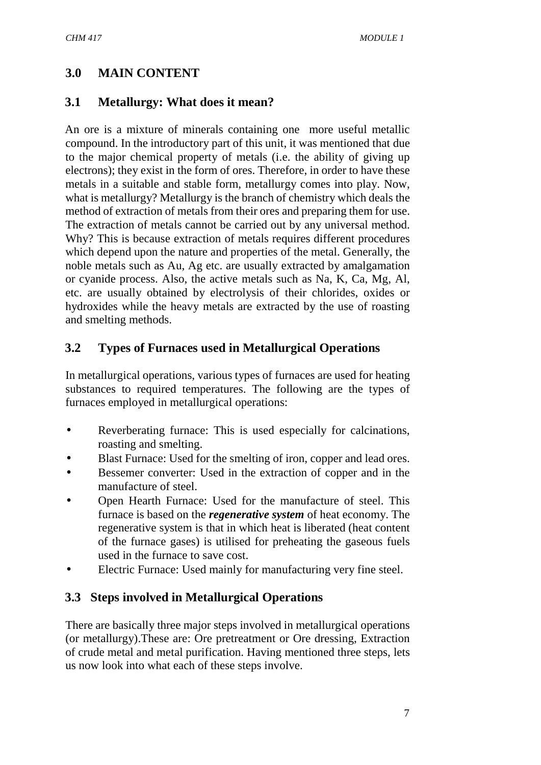## 3.0 MAIN CONTENT

### 3.1 Metallurgy: What does it mean?

An ore is a mixture of minerals containing one more useful metallic compound. In the introductory part of this unit, it was mentioned that due to the major chemical property of metals (i.e. the ability of giving up electrons); they exist in the form of ores. Therefore, in order to have these metals in a suitable and stable form, metallurgy comes into play. Now, what is metallurgy? Metallurgy is the branch of chemistry which deals the method of extraction of metals from their ores and preparing them for use. The extraction of metals cannot be carried out by any universal method. Why? This is because extraction of metals requires different procedures which depend upon the nature and properties of the metal. Generally, the noble metals such as Au, Ag etc. are usually extracted by amalgamation or cyanide process. Also, the active metals such as Na, K, Ca, Mg, Al, etc. are usually obtained by electrolysis of their chlorides, oxides or hydroxides while the heavy metals are extracted by the use of roasting and smelting methods.

### 3.2 Types of Furnaces used in Metallurgical Operations

In metallurgical operations, various types of furnaces are used for heating substances to required temperatures. The following are the types of furnaces employed in metallurgical operations:

- Reverberating furnace: This is used especially for calcinations, roasting and smelting.
- Blast Furnace: Used for the smelting of iron, copper and lead ores.
- Bessemer converter: Used in the extraction of copper and in the manufacture of steel.
- Open Hearth Furnace: Used for the manufacture of steel. This furnace is based on the ***regenerative system*** of heat economy. The regenerative system is that in which heat is liberated (heat content of the furnace gases) is utilised for preheating the gaseous fuels used in the furnace to save cost.
- Electric Furnace: Used mainly for manufacturing very fine steel.

### 3.3 Steps involved in Metallurgical Operations

There are basically three major steps involved in metallurgical operations (or metallurgy).These are: Ore pretreatment or Ore dressing, Extraction of crude metal and metal purification. Having mentioned three steps, lets us now look into what each of these steps involve.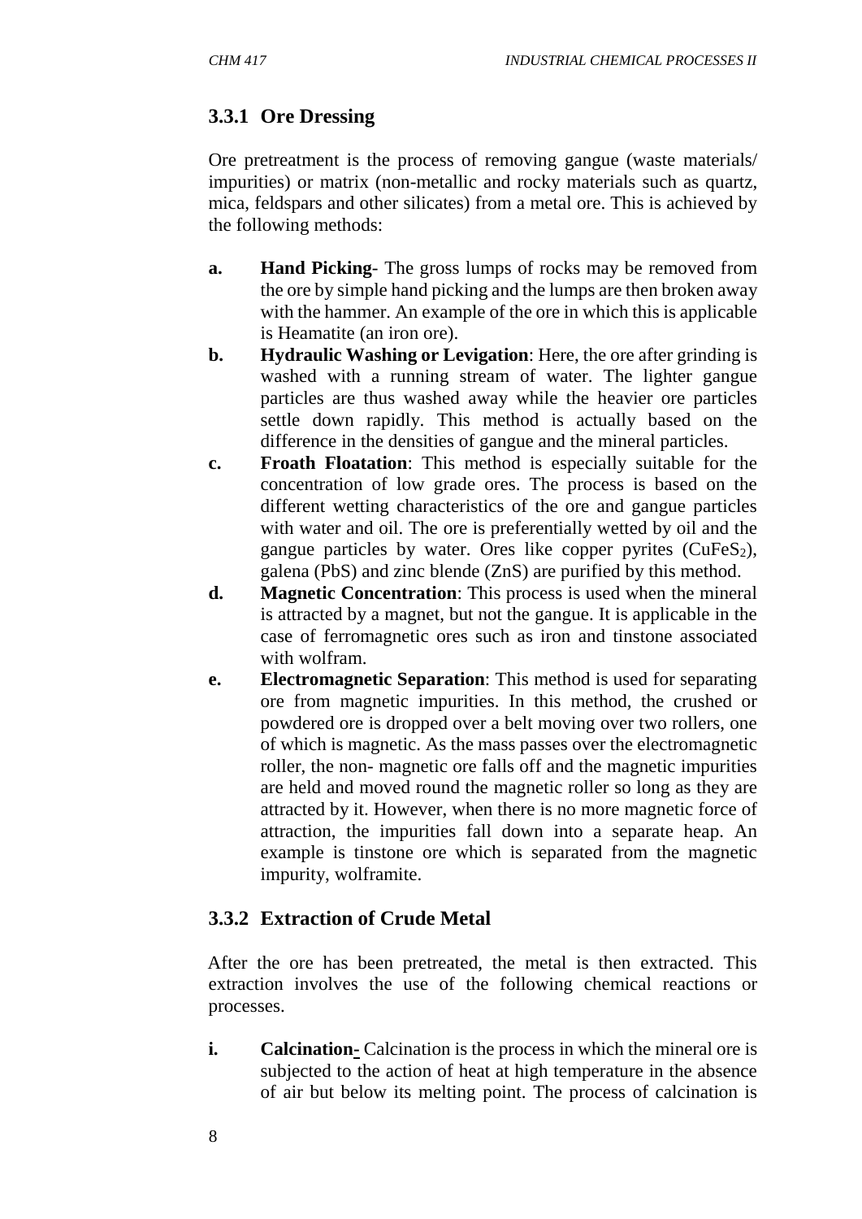### 3.3.1 Ore Dressing

Ore pretreatment is the process of removing gangue (waste materials/ impurities) or matrix (non-metallic and rocky materials such as quartz, mica, feldspars and other silicates) from a metal ore. This is achieved by the following methods:

**a.** **Hand Picking**- The gross lumps of rocks may be removed from the ore by simple hand picking and the lumps are then broken away with the hammer. An example of the ore in which this is applicable is Heamatite (an iron ore).

**b.** **Hydraulic Washing or Levigation**: Here, the ore after grinding is washed with a running stream of water. The lighter gangue particles are thus washed away while the heavier ore particles settle down rapidly. This method is actually based on the difference in the densities of gangue and the mineral particles.

**c.** **Froath Floatation**: This method is especially suitable for the concentration of low grade ores. The process is based on the different wetting characteristics of the ore and gangue particles with water and oil. The ore is preferentially wetted by oil and the gangue particles by water. Ores like copper pyrites ($CuFeS_2$), galena (PbS) and zinc blende (ZnS) are purified by this method.

**d.** **Magnetic Concentration**: This process is used when the mineral is attracted by a magnet, but not the gangue. It is applicable in the case of ferromagnetic ores such as iron and tinstone associated with wolfram.

**e.** **Electromagnetic Separation**: This method is used for separating ore from magnetic impurities. In this method, the crushed or powdered ore is dropped over a belt moving over two rollers, one of which is magnetic. As the mass passes over the electromagnetic roller, the non- magnetic ore falls off and the magnetic impurities are held and moved round the magnetic roller so long as they are attracted by it. However, when there is no more magnetic force of attraction, the impurities fall down into a separate heap. An example is tinstone ore which is separated from the magnetic impurity, wolframite.

### 3.3.2 Extraction of Crude Metal

After the ore has been pretreated, the metal is then extracted. This extraction involves the use of the following chemical reactions or processes.

**i.** **Calcination-** Calcination is the process in which the mineral ore is subjected to the action of heat at high temperature in the absence of air but below its melting point. The process of calcination is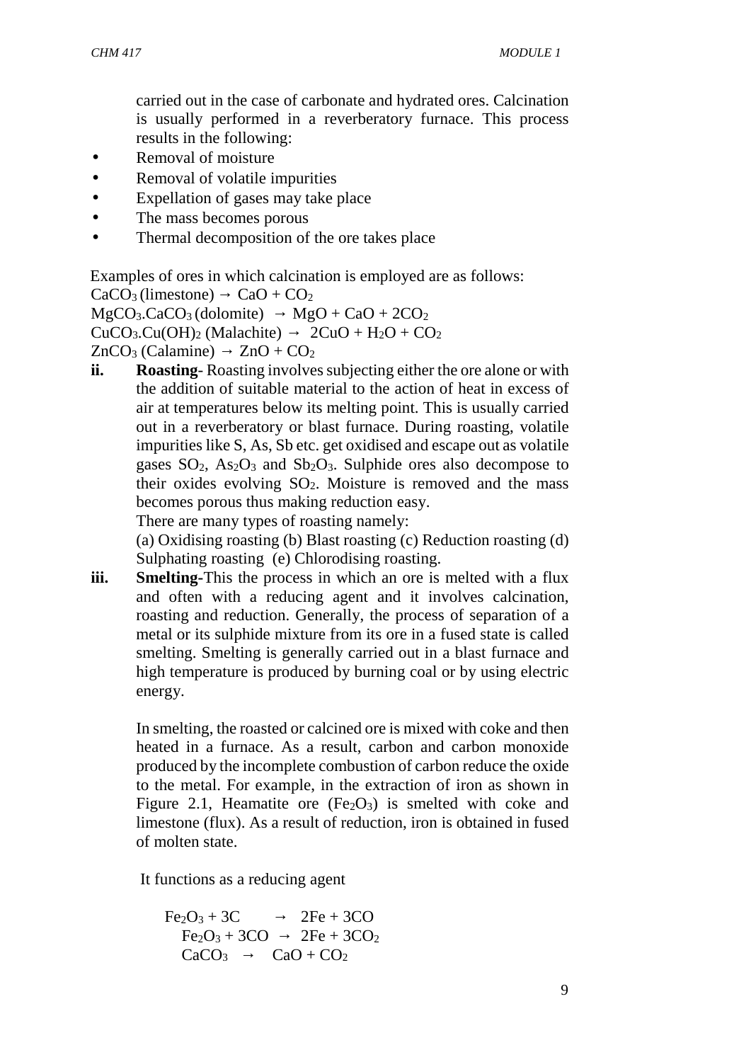carried out in the case of carbonate and hydrated ores. Calcination is usually performed in a reverberatory furnace. This process results in the following:

- Removal of moisture
- Removal of volatile impurities
- Expellation of gases may take place
- The mass becomes porous
- Thermal decomposition of the ore takes place

Examples of ores in which calcination is employed are as follows:

$CaCO_3$ (limestone) → $CaO + CO_2$
$MgCO_3.CaCO_3$ (dolomite) → $MgO + CaO + 2CO_2$
$CuCO_3.Cu(OH)_2$ (Malachite) → $2CuO + H_2O + CO_2$
$ZnCO_3$ (Calamine) → $ZnO + CO_2$

**ii.** **Roasting**- Roasting involves subjecting either the ore alone or with the addition of suitable material to the action of heat in excess of air at temperatures below its melting point. This is usually carried out in a reverberatory or blast furnace. During roasting, volatile impurities like S, As, Sb etc. get oxidised and escape out as volatile gases $SO_2$, $As_2O_3$ and $Sb_2O_3$. Sulphide ores also decompose to their oxides evolving $SO_2$. Moisture is removed and the mass becomes porous thus making reduction easy.

There are many types of roasting namely:

(a) Oxidising roasting (b) Blast roasting (c) Reduction roasting (d) Sulphating roasting (e) Chlorodising roasting.

**iii.** **Smelting-**This the process in which an ore is melted with a flux and often with a reducing agent and it involves calcination, roasting and reduction. Generally, the process of separation of a metal or its sulphide mixture from its ore in a fused state is called smelting. Smelting is generally carried out in a blast furnace and high temperature is produced by burning coal or by using electric energy.

In smelting, the roasted or calcined ore is mixed with coke and then heated in a furnace. As a result, carbon and carbon monoxide produced by the incomplete combustion of carbon reduce the oxide to the metal. For example, in the extraction of iron as shown in Figure 2.1, Heamatite ore ($Fe_2O_3$) is smelted with coke and limestone (flux). As a result of reduction, iron is obtained in fused of molten state.

It functions as a reducing agent

$$Fe_2O_3 + 3C \rightarrow 2Fe + 3CO$$
$$Fe_2O_3 + 3CO \rightarrow 2Fe + 3CO_2$$
$$CaCO_3 \rightarrow CaO + CO_2$$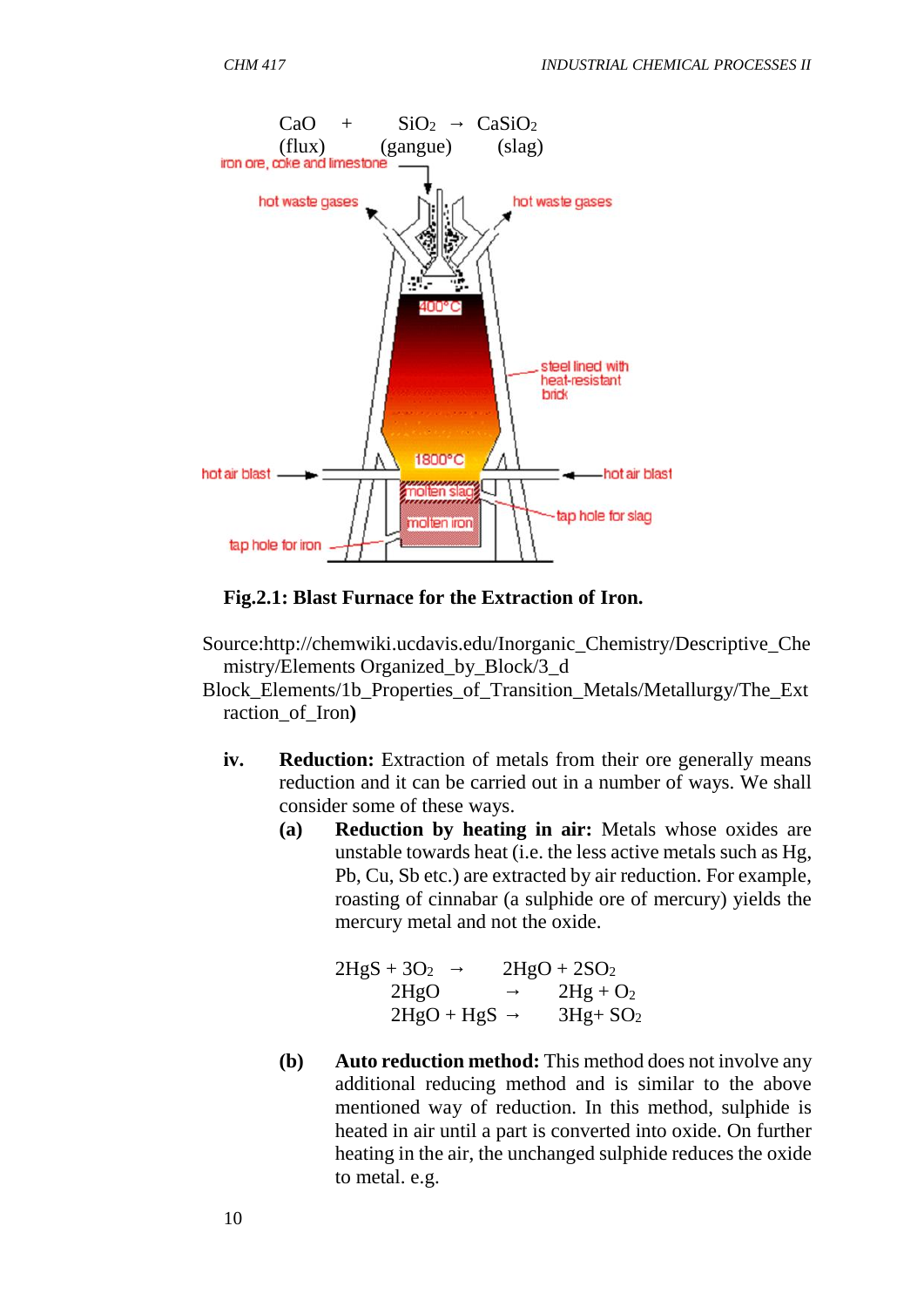$$CaO + SiO_2 \rightarrow CaSiO_2$$
(flux) (gangue) (slag)

**Fig.2.1: Blast Furnace for the Extraction of Iron.**

Source:http://chemwiki.ucdavis.edu/Inorganic_Chemistry/Descriptive_Chemistry/Elements Organized_by_Block/3_d Block_Elements/1b_Properties_of_Transition_Metals/Metallurgy/The_Extraction_of_Iron**)**

iv. **Reduction:** Extraction of metals from their ore generally means reduction and it can be carried out in a number of ways. We shall consider some of these ways.

(a) **Reduction by heating in air:** Metals whose oxides are unstable towards heat (i.e. the less active metals such as Hg, Pb, Cu, Sb etc.) are extracted by air reduction. For example, roasting of cinnabar (a sulphide ore of mercury) yields the mercury metal and not the oxide.

$$2HgS + 3O_2 \rightarrow 2HgO + 2SO_2$$
$$2HgO \rightarrow 2Hg + O_2$$
$$2HgO + HgS \rightarrow 3Hg + SO_2$$

(b) **Auto reduction method:** This method does not involve any additional reducing method and is similar to the above mentioned way of reduction. In this method, sulphide is heated in air until a part is converted into oxide. On further heating in the air, the unchanged sulphide reduces the oxide to metal. e.g.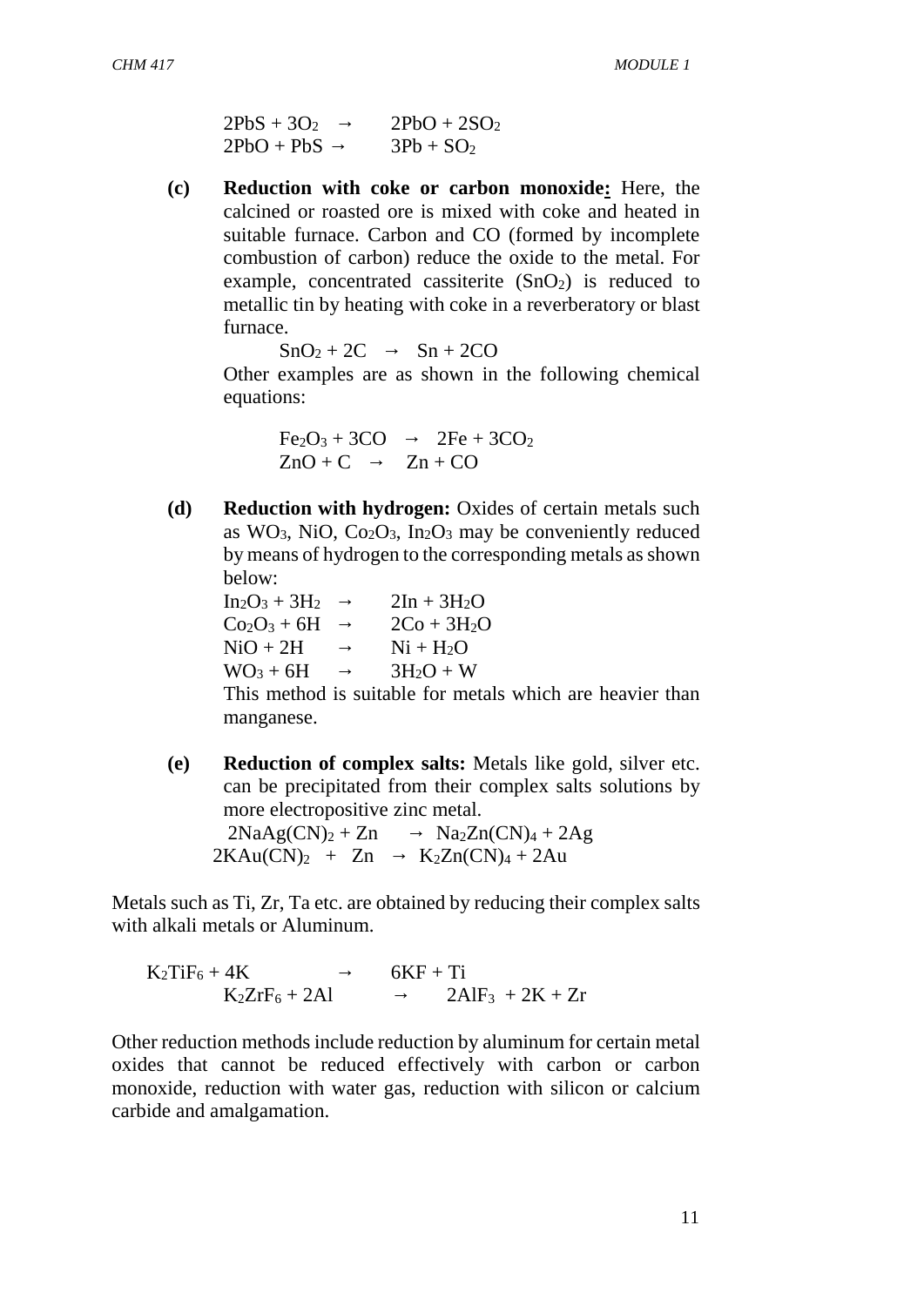$$2PbS + 3O_2 \rightarrow 2PbO + 2SO_2$$
$$2PbO + PbS \rightarrow 3Pb + SO_2$$

**(c)** **Reduction with coke or carbon monoxide:** Here, the calcined or roasted ore is mixed with coke and heated in suitable furnace. Carbon and CO (formed by incomplete combustion of carbon) reduce the oxide to the metal. For example, concentrated cassiterite ($SnO_2$) is reduced to metallic tin by heating with coke in a reverberatory or blast furnace.

$$SnO_2 + 2C \rightarrow Sn + 2CO$$

Other examples are as shown in the following chemical equations:

$$Fe_2O_3 + 3CO \rightarrow 2Fe + 3CO_2$$
$$ZnO + C \rightarrow Zn + CO$$

**(d)** **Reduction with hydrogen:** Oxides of certain metals such as $WO_3$, NiO, $Co_2O_3$, $In_2O_3$ may be conveniently reduced by means of hydrogen to the corresponding metals as shown below:

$$In_2O_3 + 3H_2 \rightarrow 2In + 3H_2O$$
$$Co_2O_3 + 6H \rightarrow 2Co + 3H_2O$$
$$NiO + 2H \rightarrow Ni + H_2O$$
$$WO_3 + 6H \rightarrow 3H_2O + W$$

This method is suitable for metals which are heavier than manganese.

**(e)** **Reduction of complex salts:** Metals like gold, silver etc. can be precipitated from their complex salts solutions by more electropositive zinc metal.

$$2NaAg(CN)_2 + Zn \rightarrow Na_2Zn(CN)_4 + 2Ag$$
$$2KAu(CN)_2 + Zn \rightarrow K_2Zn(CN)_4 + 2Au$$

Metals such as Ti, Zr, Ta etc. are obtained by reducing their complex salts with alkali metals or Aluminum.

$$K_2TiF_6 + 4K \rightarrow 6KF + Ti$$
$$K_2ZrF_6 + 2Al \rightarrow 2AlF_3 + 2K + Zr$$

Other reduction methods include reduction by aluminum for certain metal oxides that cannot be reduced effectively with carbon or carbon monoxide, reduction with water gas, reduction with silicon or calcium carbide and amalgamation.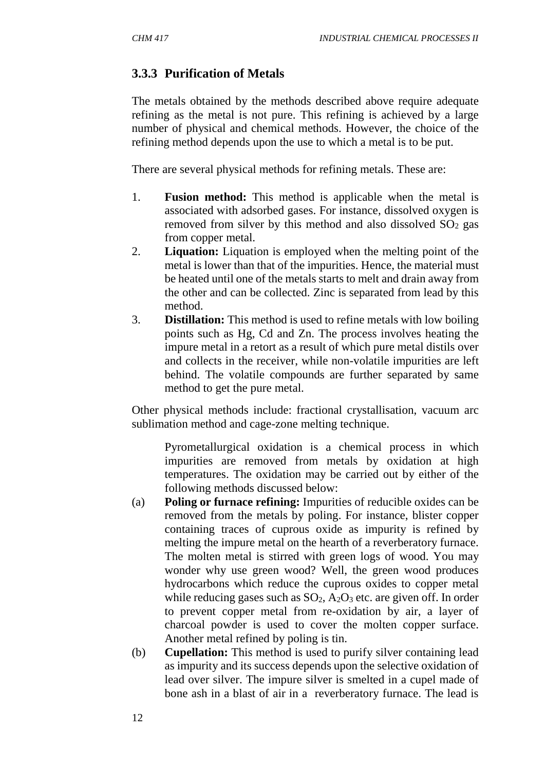### 3.3.3 Purification of Metals

The metals obtained by the methods described above require adequate refining as the metal is not pure. This refining is achieved by a large number of physical and chemical methods. However, the choice of the refining method depends upon the use to which a metal is to be put.

There are several physical methods for refining metals. These are:

1. **Fusion method:** This method is applicable when the metal is associated with adsorbed gases. For instance, dissolved oxygen is removed from silver by this method and also dissolved $SO_2$ gas from copper metal.
2. **Liquation:** Liquation is employed when the melting point of the metal is lower than that of the impurities. Hence, the material must be heated until one of the metals starts to melt and drain away from the other and can be collected. Zinc is separated from lead by this method.
3. **Distillation:** This method is used to refine metals with low boiling points such as Hg, Cd and Zn. The process involves heating the impure metal in a retort as a result of which pure metal distils over and collects in the receiver, while non-volatile impurities are left behind. The volatile compounds are further separated by same method to get the pure metal.

Other physical methods include: fractional crystallisation, vacuum arc sublimation method and cage-zone melting technique.

Pyrometallurgical oxidation is a chemical process in which impurities are removed from metals by oxidation at high temperatures. The oxidation may be carried out by either of the following methods discussed below:

(a) **Poling or furnace refining:** Impurities of reducible oxides can be removed from the metals by poling. For instance, blister copper containing traces of cuprous oxide as impurity is refined by melting the impure metal on the hearth of a reverberatory furnace. The molten metal is stirred with green logs of wood. You may wonder why use green wood? Well, the green wood produces hydrocarbons which reduce the cuprous oxides to copper metal while reducing gases such as $SO_2$, $A_2O_3$ etc. are given off. In order to prevent copper metal from re-oxidation by air, a layer of charcoal powder is used to cover the molten copper surface. Another metal refined by poling is tin.

(b) **Cupellation:** This method is used to purify silver containing lead as impurity and its success depends upon the selective oxidation of lead over silver. The impure silver is smelted in a cupel made of bone ash in a blast of air in a reverberatory furnace. The lead is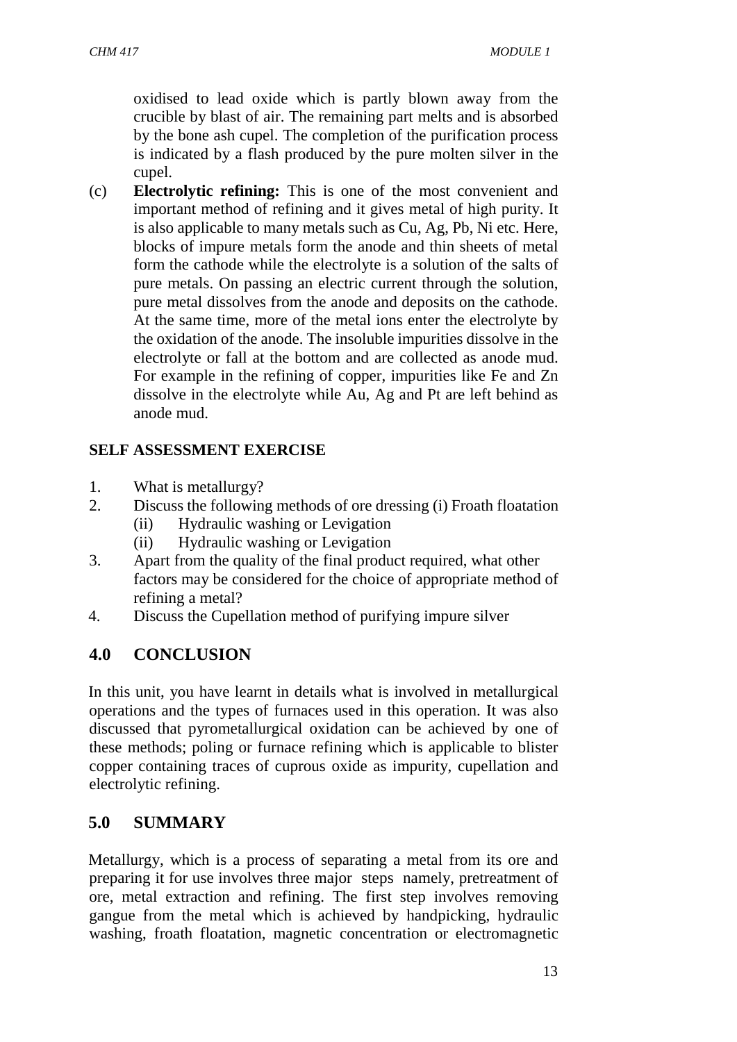oxidised to lead oxide which is partly blown away from the crucible by blast of air. The remaining part melts and is absorbed by the bone ash cupel. The completion of the purification process is indicated by a flash produced by the pure molten silver in the cupel.

(c) **Electrolytic refining:** This is one of the most convenient and important method of refining and it gives metal of high purity. It is also applicable to many metals such as Cu, Ag, Pb, Ni etc. Here, blocks of impure metals form the anode and thin sheets of metal form the cathode while the electrolyte is a solution of the salts of pure metals. On passing an electric current through the solution, pure metal dissolves from the anode and deposits on the cathode. At the same time, more of the metal ions enter the electrolyte by the oxidation of the anode. The insoluble impurities dissolve in the electrolyte or fall at the bottom and are collected as anode mud. For example in the refining of copper, impurities like Fe and Zn dissolve in the electrolyte while Au, Ag and Pt are left behind as anode mud.

**SELF ASSESSMENT EXERCISE**

1. What is metallurgy?
2. Discuss the following methods of ore dressing (i) Froath floatation
   (ii) Hydraulic washing or Levigation
   (ii) Hydraulic washing or Levigation
3. Apart from the quality of the final product required, what other factors may be considered for the choice of appropriate method of refining a metal?
4. Discuss the Cupellation method of purifying impure silver

## 4.0 CONCLUSION

In this unit, you have learnt in details what is involved in metallurgical operations and the types of furnaces used in this operation. It was also discussed that pyrometallurgical oxidation can be achieved by one of these methods; poling or furnace refining which is applicable to blister copper containing traces of cuprous oxide as impurity, cupellation and electrolytic refining.

## 5.0 SUMMARY

Metallurgy, which is a process of separating a metal from its ore and preparing it for use involves three major steps namely, pretreatment of ore, metal extraction and refining. The first step involves removing gangue from the metal which is achieved by handpicking, hydraulic washing, froath floatation, magnetic concentration or electromagnetic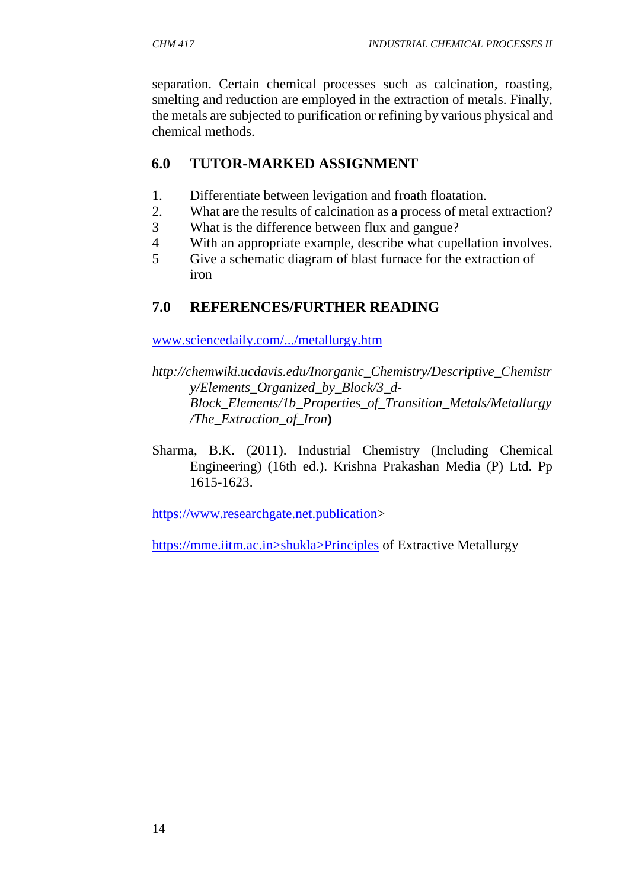separation. Certain chemical processes such as calcination, roasting, smelting and reduction are employed in the extraction of metals. Finally, the metals are subjected to purification or refining by various physical and chemical methods.

## 6.0 TUTOR-MARKED ASSIGNMENT

1. Differentiate between levigation and froath floatation.
2. What are the results of calcination as a process of metal extraction?
3. What is the difference between flux and gangue?
4. With an appropriate example, describe what cupellation involves.
5. Give a schematic diagram of blast furnace for the extraction of iron

## 7.0 REFERENCES/FURTHER READING

www.sciencedaily.com/.../metallurgy.htm

*http://chemwiki.ucdavis.edu/Inorganic_Chemistry/Descriptive_Chemistry/Elements_Organized_by_Block/3_d-Block_Elements/1b_Properties_of_Transition_Metals/Metallurgy/The_Extraction_of_Iron***)**

Sharma, B.K. (2011). Industrial Chemistry (Including Chemical Engineering) (16th ed.). Krishna Prakashan Media (P) Ltd. Pp 1615-1623.

https://www.researchgate.net.publication>

https://mme.iitm.ac.in>shukla>Principles of Extractive Metallurgy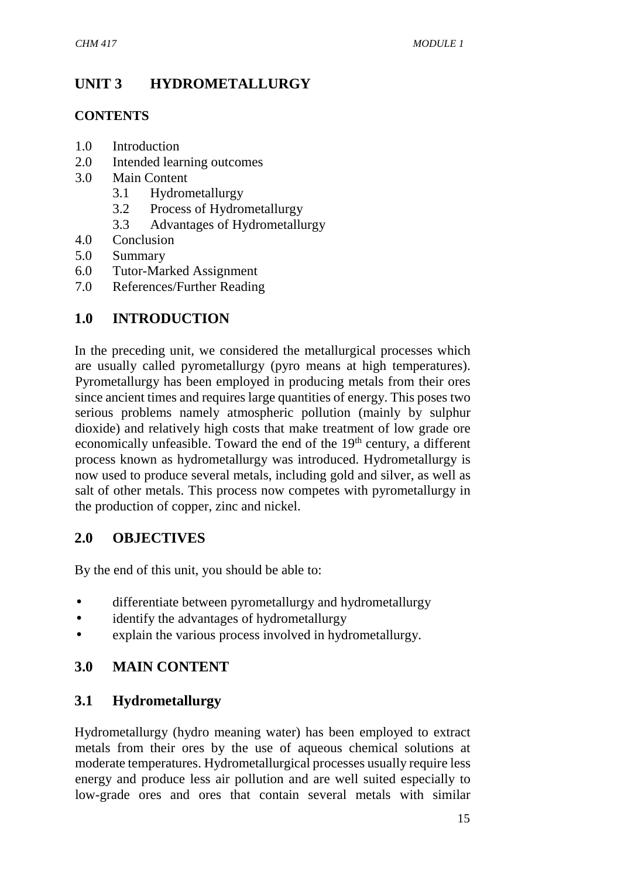# UNIT 3 HYDROMETALLURGY

## CONTENTS

1.0 Introduction
2.0 Intended learning outcomes
3.0 Main Content
 3.1 Hydrometallurgy
 3.2 Process of Hydrometallurgy
 3.3 Advantages of Hydrometallurgy
4.0 Conclusion
5.0 Summary
6.0 Tutor-Marked Assignment
7.0 References/Further Reading

## 1.0 INTRODUCTION

In the preceding unit, we considered the metallurgical processes which are usually called pyrometallurgy (pyro means at high temperatures). Pyrometallurgy has been employed in producing metals from their ores since ancient times and requires large quantities of energy. This poses two serious problems namely atmospheric pollution (mainly by sulphur dioxide) and relatively high costs that make treatment of low grade ore economically unfeasible. Toward the end of the 19$^{th}$ century, a different process known as hydrometallurgy was introduced. Hydrometallurgy is now used to produce several metals, including gold and silver, as well as salt of other metals. This process now competes with pyrometallurgy in the production of copper, zinc and nickel.

## 2.0 OBJECTIVES

By the end of this unit, you should be able to:

- differentiate between pyrometallurgy and hydrometallurgy
- identify the advantages of hydrometallurgy
- explain the various process involved in hydrometallurgy.

## 3.0 MAIN CONTENT

### 3.1 Hydrometallurgy

Hydrometallurgy (hydro meaning water) has been employed to extract metals from their ores by the use of aqueous chemical solutions at moderate temperatures. Hydrometallurgical processes usually require less energy and produce less air pollution and are well suited especially to low-grade ores and ores that contain several metals with similar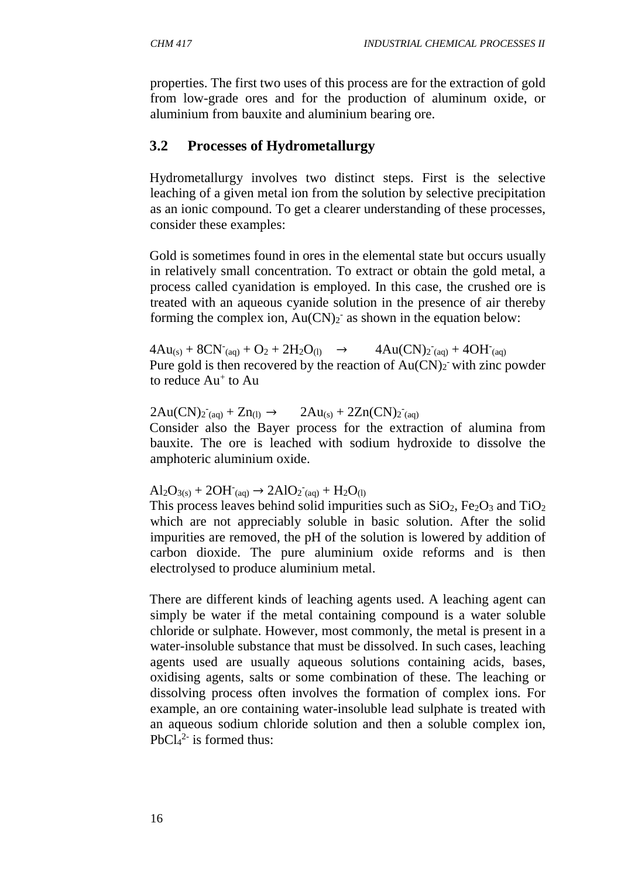properties. The first two uses of this process are for the extraction of gold from low-grade ores and for the production of aluminum oxide, or aluminium from bauxite and aluminium bearing ore.

## 3.2 Processes of Hydrometallurgy

Hydrometallurgy involves two distinct steps. First is the selective leaching of a given metal ion from the solution by selective precipitation as an ionic compound. To get a clearer understanding of these processes, consider these examples:

Gold is sometimes found in ores in the elemental state but occurs usually in relatively small concentration. To extract or obtain the gold metal, a process called cyanidation is employed. In this case, the crushed ore is treated with an aqueous cyanide solution in the presence of air thereby forming the complex ion, $Au(CN)_2^-$ as shown in the equation below:

$$4Au_{(s)} + 8CN^-_{(aq)} + O_2 + 2H_2O_{(l)} \rightarrow 4Au(CN)_2^-{}_{(aq)} + 4OH^-_{(aq)}$$

Pure gold is then recovered by the reaction of $Au(CN)_2^-$ with zinc powder to reduce $Au^+$ to Au

$$2Au(CN)_2^-{}_{(aq)} + Zn_{(l)} \rightarrow 2Au_{(s)} + 2Zn(CN)_2^-{}_{(aq)}$$

Consider also the Bayer process for the extraction of alumina from bauxite. The ore is leached with sodium hydroxide to dissolve the amphoteric aluminium oxide.

$$Al_2O_{3(s)} + 2OH^-_{(aq)} \rightarrow 2AlO_2^-{}_{(aq)} + H_2O_{(l)}$$

This process leaves behind solid impurities such as $SiO_2$, $Fe_2O_3$ and $TiO_2$ which are not appreciably soluble in basic solution. After the solid impurities are removed, the pH of the solution is lowered by addition of carbon dioxide. The pure aluminium oxide reforms and is then electrolysed to produce aluminium metal.

There are different kinds of leaching agents used. A leaching agent can simply be water if the metal containing compound is a water soluble chloride or sulphate. However, most commonly, the metal is present in a water-insoluble substance that must be dissolved. In such cases, leaching agents used are usually aqueous solutions containing acids, bases, oxidising agents, salts or some combination of these. The leaching or dissolving process often involves the formation of complex ions. For example, an ore containing water-insoluble lead sulphate is treated with an aqueous sodium chloride solution and then a soluble complex ion, $PbCl_4^{2-}$ is formed thus: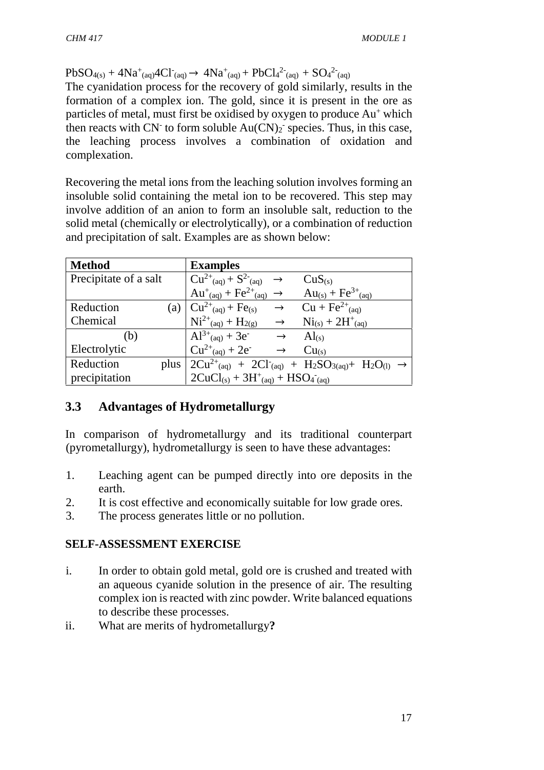$PbSO_{4(s)} + 4Na^{+}_{(aq)}4Cl^{-}_{(aq)} \rightarrow 4Na^{+}_{(aq)} + PbCl_4{}^{2-}{}_{(aq)} + SO_4{}^{2-}{}_{(aq)}$

The cyanidation process for the recovery of gold similarly, results in the formation of a complex ion. The gold, since it is present in the ore as particles of metal, must first be oxidised by oxygen to produce $Au^{+}$ which then reacts with $CN^{-}$ to form soluble $Au(CN)_2{}^{-}$ species. Thus, in this case, the leaching process involves a combination of oxidation and complexation.

Recovering the metal ions from the leaching solution involves forming an insoluble solid containing the metal ion to be recovered. This step may involve addition of an anion to form an insoluble salt, reduction to the solid metal (chemically or electrolytically), or a combination of reduction and precipitation of salt. Examples are as shown below:

| Method | Examples |
|---|---|
| Precipitate of a salt | $Cu^{2+}_{(aq)} + S^{2-}_{(aq)} \rightarrow CuS_{(s)}$ <br> $Au^{+}_{(aq)} + Fe^{2+}_{(aq)} \rightarrow Au_{(s)} + Fe^{3+}_{(aq)}$ |
| Reduction (a) Chemical | $Cu^{2+}_{(aq)} + Fe_{(s)} \rightarrow Cu + Fe^{2+}_{(aq)}$ <br> $Ni^{2+}_{(aq)} + H_{2(g)} \rightarrow Ni_{(s)} + 2H^{+}_{(aq)}$ |
| (b) Electrolytic | $Al^{3+}_{(aq)} + 3e^{-} \rightarrow Al_{(s)}$ <br> $Cu^{2+}_{(aq)} + 2e^{-} \rightarrow Cu_{(s)}$ |
| Reduction plus precipitation | $2Cu^{2+}_{(aq)} + 2Cl^{-}_{(aq)} + H_2SO_{3(aq)} + H_2O_{(l)} \rightarrow 2CuCl_{(s)} + 3H^{+}_{(aq)} + HSO_4{}^{-}{}_{(aq)}$ |

## 3.3 Advantages of Hydrometallurgy

In comparison of hydrometallurgy and its traditional counterpart (pyrometallurgy), hydrometallurgy is seen to have these advantages:

1. Leaching agent can be pumped directly into ore deposits in the earth.
2. It is cost effective and economically suitable for low grade ores.
3. The process generates little or no pollution.

**SELF-ASSESSMENT EXERCISE**

i. In order to obtain gold metal, gold ore is crushed and treated with an aqueous cyanide solution in the presence of air. The resulting complex ion is reacted with zinc powder. Write balanced equations to describe these processes.

ii. What are merits of hydrometallurgy**?**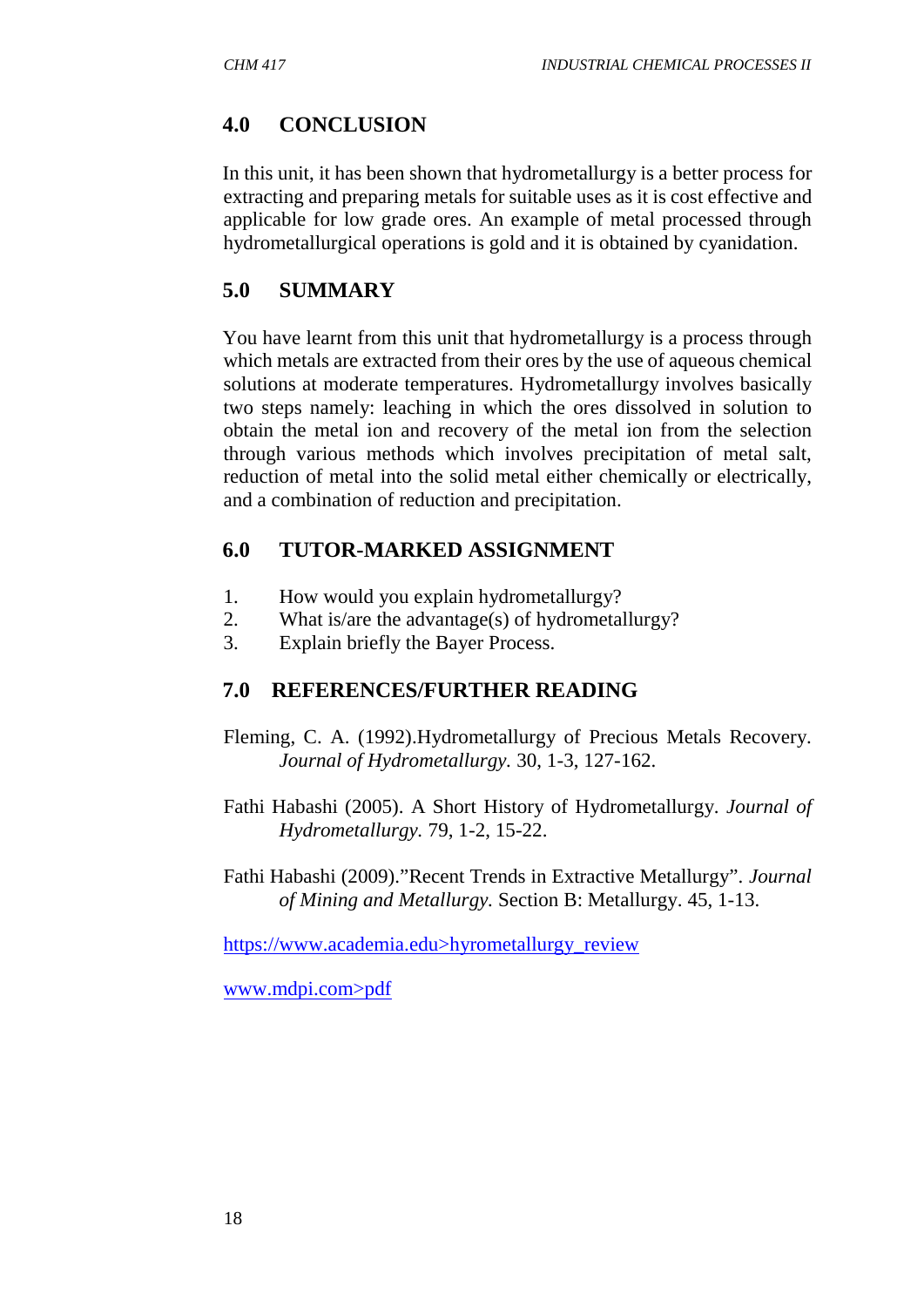## 4.0 CONCLUSION

In this unit, it has been shown that hydrometallurgy is a better process for extracting and preparing metals for suitable uses as it is cost effective and applicable for low grade ores. An example of metal processed through hydrometallurgical operations is gold and it is obtained by cyanidation.

## 5.0 SUMMARY

You have learnt from this unit that hydrometallurgy is a process through which metals are extracted from their ores by the use of aqueous chemical solutions at moderate temperatures. Hydrometallurgy involves basically two steps namely: leaching in which the ores dissolved in solution to obtain the metal ion and recovery of the metal ion from the selection through various methods which involves precipitation of metal salt, reduction of metal into the solid metal either chemically or electrically, and a combination of reduction and precipitation.

## 6.0 TUTOR-MARKED ASSIGNMENT

1. How would you explain hydrometallurgy?
2. What is/are the advantage(s) of hydrometallurgy?
3. Explain briefly the Bayer Process.

## 7.0 REFERENCES/FURTHER READING

Fleming, C. A. (1992).Hydrometallurgy of Precious Metals Recovery. *Journal of Hydrometallurgy.* 30, 1-3, 127-162.

Fathi Habashi (2005). A Short History of Hydrometallurgy. *Journal of Hydrometallurgy.* 79, 1-2, 15-22.

Fathi Habashi (2009)."Recent Trends in Extractive Metallurgy". *Journal of Mining and Metallurgy.* Section B: Metallurgy. 45, 1-13.

https://www.academia.edu>hyrometallurgy_review

www.mdpi.com>pdf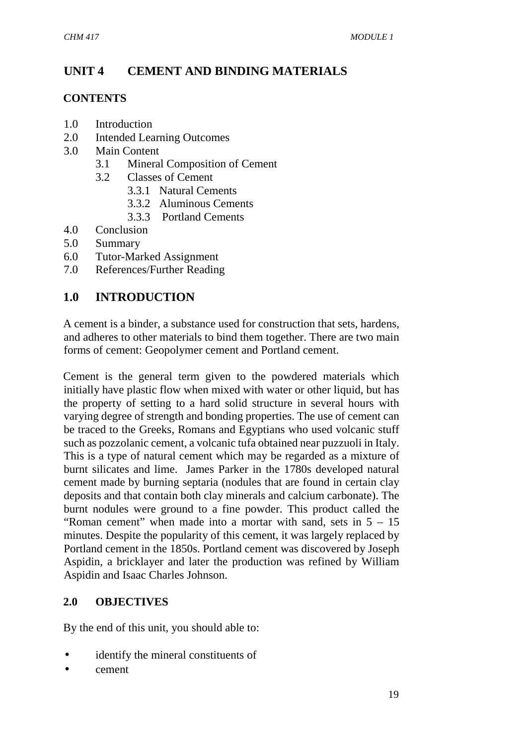## UNIT 4 CEMENT AND BINDING MATERIALS

### CONTENTS

1.0 Introduction
2.0 Intended Learning Outcomes
3.0 Main Content
  3.1 Mineral Composition of Cement
  3.2 Classes of Cement
    3.3.1 Natural Cements
    3.3.2 Aluminous Cements
    3.3.3 Portland Cements
4.0 Conclusion
5.0 Summary
6.0 Tutor-Marked Assignment
7.0 References/Further Reading

## 1.0 INTRODUCTION

A cement is a binder, a substance used for construction that sets, hardens, and adheres to other materials to bind them together. There are two main forms of cement: Geopolymer cement and Portland cement.

Cement is the general term given to the powdered materials which initially have plastic flow when mixed with water or other liquid, but has the property of setting to a hard solid structure in several hours with varying degree of strength and bonding properties. The use of cement can be traced to the Greeks, Romans and Egyptians who used volcanic stuff such as pozzolanic cement, a volcanic tufa obtained near puzzuoli in Italy. This is a type of natural cement which may be regarded as a mixture of burnt silicates and lime. James Parker in the 1780s developed natural cement made by burning septaria (nodules that are found in certain clay deposits and that contain both clay minerals and calcium carbonate). The burnt nodules were ground to a fine powder. This product called the "Roman cement" when made into a mortar with sand, sets in 5 – 15 minutes. Despite the popularity of this cement, it was largely replaced by Portland cement in the 1850s. Portland cement was discovered by Joseph Aspidin, a bricklayer and later the production was refined by William Aspidin and Isaac Charles Johnson.

### 2.0 OBJECTIVES

By the end of this unit, you should able to:

- identify the mineral constituents of
- cement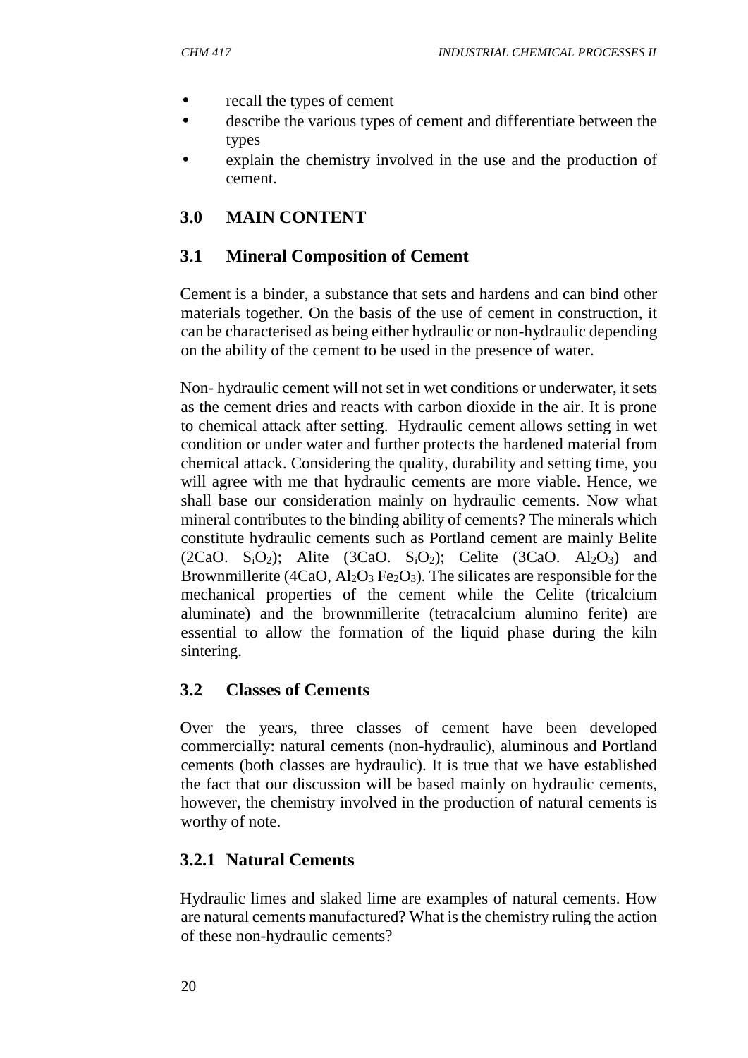- recall the types of cement
- describe the various types of cement and differentiate between the types
- explain the chemistry involved in the use and the production of cement.

## 3.0 MAIN CONTENT

### 3.1 Mineral Composition of Cement

Cement is a binder, a substance that sets and hardens and can bind other materials together. On the basis of the use of cement in construction, it can be characterised as being either hydraulic or non-hydraulic depending on the ability of the cement to be used in the presence of water.

Non- hydraulic cement will not set in wet conditions or underwater, it sets as the cement dries and reacts with carbon dioxide in the air. It is prone to chemical attack after setting. Hydraulic cement allows setting in wet condition or under water and further protects the hardened material from chemical attack. Considering the quality, durability and setting time, you will agree with me that hydraulic cements are more viable. Hence, we shall base our consideration mainly on hydraulic cements. Now what mineral contributes to the binding ability of cements? The minerals which constitute hydraulic cements such as Portland cement are mainly Belite ($2CaO.\ S_iO_2$); Alite ($3CaO.\ S_iO_2$); Celite ($3CaO.\ Al_2O_3$) and Brownmillerite ($4CaO,\ Al_2O_3\ Fe_2O_3$). The silicates are responsible for the mechanical properties of the cement while the Celite (tricalcium aluminate) and the brownmillerite (tetracalcium alumino ferite) are essential to allow the formation of the liquid phase during the kiln sintering.

### 3.2 Classes of Cements

Over the years, three classes of cement have been developed commercially: natural cements (non-hydraulic), aluminous and Portland cements (both classes are hydraulic). It is true that we have established the fact that our discussion will be based mainly on hydraulic cements, however, the chemistry involved in the production of natural cements is worthy of note.

### 3.2.1 Natural Cements

Hydraulic limes and slaked lime are examples of natural cements. How are natural cements manufactured? What is the chemistry ruling the action of these non-hydraulic cements?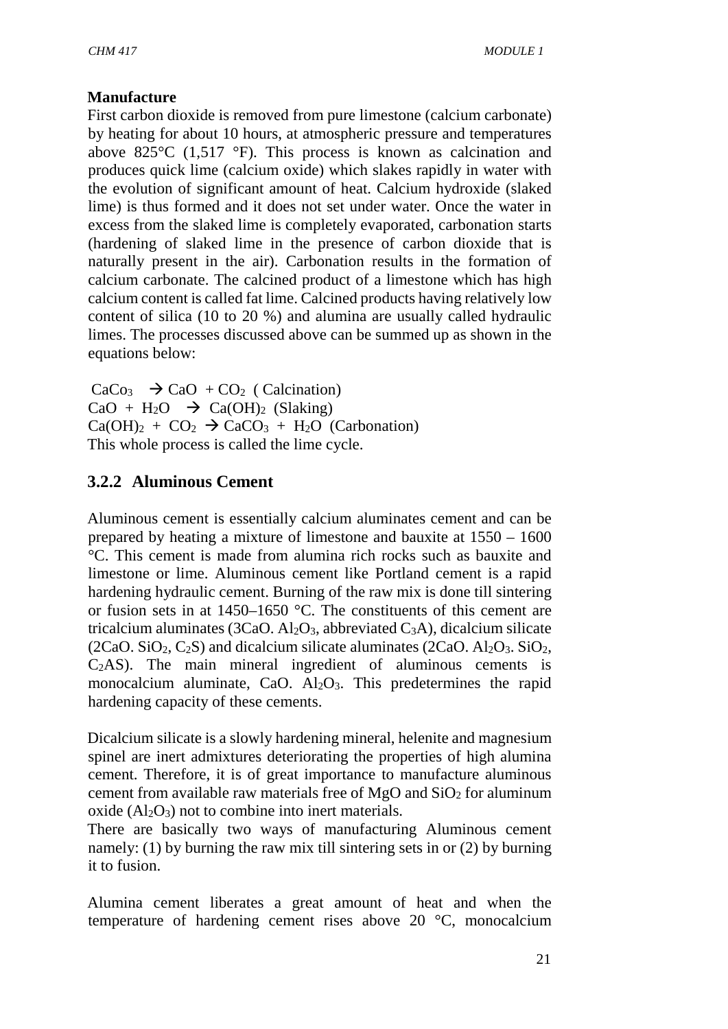**Manufacture**

First carbon dioxide is removed from pure limestone (calcium carbonate) by heating for about 10 hours, at atmospheric pressure and temperatures above 825°C (1,517 °F). This process is known as calcination and produces quick lime (calcium oxide) which slakes rapidly in water with the evolution of significant amount of heat. Calcium hydroxide (slaked lime) is thus formed and it does not set under water. Once the water in excess from the slaked lime is completely evaporated, carbonation starts (hardening of slaked lime in the presence of carbon dioxide that is naturally present in the air). Carbonation results in the formation of calcium carbonate. The calcined product of a limestone which has high calcium content is called fat lime. Calcined products having relatively low content of silica (10 to 20 %) and alumina are usually called hydraulic limes. The processes discussed above can be summed up as shown in the equations below:

$CaCo_3 \rightarrow CaO + CO_2$ ( Calcination)
$CaO + H_2O \rightarrow Ca(OH)_2$ (Slaking)
$Ca(OH)_2 + CO_2 \rightarrow CaCO_3 + H_2O$ (Carbonation)
This whole process is called the lime cycle.

### 3.2.2 Aluminous Cement

Aluminous cement is essentially calcium aluminates cement and can be prepared by heating a mixture of limestone and bauxite at 1550 – 1600 °C. This cement is made from alumina rich rocks such as bauxite and limestone or lime. Aluminous cement like Portland cement is a rapid hardening hydraulic cement. Burning of the raw mix is done till sintering or fusion sets in at 1450–1650 °C. The constituents of this cement are tricalcium aluminates ($3CaO. Al_2O_3$, abbreviated $C_3A$), dicalcium silicate ($2CaO. SiO_2$, $C_2S$) and dicalcium silicate aluminates ($2CaO. Al_2O_3. SiO_2$, $C_2AS$). The main mineral ingredient of aluminous cements is monocalcium aluminate, $CaO. Al_2O_3$. This predetermines the rapid hardening capacity of these cements.

Dicalcium silicate is a slowly hardening mineral, helenite and magnesium spinel are inert admixtures deteriorating the properties of high alumina cement. Therefore, it is of great importance to manufacture aluminous cement from available raw materials free of $MgO$ and $SiO_2$ for aluminum oxide ($Al_2O_3$) not to combine into inert materials.
There are basically two ways of manufacturing Aluminous cement namely: (1) by burning the raw mix till sintering sets in or (2) by burning it to fusion.

Alumina cement liberates a great amount of heat and when the temperature of hardening cement rises above 20 °C, monocalcium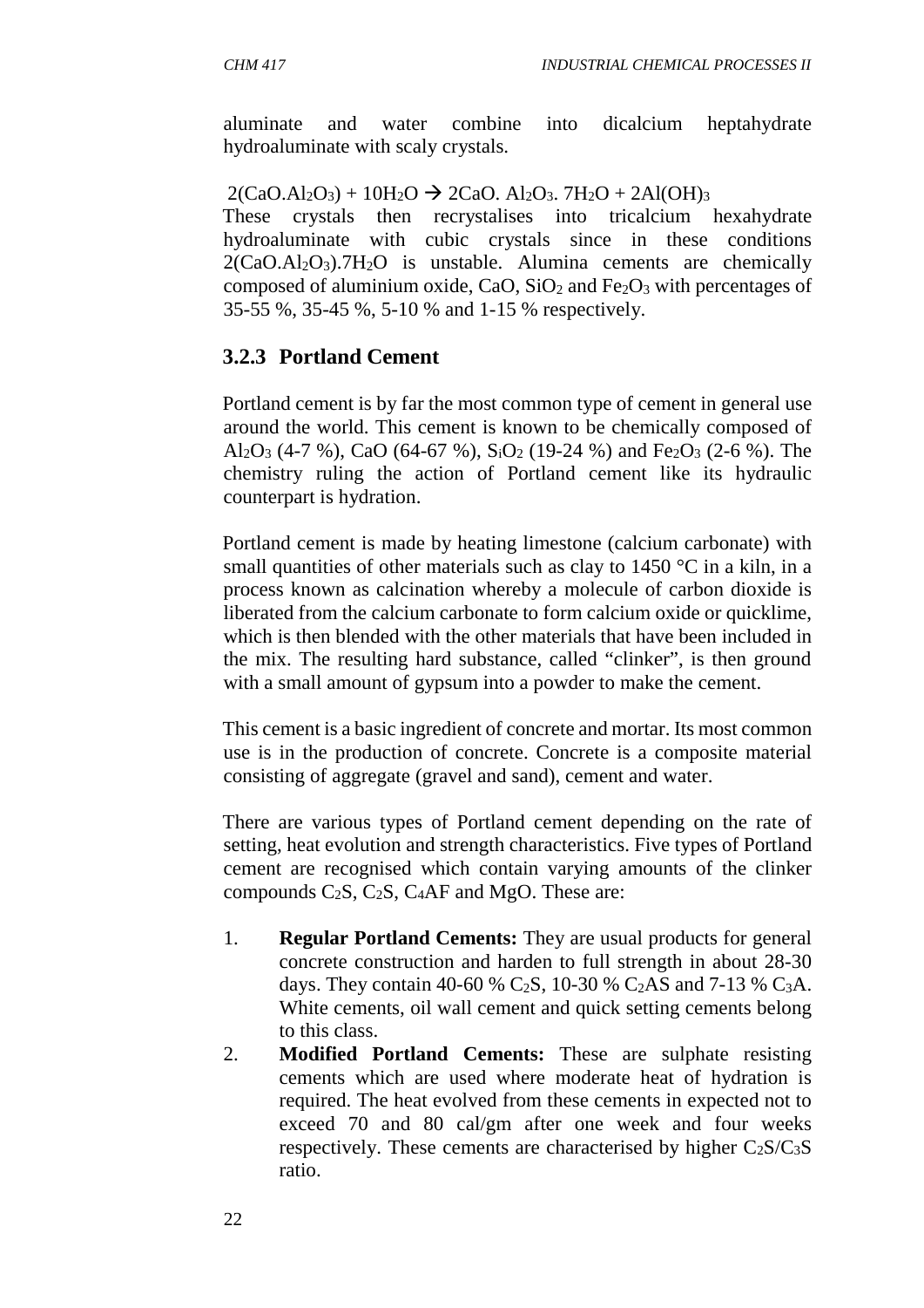aluminate and water combine into dicalcium heptahydrate hydroaluminate with scaly crystals.

$$2(CaO.Al_2O_3) + 10H_2O \rightarrow 2CaO.\ Al_2O_3.\ 7H_2O + 2Al(OH)_3$$

These crystals then recrystalises into tricalcium hexahydrate hydroaluminate with cubic crystals since in these conditions $2(CaO.Al_2O_3).7H_2O$ is unstable. Alumina cements are chemically composed of aluminium oxide, CaO, $SiO_2$ and $Fe_2O_3$ with percentages of 35-55 %, 35-45 %, 5-10 % and 1-15 % respectively.

### 3.2.3 Portland Cement

Portland cement is by far the most common type of cement in general use around the world. This cement is known to be chemically composed of $Al_2O_3$ (4-7 %), CaO (64-67 %), $S_iO_2$ (19-24 %) and $Fe_2O_3$ (2-6 %). The chemistry ruling the action of Portland cement like its hydraulic counterpart is hydration.

Portland cement is made by heating limestone (calcium carbonate) with small quantities of other materials such as clay to 1450 °C in a kiln, in a process known as calcination whereby a molecule of carbon dioxide is liberated from the calcium carbonate to form calcium oxide or quicklime, which is then blended with the other materials that have been included in the mix. The resulting hard substance, called "clinker", is then ground with a small amount of gypsum into a powder to make the cement.

This cement is a basic ingredient of concrete and mortar. Its most common use is in the production of concrete. Concrete is a composite material consisting of aggregate (gravel and sand), cement and water.

There are various types of Portland cement depending on the rate of setting, heat evolution and strength characteristics. Five types of Portland cement are recognised which contain varying amounts of the clinker compounds $C_2S$, $C_2S$, $C_4AF$ and MgO. These are:

1. **Regular Portland Cements:** They are usual products for general concrete construction and harden to full strength in about 28-30 days. They contain 40-60 % $C_2S$, 10-30 % $C_2AS$ and 7-13 % $C_3A$. White cements, oil wall cement and quick setting cements belong to this class.
2. **Modified Portland Cements:** These are sulphate resisting cements which are used where moderate heat of hydration is required. The heat evolved from these cements in expected not to exceed 70 and 80 cal/gm after one week and four weeks respectively. These cements are characterised by higher $C_2S/C_3S$ ratio.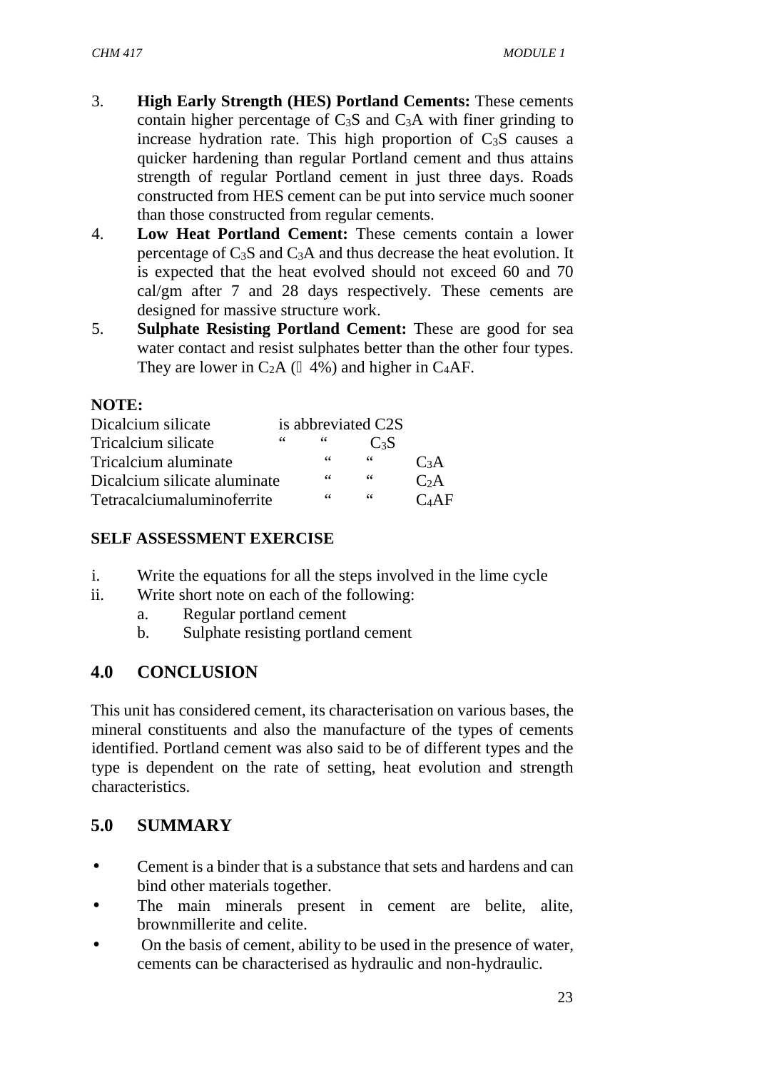3. **High Early Strength (HES) Portland Cements:** These cements contain higher percentage of $C_3S$ and $C_3A$ with finer grinding to increase hydration rate. This high proportion of $C_3S$ causes a quicker hardening than regular Portland cement and thus attains strength of regular Portland cement in just three days. Roads constructed from HES cement can be put into service much sooner than those constructed from regular cements.
4. **Low Heat Portland Cement:** These cements contain a lower percentage of $C_3S$ and $C_3A$ and thus decrease the heat evolution. It is expected that the heat evolved should not exceed 60 and 70 cal/gm after 7 and 28 days respectively. These cements are designed for massive structure work.
5. **Sulphate Resisting Portland Cement:** These are good for sea water contact and resist sulphates better than the other four types. They are lower in $C_2A$ ( 4%) and higher in $C_4AF$.

**NOTE:**

| | | | |
|---|---|---|---|
| Dicalcium silicate | is abbreviated | | C2S |
| Tricalcium silicate | " | " | $C_3S$ |
| Tricalcium aluminate | " | " | $C_3A$ |
| Dicalcium silicate aluminate | " | " | $C_2A$ |
| Tetracalciumaluminoferrite | " | " | $C_4AF$ |

**SELF ASSESSMENT EXERCISE**

i. Write the equations for all the steps involved in the lime cycle
ii. Write short note on each of the following:
   a. Regular portland cement
   b. Sulphate resisting portland cement

## 4.0 CONCLUSION

This unit has considered cement, its characterisation on various bases, the mineral constituents and also the manufacture of the types of cements identified. Portland cement was also said to be of different types and the type is dependent on the rate of setting, heat evolution and strength characteristics.

## 5.0 SUMMARY

- Cement is a binder that is a substance that sets and hardens and can bind other materials together.
- The main minerals present in cement are belite, alite, brownmillerite and celite.
- On the basis of cement, ability to be used in the presence of water, cements can be characterised as hydraulic and non-hydraulic.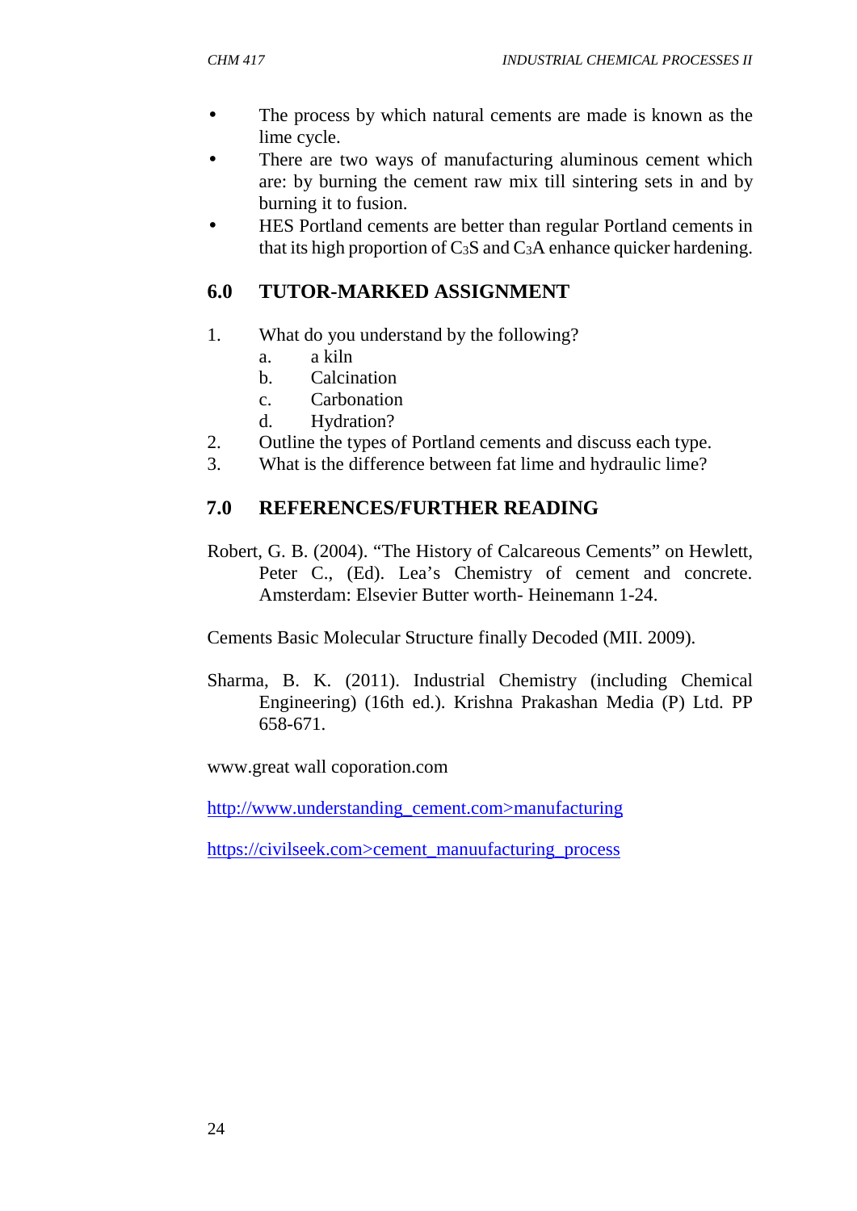- The process by which natural cements are made is known as the lime cycle.
- There are two ways of manufacturing aluminous cement which are: by burning the cement raw mix till sintering sets in and by burning it to fusion.
- HES Portland cements are better than regular Portland cements in that its high proportion of $C_3S$ and $C_3A$ enhance quicker hardening.

## 6.0 TUTOR-MARKED ASSIGNMENT

1. What do you understand by the following?
   a. a kiln
   b. Calcination
   c. Carbonation
   d. Hydration?
2. Outline the types of Portland cements and discuss each type.
3. What is the difference between fat lime and hydraulic lime?

## 7.0 REFERENCES/FURTHER READING

Robert, G. B. (2004). "The History of Calcareous Cements" on Hewlett, Peter C., (Ed). Lea's Chemistry of cement and concrete. Amsterdam: Elsevier Butter worth- Heinemann 1-24.

Cements Basic Molecular Structure finally Decoded (MII. 2009).

Sharma, B. K. (2011). Industrial Chemistry (including Chemical Engineering) (16th ed.). Krishna Prakashan Media (P) Ltd. PP 658-671.

www.great wall coporation.com

http://www.understanding_cement.com>manufacturing

https://civilseek.com>cement_manuufacturing_process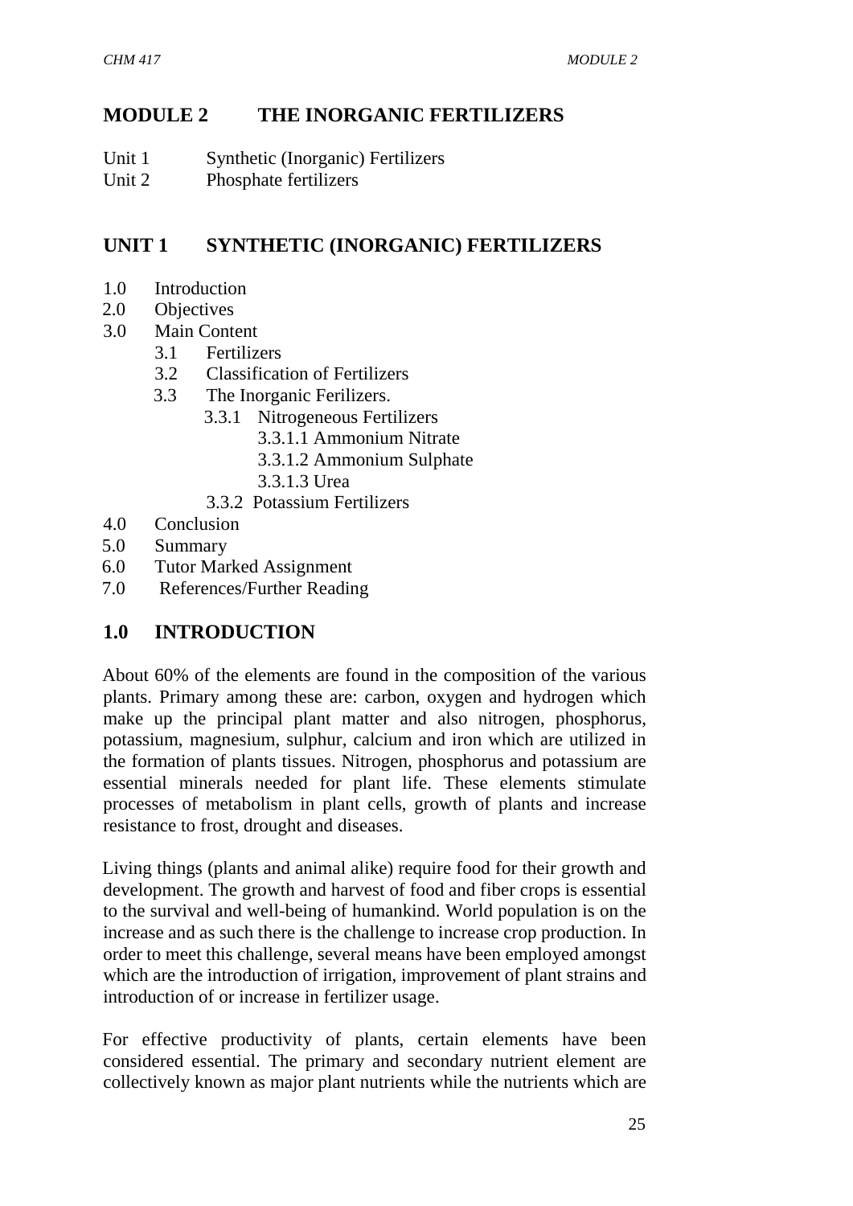# MODULE 2 THE INORGANIC FERTILIZERS

Unit 1 Synthetic (Inorganic) Fertilizers
Unit 2 Phosphate fertilizers

## UNIT 1 SYNTHETIC (INORGANIC) FERTILIZERS

1.0 Introduction
2.0 Objectives
3.0 Main Content
  3.1 Fertilizers
  3.2 Classification of Fertilizers
  3.3 The Inorganic Ferilizers.
    3.3.1 Nitrogeneous Fertilizers
      3.3.1.1 Ammonium Nitrate
      3.3.1.2 Ammonium Sulphate
      3.3.1.3 Urea
    3.3.2 Potassium Fertilizers
4.0 Conclusion
5.0 Summary
6.0 Tutor Marked Assignment
7.0 References/Further Reading

## 1.0 INTRODUCTION

About 60% of the elements are found in the composition of the various plants. Primary among these are: carbon, oxygen and hydrogen which make up the principal plant matter and also nitrogen, phosphorus, potassium, magnesium, sulphur, calcium and iron which are utilized in the formation of plants tissues. Nitrogen, phosphorus and potassium are essential minerals needed for plant life. These elements stimulate processes of metabolism in plant cells, growth of plants and increase resistance to frost, drought and diseases.

Living things (plants and animal alike) require food for their growth and development. The growth and harvest of food and fiber crops is essential to the survival and well-being of humankind. World population is on the increase and as such there is the challenge to increase crop production. In order to meet this challenge, several means have been employed amongst which are the introduction of irrigation, improvement of plant strains and introduction of or increase in fertilizer usage.

For effective productivity of plants, certain elements have been considered essential. The primary and secondary nutrient element are collectively known as major plant nutrients while the nutrients which are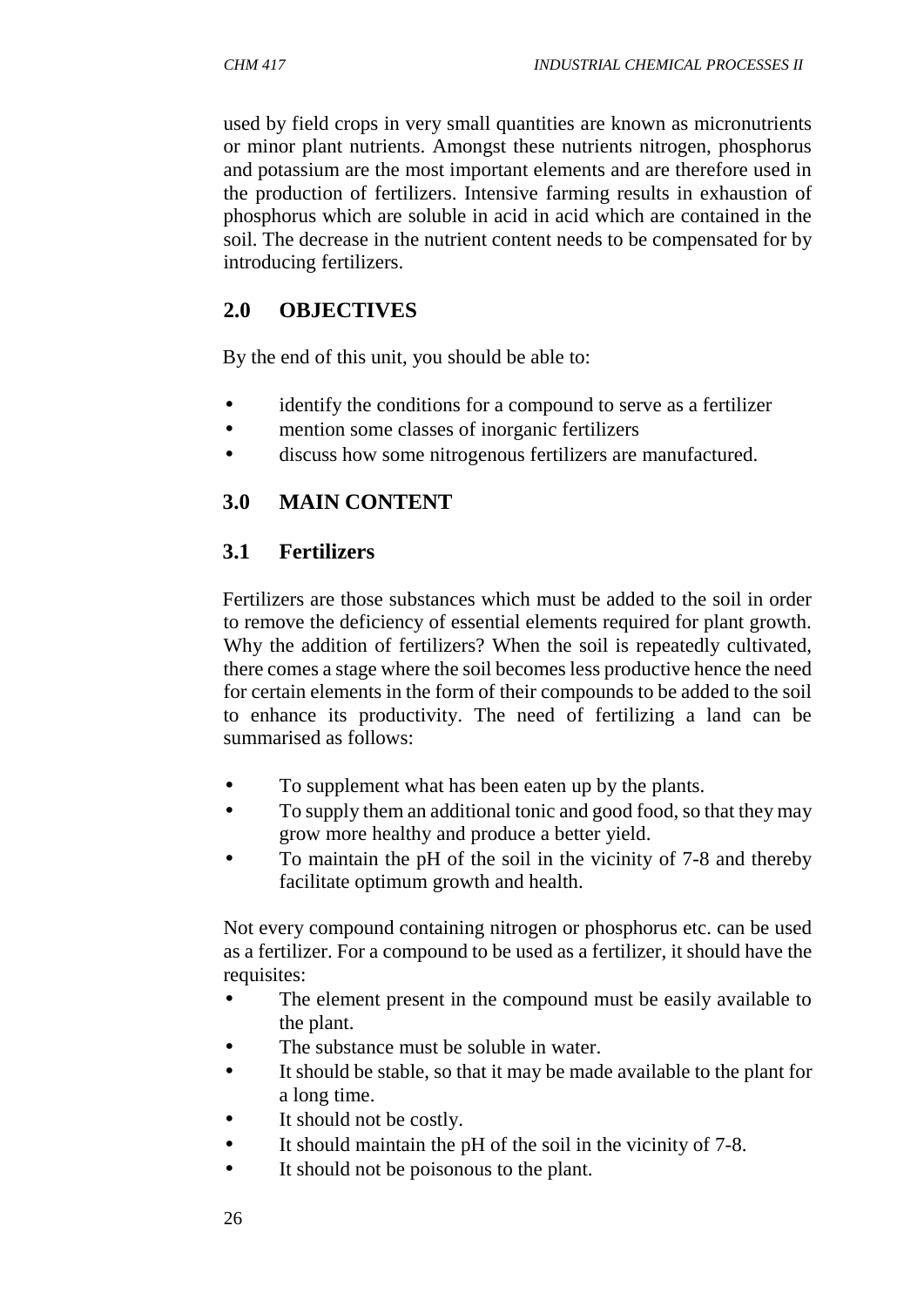used by field crops in very small quantities are known as micronutrients or minor plant nutrients. Amongst these nutrients nitrogen, phosphorus and potassium are the most important elements and are therefore used in the production of fertilizers. Intensive farming results in exhaustion of phosphorus which are soluble in acid in acid which are contained in the soil. The decrease in the nutrient content needs to be compensated for by introducing fertilizers.

## 2.0 OBJECTIVES

By the end of this unit, you should be able to:

- identify the conditions for a compound to serve as a fertilizer
- mention some classes of inorganic fertilizers
- discuss how some nitrogenous fertilizers are manufactured.

## 3.0 MAIN CONTENT

### 3.1 Fertilizers

Fertilizers are those substances which must be added to the soil in order to remove the deficiency of essential elements required for plant growth. Why the addition of fertilizers? When the soil is repeatedly cultivated, there comes a stage where the soil becomes less productive hence the need for certain elements in the form of their compounds to be added to the soil to enhance its productivity. The need of fertilizing a land can be summarised as follows:

- To supplement what has been eaten up by the plants.
- To supply them an additional tonic and good food, so that they may grow more healthy and produce a better yield.
- To maintain the pH of the soil in the vicinity of 7-8 and thereby facilitate optimum growth and health.

Not every compound containing nitrogen or phosphorus etc. can be used as a fertilizer. For a compound to be used as a fertilizer, it should have the requisites:

- The element present in the compound must be easily available to the plant.
- The substance must be soluble in water.
- It should be stable, so that it may be made available to the plant for a long time.
- It should not be costly.
- It should maintain the pH of the soil in the vicinity of 7-8.
- It should not be poisonous to the plant.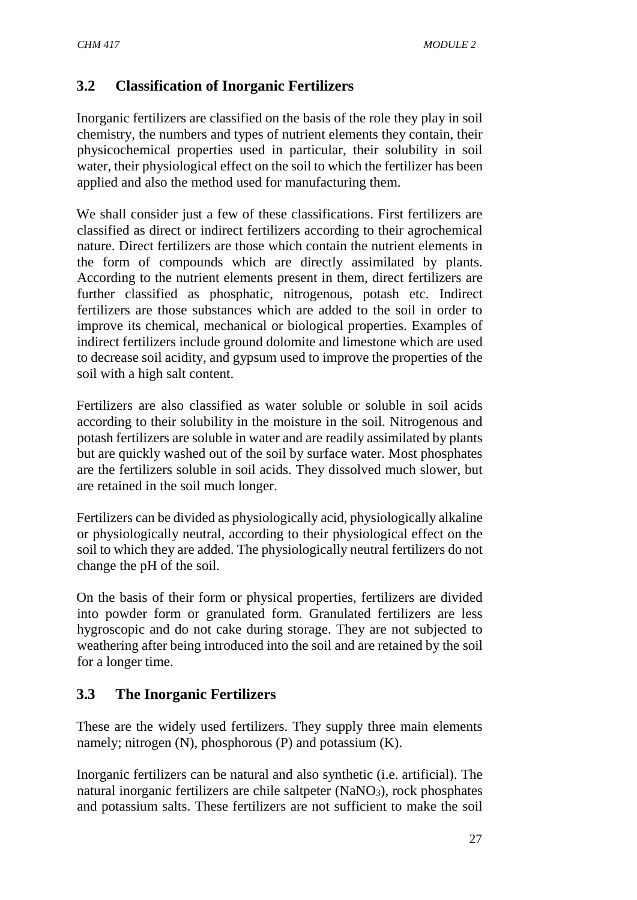## 3.2 Classification of Inorganic Fertilizers

Inorganic fertilizers are classified on the basis of the role they play in soil chemistry, the numbers and types of nutrient elements they contain, their physicochemical properties used in particular, their solubility in soil water, their physiological effect on the soil to which the fertilizer has been applied and also the method used for manufacturing them.

We shall consider just a few of these classifications. First fertilizers are classified as direct or indirect fertilizers according to their agrochemical nature. Direct fertilizers are those which contain the nutrient elements in the form of compounds which are directly assimilated by plants. According to the nutrient elements present in them, direct fertilizers are further classified as phosphatic, nitrogenous, potash etc. Indirect fertilizers are those substances which are added to the soil in order to improve its chemical, mechanical or biological properties. Examples of indirect fertilizers include ground dolomite and limestone which are used to decrease soil acidity, and gypsum used to improve the properties of the soil with a high salt content.

Fertilizers are also classified as water soluble or soluble in soil acids according to their solubility in the moisture in the soil. Nitrogenous and potash fertilizers are soluble in water and are readily assimilated by plants but are quickly washed out of the soil by surface water. Most phosphates are the fertilizers soluble in soil acids. They dissolved much slower, but are retained in the soil much longer.

Fertilizers can be divided as physiologically acid, physiologically alkaline or physiologically neutral, according to their physiological effect on the soil to which they are added. The physiologically neutral fertilizers do not change the pH of the soil.

On the basis of their form or physical properties, fertilizers are divided into powder form or granulated form. Granulated fertilizers are less hygroscopic and do not cake during storage. They are not subjected to weathering after being introduced into the soil and are retained by the soil for a longer time.

## 3.3 The Inorganic Fertilizers

These are the widely used fertilizers. They supply three main elements namely; nitrogen (N), phosphorous (P) and potassium (K).

Inorganic fertilizers can be natural and also synthetic (i.e. artificial). The natural inorganic fertilizers are chile saltpeter ($NaNO_3$), rock phosphates and potassium salts. These fertilizers are not sufficient to make the soil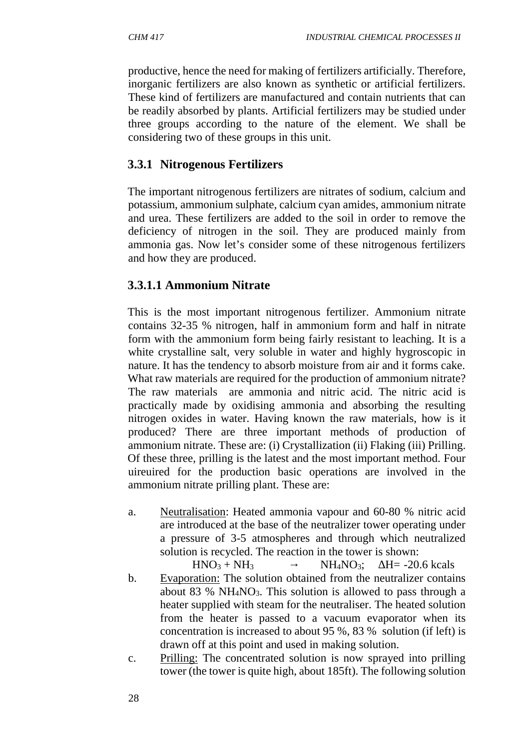productive, hence the need for making of fertilizers artificially. Therefore, inorganic fertilizers are also known as synthetic or artificial fertilizers. These kind of fertilizers are manufactured and contain nutrients that can be readily absorbed by plants. Artificial fertilizers may be studied under three groups according to the nature of the element. We shall be considering two of these groups in this unit.

### 3.3.1 Nitrogenous Fertilizers

The important nitrogenous fertilizers are nitrates of sodium, calcium and potassium, ammonium sulphate, calcium cyan amides, ammonium nitrate and urea. These fertilizers are added to the soil in order to remove the deficiency of nitrogen in the soil. They are produced mainly from ammonia gas. Now let's consider some of these nitrogenous fertilizers and how they are produced.

#### 3.3.1.1 Ammonium Nitrate

This is the most important nitrogenous fertilizer. Ammonium nitrate contains 32-35 % nitrogen, half in ammonium form and half in nitrate form with the ammonium form being fairly resistant to leaching. It is a white crystalline salt, very soluble in water and highly hygroscopic in nature. It has the tendency to absorb moisture from air and it forms cake. What raw materials are required for the production of ammonium nitrate? The raw materials are ammonia and nitric acid. The nitric acid is practically made by oxidising ammonia and absorbing the resulting nitrogen oxides in water. Having known the raw materials, how is it produced? There are three important methods of production of ammonium nitrate. These are: (i) Crystallization (ii) Flaking (iii) Prilling. Of these three, prilling is the latest and the most important method. Four uireuired for the production basic operations are involved in the ammonium nitrate prilling plant. These are:

a. <u>Neutralisation</u>: Heated ammonia vapour and 60-80 % nitric acid are introduced at the base of the neutralizer tower operating under a pressure of 3-5 atmospheres and through which neutralized solution is recycled. The reaction in the tower is shown:

$$HNO_3 + NH_3 \rightarrow NH_4NO_3; \quad \Delta H = -20.6 \text{ kcals}$$

b. <u>Evaporation:</u> The solution obtained from the neutralizer contains about 83 % $NH_4NO_3$. This solution is allowed to pass through a heater supplied with steam for the neutraliser. The heated solution from the heater is passed to a vacuum evaporator when its concentration is increased to about 95 %, 83 % solution (if left) is drawn off at this point and used in making solution.

c. <u>Prilling:</u> The concentrated solution is now sprayed into prilling tower (the tower is quite high, about 185ft). The following solution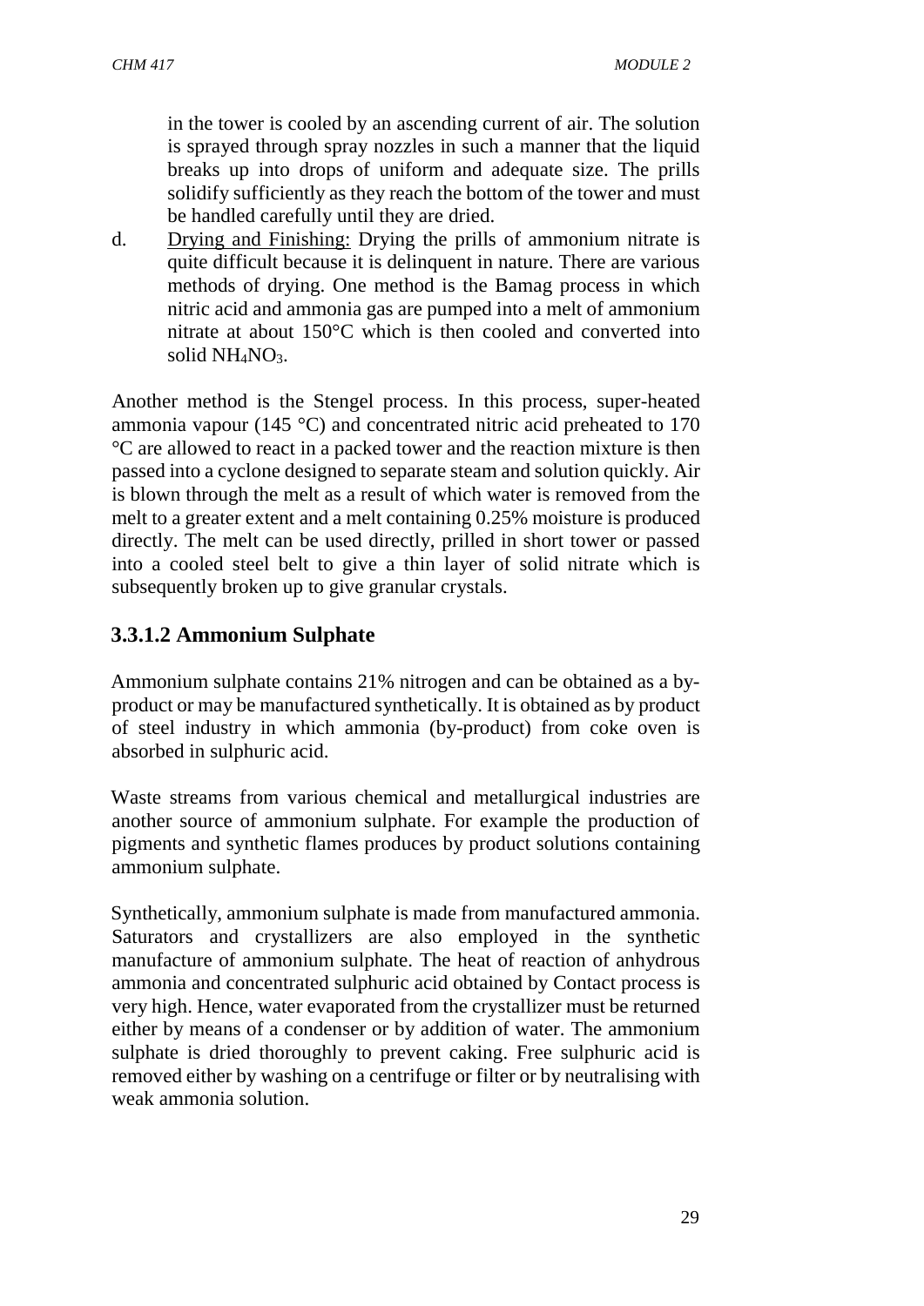in the tower is cooled by an ascending current of air. The solution is sprayed through spray nozzles in such a manner that the liquid breaks up into drops of uniform and adequate size. The prills solidify sufficiently as they reach the bottom of the tower and must be handled carefully until they are dried.

d. Drying and Finishing: Drying the prills of ammonium nitrate is quite difficult because it is delinquent in nature. There are various methods of drying. One method is the Bamag process in which nitric acid and ammonia gas are pumped into a melt of ammonium nitrate at about 150°C which is then cooled and converted into solid $NH_4NO_3$.

Another method is the Stengel process. In this process, super-heated ammonia vapour (145 °C) and concentrated nitric acid preheated to 170 °C are allowed to react in a packed tower and the reaction mixture is then passed into a cyclone designed to separate steam and solution quickly. Air is blown through the melt as a result of which water is removed from the melt to a greater extent and a melt containing 0.25% moisture is produced directly. The melt can be used directly, prilled in short tower or passed into a cooled steel belt to give a thin layer of solid nitrate which is subsequently broken up to give granular crystals.

### 3.3.1.2 Ammonium Sulphate

Ammonium sulphate contains 21% nitrogen and can be obtained as a by-product or may be manufactured synthetically. It is obtained as by product of steel industry in which ammonia (by-product) from coke oven is absorbed in sulphuric acid.

Waste streams from various chemical and metallurgical industries are another source of ammonium sulphate. For example the production of pigments and synthetic flames produces by product solutions containing ammonium sulphate.

Synthetically, ammonium sulphate is made from manufactured ammonia. Saturators and crystallizers are also employed in the synthetic manufacture of ammonium sulphate. The heat of reaction of anhydrous ammonia and concentrated sulphuric acid obtained by Contact process is very high. Hence, water evaporated from the crystallizer must be returned either by means of a condenser or by addition of water. The ammonium sulphate is dried thoroughly to prevent caking. Free sulphuric acid is removed either by washing on a centrifuge or filter or by neutralising with weak ammonia solution.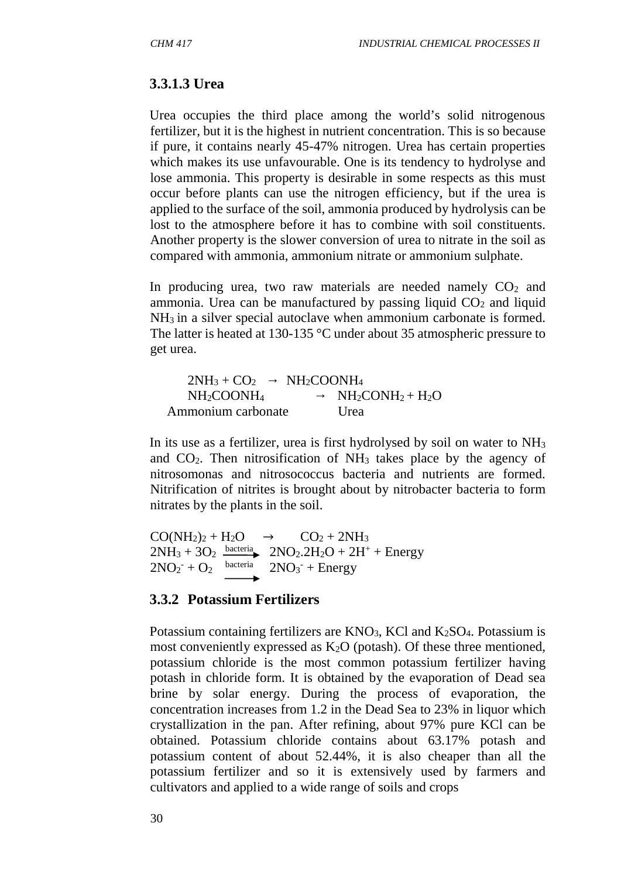### 3.3.1.3 Urea

Urea occupies the third place among the world's solid nitrogenous fertilizer, but it is the highest in nutrient concentration. This is so because if pure, it contains nearly 45-47% nitrogen. Urea has certain properties which makes its use unfavourable. One is its tendency to hydrolyse and lose ammonia. This property is desirable in some respects as this must occur before plants can use the nitrogen efficiency, but if the urea is applied to the surface of the soil, ammonia produced by hydrolysis can be lost to the atmosphere before it has to combine with soil constituents. Another property is the slower conversion of urea to nitrate in the soil as compared with ammonia, ammonium nitrate or ammonium sulphate.

In producing urea, two raw materials are needed namely $CO_2$ and ammonia. Urea can be manufactured by passing liquid $CO_2$ and liquid $NH_3$ in a silver special autoclave when ammonium carbonate is formed. The latter is heated at 130-135 °C under about 35 atmospheric pressure to get urea.

$$2NH_3 + CO_2 \rightarrow NH_2COONH_4$$

$$\underset{\text{Ammonium carbonate}}{NH_2COONH_4} \rightarrow \underset{\text{Urea}}{NH_2CONH_2} + H_2O$$

In its use as a fertilizer, urea is first hydrolysed by soil on water to $NH_3$ and $CO_2$. Then nitrosification of $NH_3$ takes place by the agency of nitrosomonas and nitrosococcus bacteria and nutrients are formed. Nitrification of nitrites is brought about by nitrobacter bacteria to form nitrates by the plants in the soil.

$$CO(NH_2)_2 + H_2O \rightarrow CO_2 + 2NH_3$$

$$2NH_3 + 3O_2 \xrightarrow{\text{bacteria}} 2NO_2.2H_2O + 2H^+ + \text{Energy}$$

$$2NO_2^- + O_2 \xrightarrow{\text{bacteria}} 2NO_3^- + \text{Energy}$$

## 3.3.2 Potassium Fertilizers

Potassium containing fertilizers are $KNO_3$, KCl and $K_2SO_4$. Potassium is most conveniently expressed as $K_2O$ (potash). Of these three mentioned, potassium chloride is the most common potassium fertilizer having potash in chloride form. It is obtained by the evaporation of Dead sea brine by solar energy. During the process of evaporation, the concentration increases from 1.2 in the Dead Sea to 23% in liquor which crystallization in the pan. After refining, about 97% pure KCl can be obtained. Potassium chloride contains about 63.17% potash and potassium content of about 52.44%, it is also cheaper than all the potassium fertilizer and so it is extensively used by farmers and cultivators and applied to a wide range of soils and crops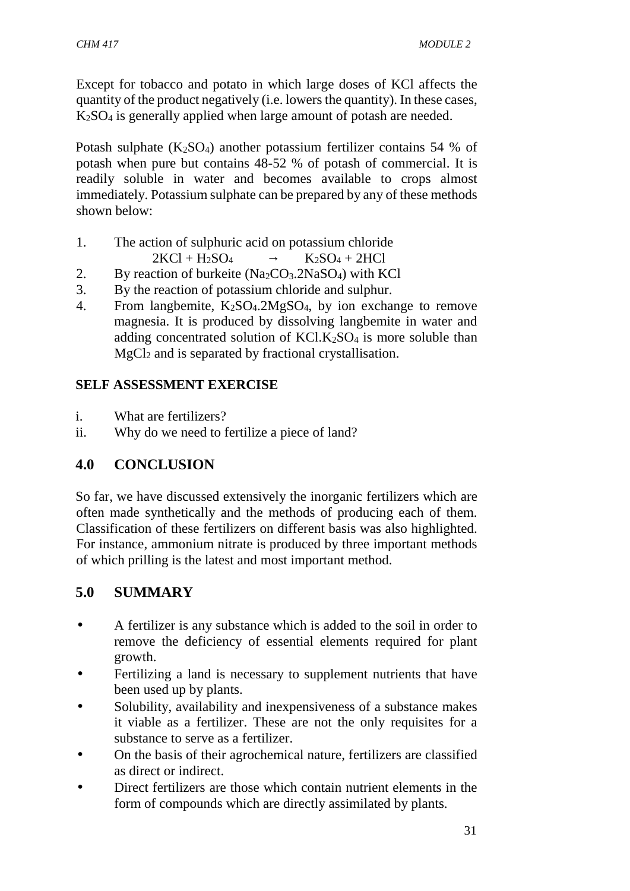Except for tobacco and potato in which large doses of KCl affects the quantity of the product negatively (i.e. lowers the quantity). In these cases, $K_2SO_4$ is generally applied when large amount of potash are needed.

Potash sulphate ($K_2SO_4$) another potassium fertilizer contains 54 % of potash when pure but contains 48-52 % of potash of commercial. It is readily soluble in water and becomes available to crops almost immediately. Potassium sulphate can be prepared by any of these methods shown below:

1. The action of sulphuric acid on potassium chloride
   $$2KCl + H_2SO_4 \rightarrow K_2SO_4 + 2HCl$$
2. By reaction of burkeite ($Na_2CO_3.2NaSO_4$) with KCl
3. By the reaction of potassium chloride and sulphur.
4. From langbemite, $K_2SO_4.2MgSO_4$, by ion exchange to remove magnesia. It is produced by dissolving langbemite in water and adding concentrated solution of KCl.$K_2SO_4$ is more soluble than $MgCl_2$ and is separated by fractional crystallisation.

**SELF ASSESSMENT EXERCISE**

i. What are fertilizers?
ii. Why do we need to fertilize a piece of land?

## 4.0 CONCLUSION

So far, we have discussed extensively the inorganic fertilizers which are often made synthetically and the methods of producing each of them. Classification of these fertilizers on different basis was also highlighted. For instance, ammonium nitrate is produced by three important methods of which prilling is the latest and most important method.

## 5.0 SUMMARY

- A fertilizer is any substance which is added to the soil in order to remove the deficiency of essential elements required for plant growth.
- Fertilizing a land is necessary to supplement nutrients that have been used up by plants.
- Solubility, availability and inexpensiveness of a substance makes it viable as a fertilizer. These are not the only requisites for a substance to serve as a fertilizer.
- On the basis of their agrochemical nature, fertilizers are classified as direct or indirect.
- Direct fertilizers are those which contain nutrient elements in the form of compounds which are directly assimilated by plants.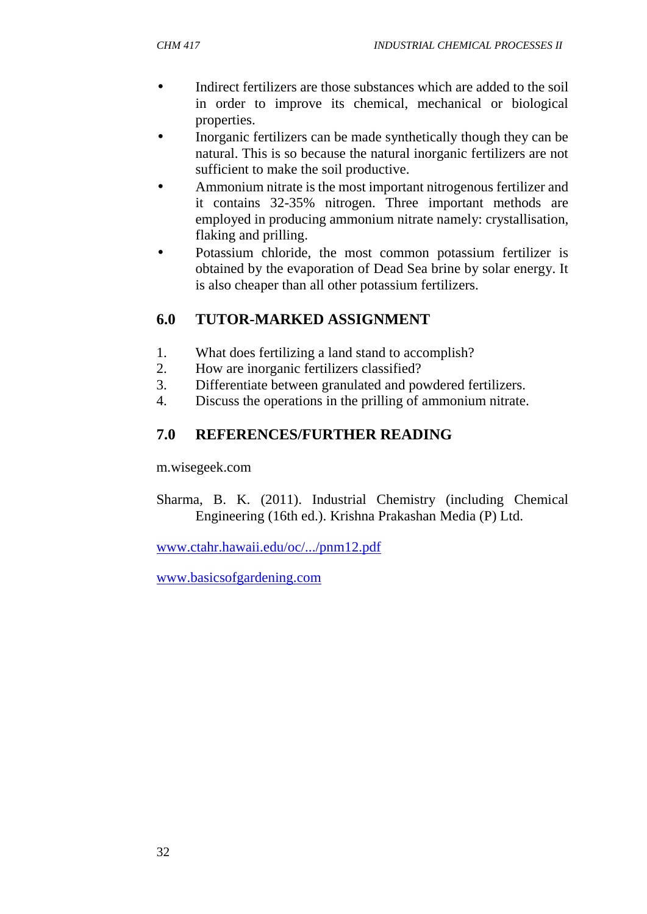- Indirect fertilizers are those substances which are added to the soil in order to improve its chemical, mechanical or biological properties.
- Inorganic fertilizers can be made synthetically though they can be natural. This is so because the natural inorganic fertilizers are not sufficient to make the soil productive.
- Ammonium nitrate is the most important nitrogenous fertilizer and it contains 32-35% nitrogen. Three important methods are employed in producing ammonium nitrate namely: crystallisation, flaking and prilling.
- Potassium chloride, the most common potassium fertilizer is obtained by the evaporation of Dead Sea brine by solar energy. It is also cheaper than all other potassium fertilizers.

## 6.0 TUTOR-MARKED ASSIGNMENT

1. What does fertilizing a land stand to accomplish?
2. How are inorganic fertilizers classified?
3. Differentiate between granulated and powdered fertilizers.
4. Discuss the operations in the prilling of ammonium nitrate.

## 7.0 REFERENCES/FURTHER READING

m.wisegeek.com

Sharma, B. K. (2011). Industrial Chemistry (including Chemical Engineering (16th ed.). Krishna Prakashan Media (P) Ltd.

www.ctahr.hawaii.edu/oc/.../pnm12.pdf

www.basicsofgardening.com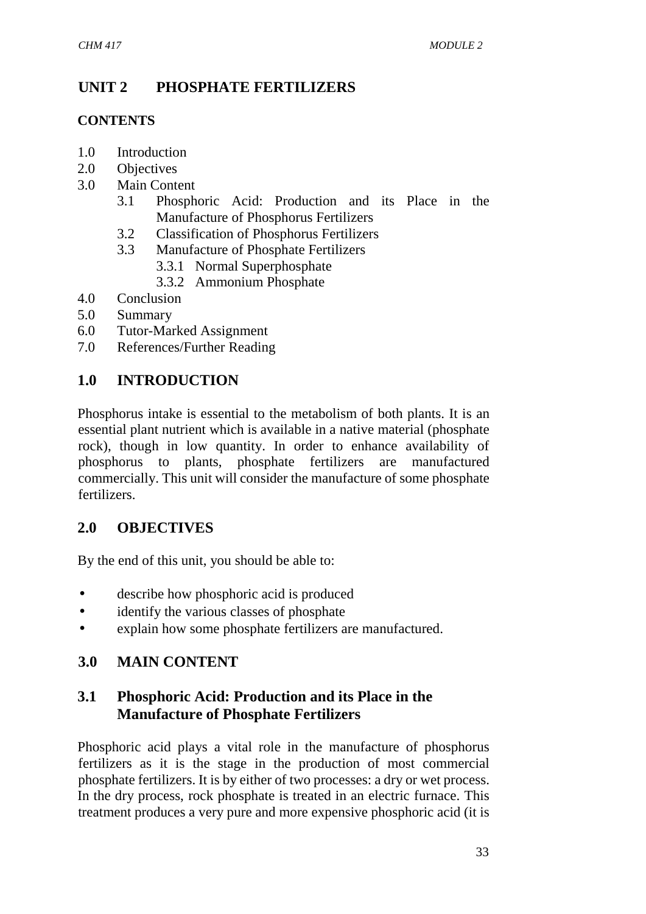# UNIT 2 PHOSPHATE FERTILIZERS

**CONTENTS**

- 1.0 Introduction
- 2.0 Objectives
- 3.0 Main Content
  - 3.1 Phosphoric Acid: Production and its Place in the Manufacture of Phosphorus Fertilizers
  - 3.2 Classification of Phosphorus Fertilizers
  - 3.3 Manufacture of Phosphate Fertilizers
    - 3.3.1 Normal Superphosphate
    - 3.3.2 Ammonium Phosphate
- 4.0 Conclusion
- 5.0 Summary
- 6.0 Tutor-Marked Assignment
- 7.0 References/Further Reading

## 1.0 INTRODUCTION

Phosphorus intake is essential to the metabolism of both plants. It is an essential plant nutrient which is available in a native material (phosphate rock), though in low quantity. In order to enhance availability of phosphorus to plants, phosphate fertilizers are manufactured commercially. This unit will consider the manufacture of some phosphate fertilizers.

## 2.0 OBJECTIVES

By the end of this unit, you should be able to:

- describe how phosphoric acid is produced
- identify the various classes of phosphate
- explain how some phosphate fertilizers are manufactured.

## 3.0 MAIN CONTENT

### 3.1 Phosphoric Acid: Production and its Place in the Manufacture of Phosphate Fertilizers

Phosphoric acid plays a vital role in the manufacture of phosphorus fertilizers as it is the stage in the production of most commercial phosphate fertilizers. It is by either of two processes: a dry or wet process. In the dry process, rock phosphate is treated in an electric furnace. This treatment produces a very pure and more expensive phosphoric acid (it is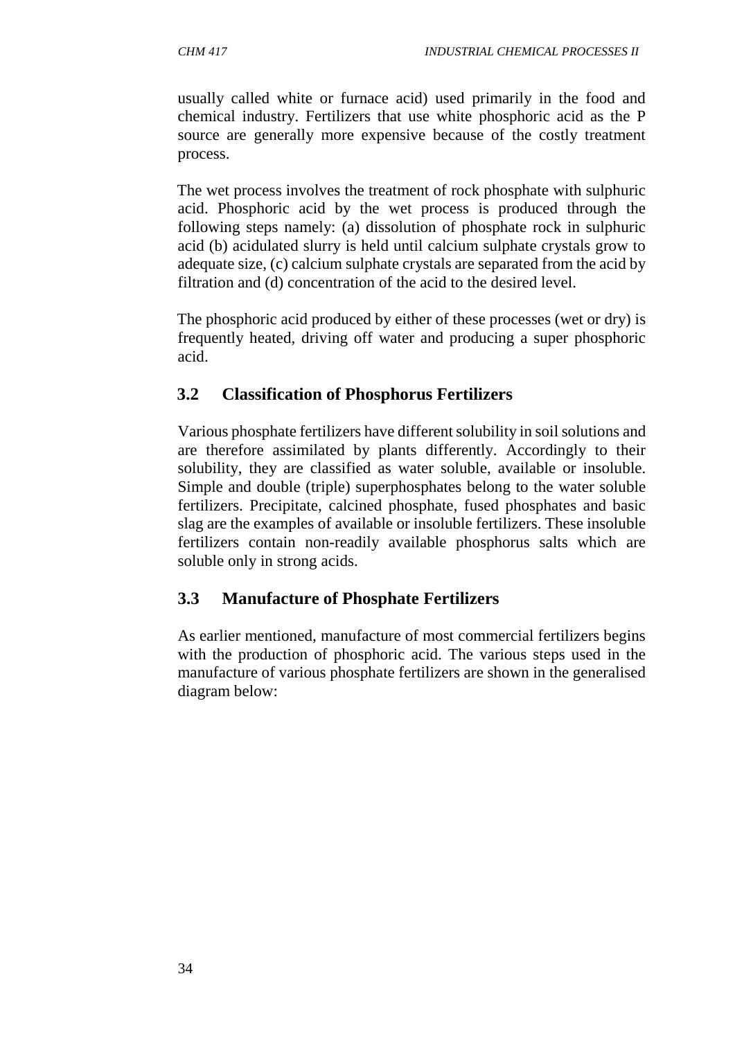usually called white or furnace acid) used primarily in the food and chemical industry. Fertilizers that use white phosphoric acid as the P source are generally more expensive because of the costly treatment process.

The wet process involves the treatment of rock phosphate with sulphuric acid. Phosphoric acid by the wet process is produced through the following steps namely: (a) dissolution of phosphate rock in sulphuric acid (b) acidulated slurry is held until calcium sulphate crystals grow to adequate size, (c) calcium sulphate crystals are separated from the acid by filtration and (d) concentration of the acid to the desired level.

The phosphoric acid produced by either of these processes (wet or dry) is frequently heated, driving off water and producing a super phosphoric acid.

## 3.2 Classification of Phosphorus Fertilizers

Various phosphate fertilizers have different solubility in soil solutions and are therefore assimilated by plants differently. Accordingly to their solubility, they are classified as water soluble, available or insoluble. Simple and double (triple) superphosphates belong to the water soluble fertilizers. Precipitate, calcined phosphate, fused phosphates and basic slag are the examples of available or insoluble fertilizers. These insoluble fertilizers contain non-readily available phosphorus salts which are soluble only in strong acids.

## 3.3 Manufacture of Phosphate Fertilizers

As earlier mentioned, manufacture of most commercial fertilizers begins with the production of phosphoric acid. The various steps used in the manufacture of various phosphate fertilizers are shown in the generalised diagram below: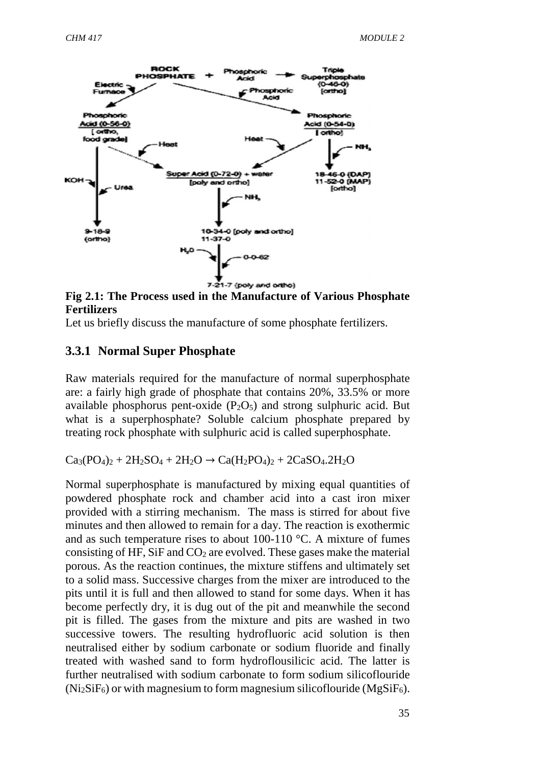**Fig 2.1: The Process used in the Manufacture of Various Phosphate Fertilizers**

Let us briefly discuss the manufacture of some phosphate fertilizers.

### 3.3.1 Normal Super Phosphate

Raw materials required for the manufacture of normal superphosphate are: a fairly high grade of phosphate that contains 20%, 33.5% or more available phosphorus pent-oxide ($P_2O_5$) and strong sulphuric acid. But what is a superphosphate? Soluble calcium phosphate prepared by treating rock phosphate with sulphuric acid is called superphosphate.

$$Ca_3(PO_4)_2 + 2H_2SO_4 + 2H_2O \rightarrow Ca(H_2PO_4)_2 + 2CaSO_4.2H_2O$$

Normal superphosphate is manufactured by mixing equal quantities of powdered phosphate rock and chamber acid into a cast iron mixer provided with a stirring mechanism. The mass is stirred for about five minutes and then allowed to remain for a day. The reaction is exothermic and as such temperature rises to about 100-110 °C. A mixture of fumes consisting of HF, SiF and $CO_2$ are evolved. These gases make the material porous. As the reaction continues, the mixture stiffens and ultimately set to a solid mass. Successive charges from the mixer are introduced to the pits until it is full and then allowed to stand for some days. When it has become perfectly dry, it is dug out of the pit and meanwhile the second pit is filled. The gases from the mixture and pits are washed in two successive towers. The resulting hydrofluoric acid solution is then neutralised either by sodium carbonate or sodium fluoride and finally treated with washed sand to form hydroflousilicic acid. The latter is further neutralised with sodium carbonate to form sodium silicoflouride ($Ni_2SiF_6$) or with magnesium to form magnesium silicoflouride ($MgSiF_6$).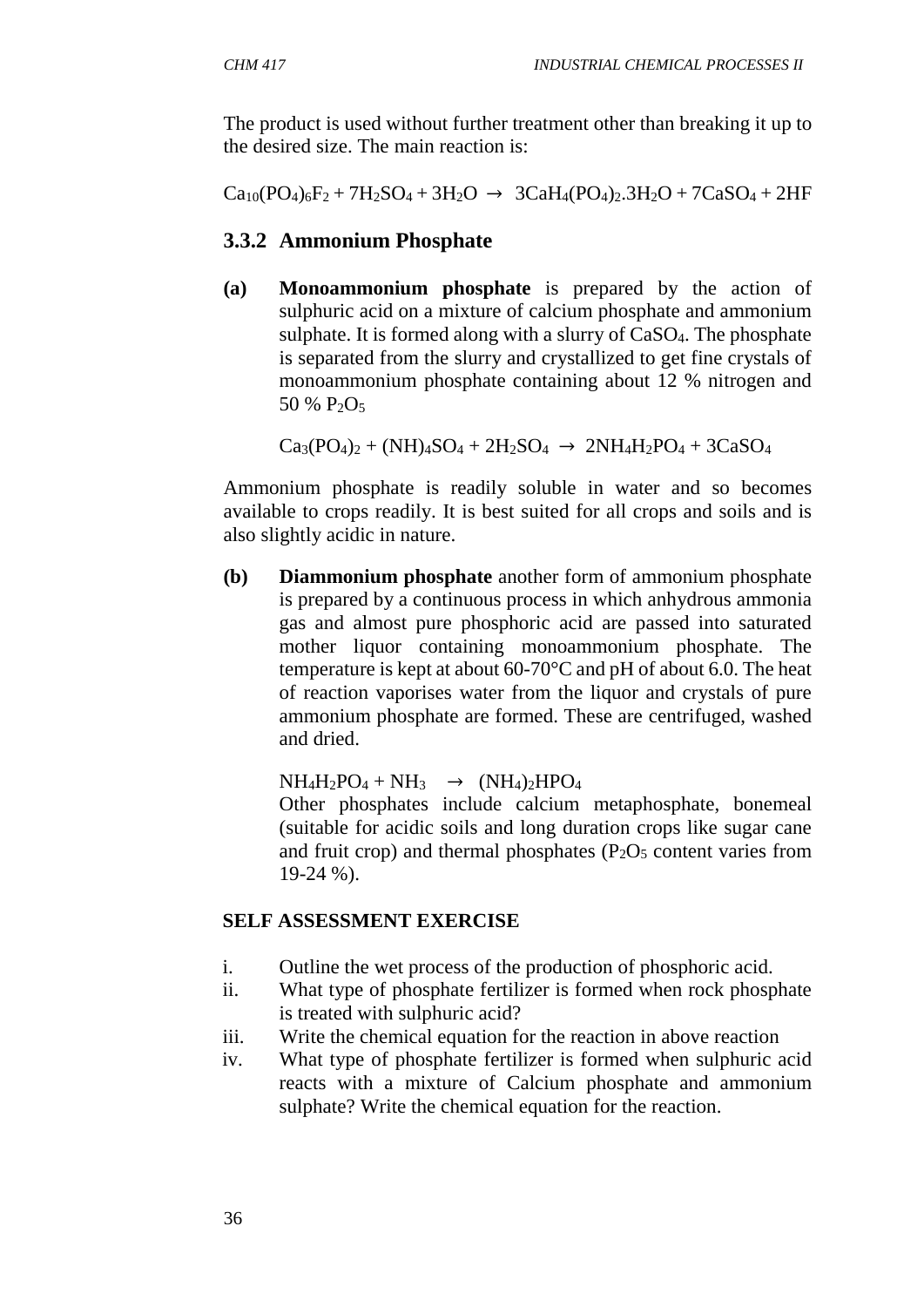The product is used without further treatment other than breaking it up to the desired size. The main reaction is:

$$Ca_{10}(PO_4)_6F_2 + 7H_2SO_4 + 3H_2O \rightarrow 3CaH_4(PO_4)_2.3H_2O + 7CaSO_4 + 2HF$$

### 3.3.2 Ammonium Phosphate

**(a)** **Monoammonium phosphate** is prepared by the action of sulphuric acid on a mixture of calcium phosphate and ammonium sulphate. It is formed along with a slurry of $CaSO_4$. The phosphate is separated from the slurry and crystallized to get fine crystals of monoammonium phosphate containing about 12 % nitrogen and 50 % $P_2O_5$

$$Ca_3(PO_4)_2 + (NH)_4SO_4 + 2H_2SO_4 \rightarrow 2NH_4H_2PO_4 + 3CaSO_4$$

Ammonium phosphate is readily soluble in water and so becomes available to crops readily. It is best suited for all crops and soils and is also slightly acidic in nature.

**(b)** **Diammonium phosphate** another form of ammonium phosphate is prepared by a continuous process in which anhydrous ammonia gas and almost pure phosphoric acid are passed into saturated mother liquor containing monoammonium phosphate. The temperature is kept at about 60-70°C and pH of about 6.0. The heat of reaction vaporises water from the liquor and crystals of pure ammonium phosphate are formed. These are centrifuged, washed and dried.

$$NH_4H_2PO_4 + NH_3 \rightarrow (NH_4)_2HPO_4$$

Other phosphates include calcium metaphosphate, bonemeal (suitable for acidic soils and long duration crops like sugar cane and fruit crop) and thermal phosphates ($P_2O_5$ content varies from 19-24 %).

**SELF ASSESSMENT EXERCISE**

i. Outline the wet process of the production of phosphoric acid.
ii. What type of phosphate fertilizer is formed when rock phosphate is treated with sulphuric acid?
iii. Write the chemical equation for the reaction in above reaction
iv. What type of phosphate fertilizer is formed when sulphuric acid reacts with a mixture of Calcium phosphate and ammonium sulphate? Write the chemical equation for the reaction.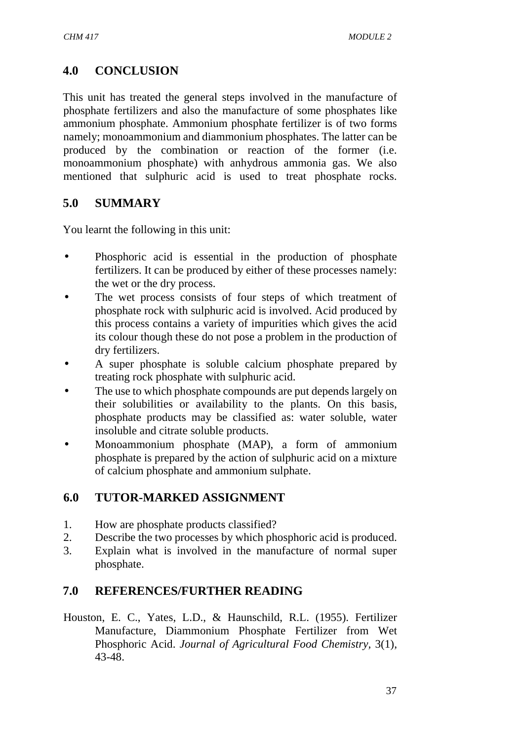## 4.0 CONCLUSION

This unit has treated the general steps involved in the manufacture of phosphate fertilizers and also the manufacture of some phosphates like ammonium phosphate. Ammonium phosphate fertilizer is of two forms namely; monoammonium and diammonium phosphates. The latter can be produced by the combination or reaction of the former (i.e. monoammonium phosphate) with anhydrous ammonia gas. We also mentioned that sulphuric acid is used to treat phosphate rocks.

## 5.0 SUMMARY

You learnt the following in this unit:

- Phosphoric acid is essential in the production of phosphate fertilizers. It can be produced by either of these processes namely: the wet or the dry process.
- The wet process consists of four steps of which treatment of phosphate rock with sulphuric acid is involved. Acid produced by this process contains a variety of impurities which gives the acid its colour though these do not pose a problem in the production of dry fertilizers.
- A super phosphate is soluble calcium phosphate prepared by treating rock phosphate with sulphuric acid.
- The use to which phosphate compounds are put depends largely on their solubilities or availability to the plants. On this basis, phosphate products may be classified as: water soluble, water insoluble and citrate soluble products.
- Monoammonium phosphate (MAP), a form of ammonium phosphate is prepared by the action of sulphuric acid on a mixture of calcium phosphate and ammonium sulphate.

## 6.0 TUTOR-MARKED ASSIGNMENT

1. How are phosphate products classified?
2. Describe the two processes by which phosphoric acid is produced.
3. Explain what is involved in the manufacture of normal super phosphate.

## 7.0 REFERENCES/FURTHER READING

Houston, E. C., Yates, L.D., & Haunschild, R.L. (1955). Fertilizer Manufacture, Diammonium Phosphate Fertilizer from Wet Phosphoric Acid. *Journal of Agricultural Food Chemistry*, 3(1), 43-48.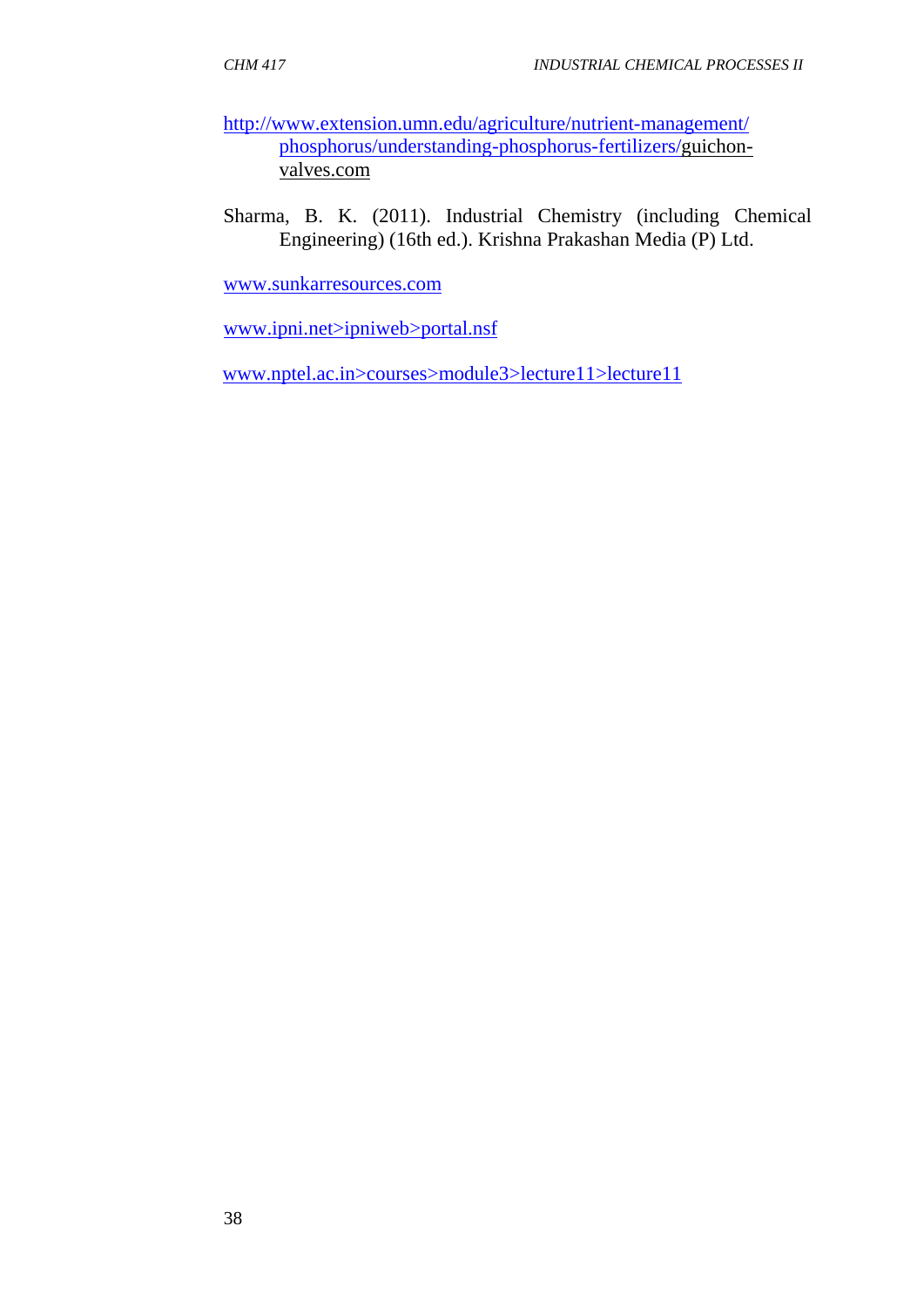http://www.extension.umn.edu/agriculture/nutrient-management/phosphorus/understanding-phosphorus-fertilizers/guichon-valves.com

Sharma, B. K. (2011). Industrial Chemistry (including Chemical Engineering) (16th ed.). Krishna Prakashan Media (P) Ltd.

www.sunkarresources.com

www.ipni.net>ipniweb>portal.nsf

www.nptel.ac.in>courses>module3>lecture11>lecture11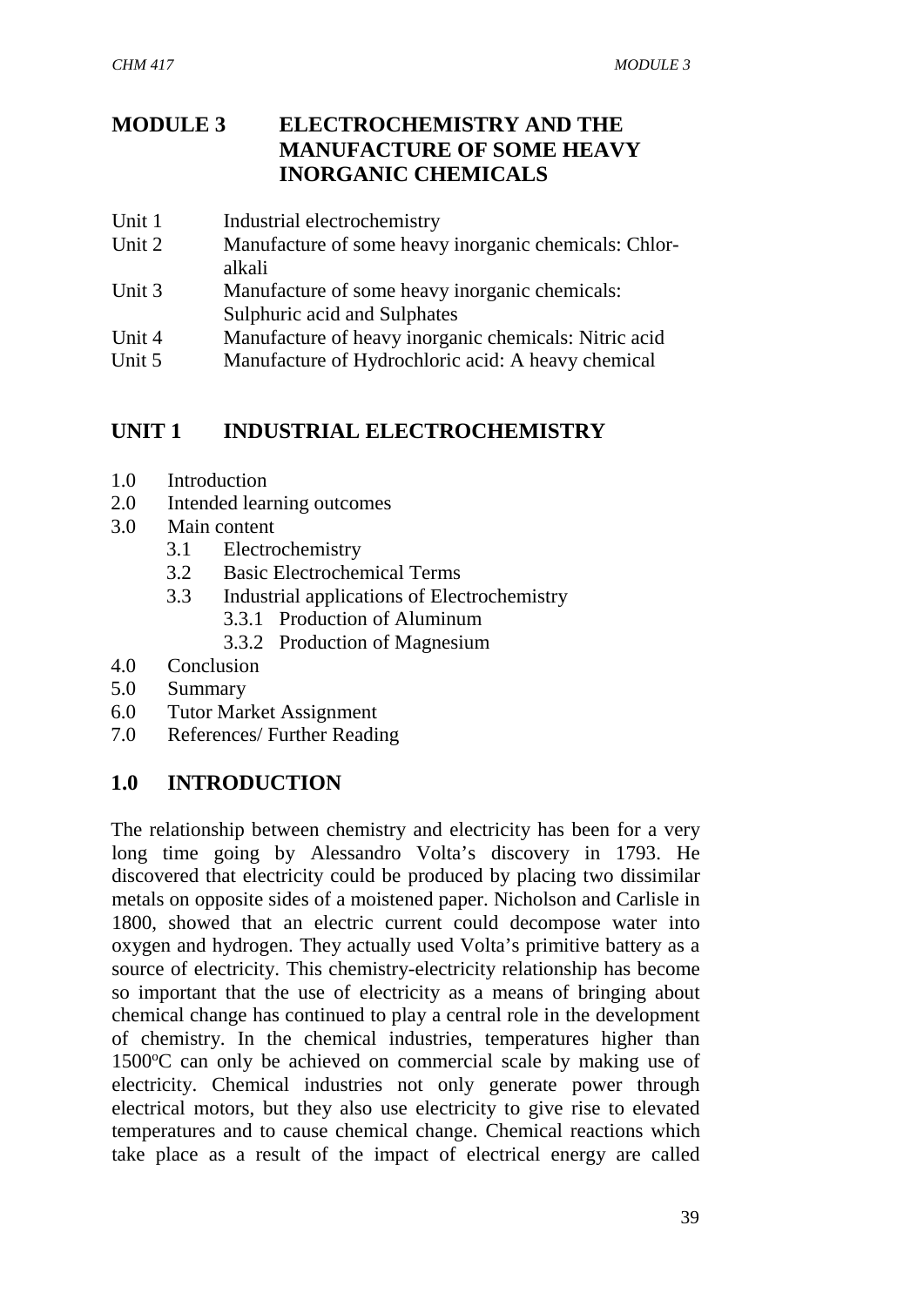# MODULE 3 ELECTROCHEMISTRY AND THE MANUFACTURE OF SOME HEAVY INORGANIC CHEMICALS

Unit 1 Industrial electrochemistry
Unit 2 Manufacture of some heavy inorganic chemicals: Chlor-alkali
Unit 3 Manufacture of some heavy inorganic chemicals: Sulphuric acid and Sulphates
Unit 4 Manufacture of heavy inorganic chemicals: Nitric acid
Unit 5 Manufacture of Hydrochloric acid: A heavy chemical

## UNIT 1 INDUSTRIAL ELECTROCHEMISTRY

- 1.0 Introduction
- 2.0 Intended learning outcomes
- 3.0 Main content
  - 3.1 Electrochemistry
  - 3.2 Basic Electrochemical Terms
  - 3.3 Industrial applications of Electrochemistry
    - 3.3.1 Production of Aluminum
    - 3.3.2 Production of Magnesium
- 4.0 Conclusion
- 5.0 Summary
- 6.0 Tutor Market Assignment
- 7.0 References/ Further Reading

## 1.0 INTRODUCTION

The relationship between chemistry and electricity has been for a very long time going by Alessandro Volta's discovery in 1793. He discovered that electricity could be produced by placing two dissimilar metals on opposite sides of a moistened paper. Nicholson and Carlisle in 1800, showed that an electric current could decompose water into oxygen and hydrogen. They actually used Volta's primitive battery as a source of electricity. This chemistry-electricity relationship has become so important that the use of electricity as a means of bringing about chemical change has continued to play a central role in the development of chemistry. In the chemical industries, temperatures higher than 1500$^{o}$C can only be achieved on commercial scale by making use of electricity. Chemical industries not only generate power through electrical motors, but they also use electricity to give rise to elevated temperatures and to cause chemical change. Chemical reactions which take place as a result of the impact of electrical energy are called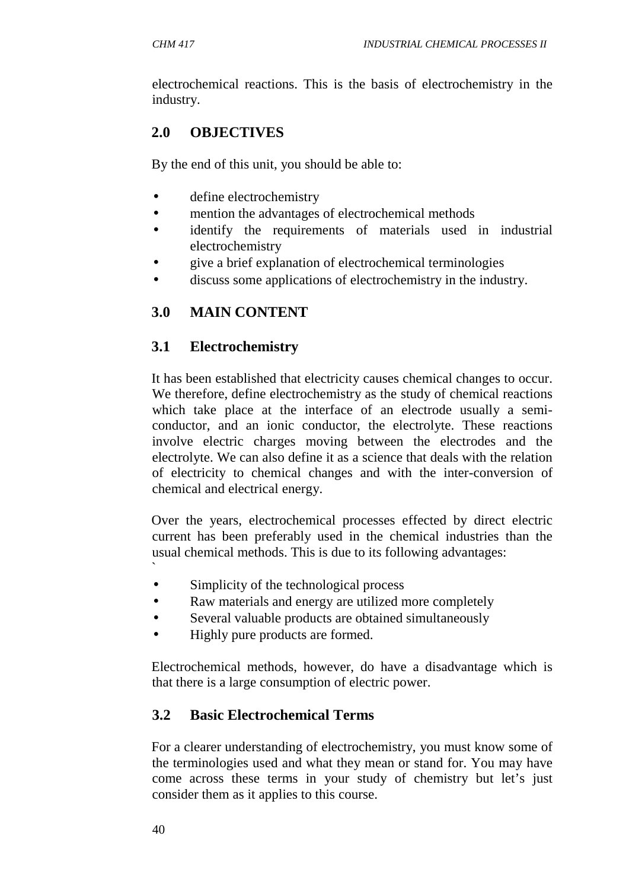electrochemical reactions. This is the basis of electrochemistry in the industry.

## 2.0 OBJECTIVES

By the end of this unit, you should be able to:

- define electrochemistry
- mention the advantages of electrochemical methods
- identify the requirements of materials used in industrial electrochemistry
- give a brief explanation of electrochemical terminologies
- discuss some applications of electrochemistry in the industry.

## 3.0 MAIN CONTENT

### 3.1 Electrochemistry

It has been established that electricity causes chemical changes to occur. We therefore, define electrochemistry as the study of chemical reactions which take place at the interface of an electrode usually a semi-conductor, and an ionic conductor, the electrolyte. These reactions involve electric charges moving between the electrodes and the electrolyte. We can also define it as a science that deals with the relation of electricity to chemical changes and with the inter-conversion of chemical and electrical energy.

Over the years, electrochemical processes effected by direct electric current has been preferably used in the chemical industries than the usual chemical methods. This is due to its following advantages:
`
- Simplicity of the technological process
- Raw materials and energy are utilized more completely
- Several valuable products are obtained simultaneously
- Highly pure products are formed.

Electrochemical methods, however, do have a disadvantage which is that there is a large consumption of electric power.

### 3.2 Basic Electrochemical Terms

For a clearer understanding of electrochemistry, you must know some of the terminologies used and what they mean or stand for. You may have come across these terms in your study of chemistry but let's just consider them as it applies to this course.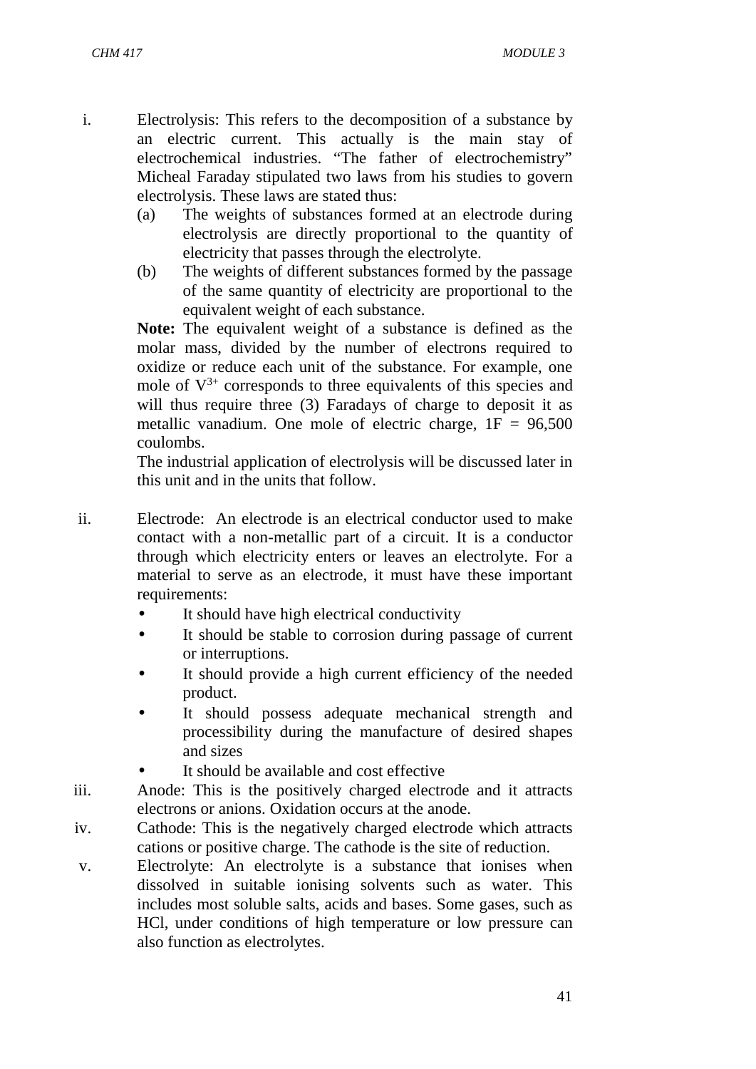i. Electrolysis: This refers to the decomposition of a substance by an electric current. This actually is the main stay of electrochemical industries. "The father of electrochemistry" Micheal Faraday stipulated two laws from his studies to govern electrolysis. These laws are stated thus:

   (a) The weights of substances formed at an electrode during electrolysis are directly proportional to the quantity of electricity that passes through the electrolyte.

   (b) The weights of different substances formed by the passage of the same quantity of electricity are proportional to the equivalent weight of each substance.

   **Note:** The equivalent weight of a substance is defined as the molar mass, divided by the number of electrons required to oxidize or reduce each unit of the substance. For example, one mole of $V^{3+}$ corresponds to three equivalents of this species and will thus require three (3) Faradays of charge to deposit it as metallic vanadium. One mole of electric charge, 1F = 96,500 coulombs.

   The industrial application of electrolysis will be discussed later in this unit and in the units that follow.

ii. Electrode: An electrode is an electrical conductor used to make contact with a non-metallic part of a circuit. It is a conductor through which electricity enters or leaves an electrolyte. For a material to serve as an electrode, it must have these important requirements:

   - It should have high electrical conductivity
   - It should be stable to corrosion during passage of current or interruptions.
   - It should provide a high current efficiency of the needed product.
   - It should possess adequate mechanical strength and processibility during the manufacture of desired shapes and sizes
   - It should be available and cost effective

iii. Anode: This is the positively charged electrode and it attracts electrons or anions. Oxidation occurs at the anode.

iv. Cathode: This is the negatively charged electrode which attracts cations or positive charge. The cathode is the site of reduction.

v. Electrolyte: An electrolyte is a substance that ionises when dissolved in suitable ionising solvents such as water. This includes most soluble salts, acids and bases. Some gases, such as HCl, under conditions of high temperature or low pressure can also function as electrolytes.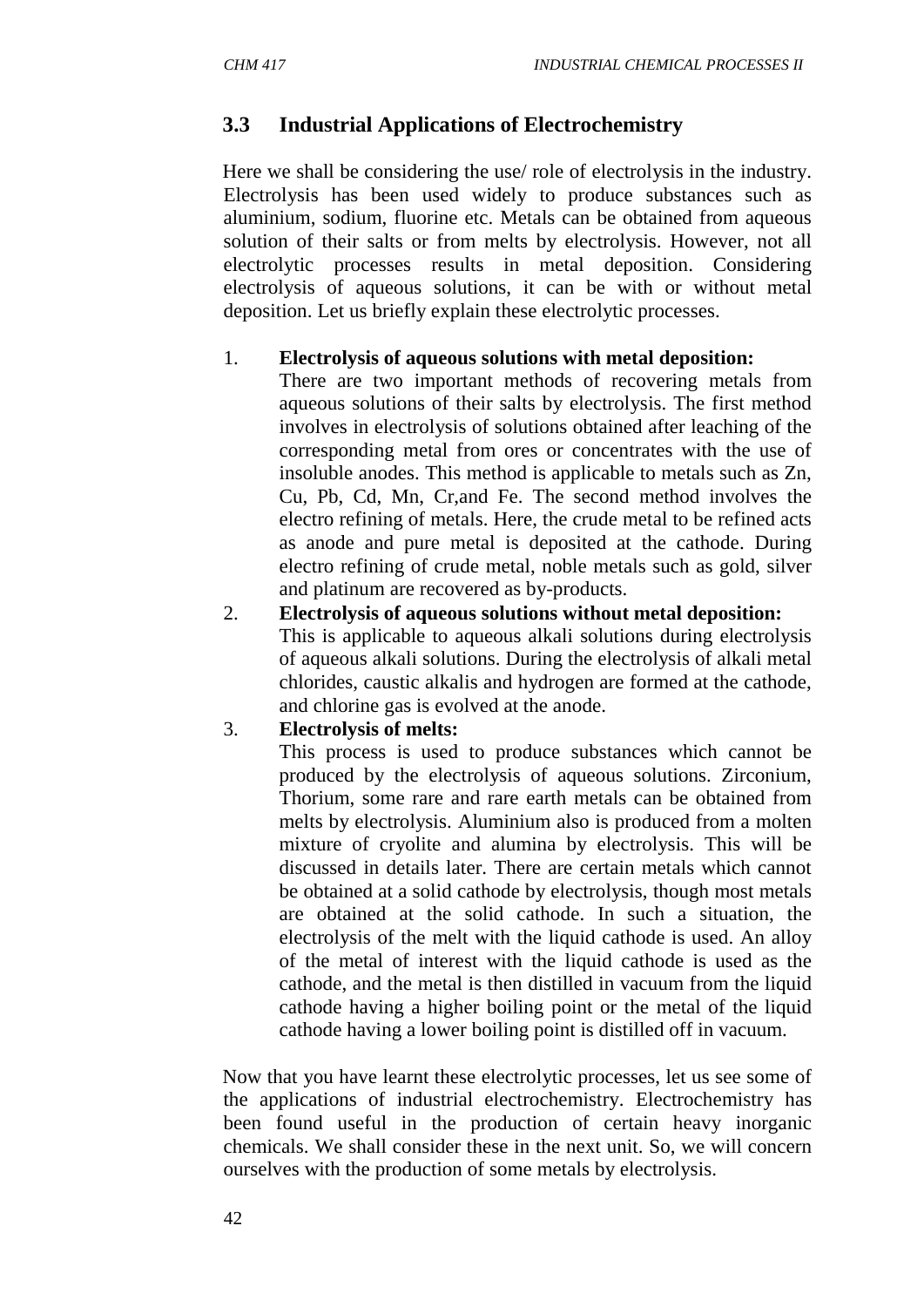## 3.3 Industrial Applications of Electrochemistry

Here we shall be considering the use/ role of electrolysis in the industry. Electrolysis has been used widely to produce substances such as aluminium, sodium, fluorine etc. Metals can be obtained from aqueous solution of their salts or from melts by electrolysis. However, not all electrolytic processes results in metal deposition. Considering electrolysis of aqueous solutions, it can be with or without metal deposition. Let us briefly explain these electrolytic processes.

1. **Electrolysis of aqueous solutions with metal deposition:**
   There are two important methods of recovering metals from aqueous solutions of their salts by electrolysis. The first method involves in electrolysis of solutions obtained after leaching of the corresponding metal from ores or concentrates with the use of insoluble anodes. This method is applicable to metals such as Zn, Cu, Pb, Cd, Mn, Cr,and Fe. The second method involves the electro refining of metals. Here, the crude metal to be refined acts as anode and pure metal is deposited at the cathode. During electro refining of crude metal, noble metals such as gold, silver and platinum are recovered as by-products.
2. **Electrolysis of aqueous solutions without metal deposition:**
   This is applicable to aqueous alkali solutions during electrolysis of aqueous alkali solutions. During the electrolysis of alkali metal chlorides, caustic alkalis and hydrogen are formed at the cathode, and chlorine gas is evolved at the anode.
3. **Electrolysis of melts:**
   This process is used to produce substances which cannot be produced by the electrolysis of aqueous solutions. Zirconium, Thorium, some rare and rare earth metals can be obtained from melts by electrolysis. Aluminium also is produced from a molten mixture of cryolite and alumina by electrolysis. This will be discussed in details later. There are certain metals which cannot be obtained at a solid cathode by electrolysis, though most metals are obtained at the solid cathode. In such a situation, the electrolysis of the melt with the liquid cathode is used. An alloy of the metal of interest with the liquid cathode is used as the cathode, and the metal is then distilled in vacuum from the liquid cathode having a higher boiling point or the metal of the liquid cathode having a lower boiling point is distilled off in vacuum.

Now that you have learnt these electrolytic processes, let us see some of the applications of industrial electrochemistry. Electrochemistry has been found useful in the production of certain heavy inorganic chemicals. We shall consider these in the next unit. So, we will concern ourselves with the production of some metals by electrolysis.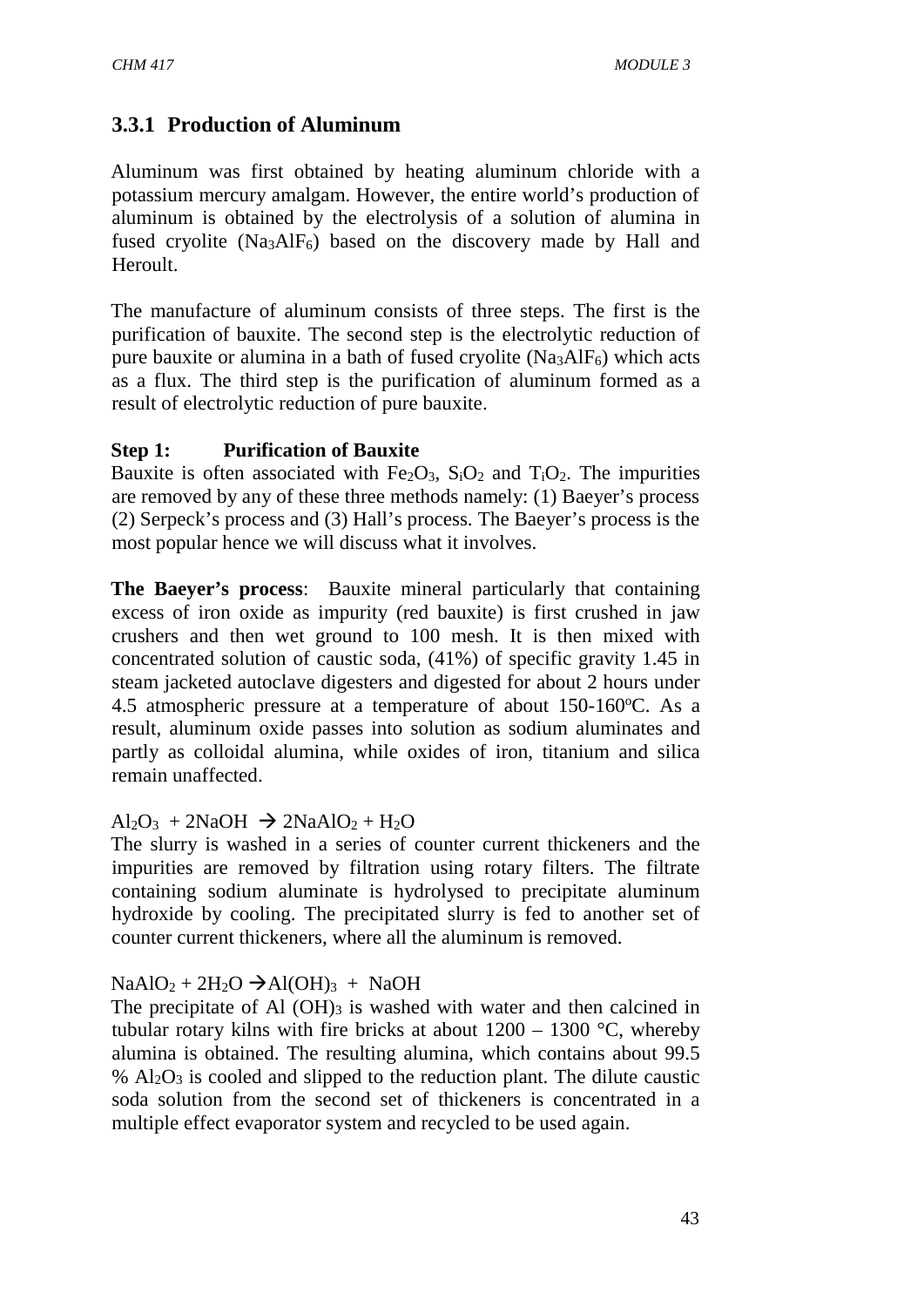### 3.3.1 Production of Aluminum

Aluminum was first obtained by heating aluminum chloride with a potassium mercury amalgam. However, the entire world's production of aluminum is obtained by the electrolysis of a solution of alumina in fused cryolite ($Na_3AlF_6$) based on the discovery made by Hall and Heroult.

The manufacture of aluminum consists of three steps. The first is the purification of bauxite. The second step is the electrolytic reduction of pure bauxite or alumina in a bath of fused cryolite ($Na_3AlF_6$) which acts as a flux. The third step is the purification of aluminum formed as a result of electrolytic reduction of pure bauxite.

**Step 1: Purification of Bauxite**

Bauxite is often associated with $Fe_2O_3$, $S_iO_2$ and $T_iO_2$. The impurities are removed by any of these three methods namely: (1) Baeyer's process (2) Serpeck's process and (3) Hall's process. The Baeyer's process is the most popular hence we will discuss what it involves.

**The Baeyer's process**: Bauxite mineral particularly that containing excess of iron oxide as impurity (red bauxite) is first crushed in jaw crushers and then wet ground to 100 mesh. It is then mixed with concentrated solution of caustic soda, (41%) of specific gravity 1.45 in steam jacketed autoclave digesters and digested for about 2 hours under 4.5 atmospheric pressure at a temperature of about 150-160ºC. As a result, aluminum oxide passes into solution as sodium aluminates and partly as colloidal alumina, while oxides of iron, titanium and silica remain unaffected.

$$Al_2O_3 + 2NaOH \rightarrow 2NaAlO_2 + H_2O$$

The slurry is washed in a series of counter current thickeners and the impurities are removed by filtration using rotary filters. The filtrate containing sodium aluminate is hydrolysed to precipitate aluminum hydroxide by cooling. The precipitated slurry is fed to another set of counter current thickeners, where all the aluminum is removed.

$$NaAlO_2 + 2H_2O \rightarrow Al(OH)_3 + NaOH$$

The precipitate of Al $(OH)_3$ is washed with water and then calcined in tubular rotary kilns with fire bricks at about 1200 – 1300 °C, whereby alumina is obtained. The resulting alumina, which contains about 99.5 % $Al_2O_3$ is cooled and slipped to the reduction plant. The dilute caustic soda solution from the second set of thickeners is concentrated in a multiple effect evaporator system and recycled to be used again.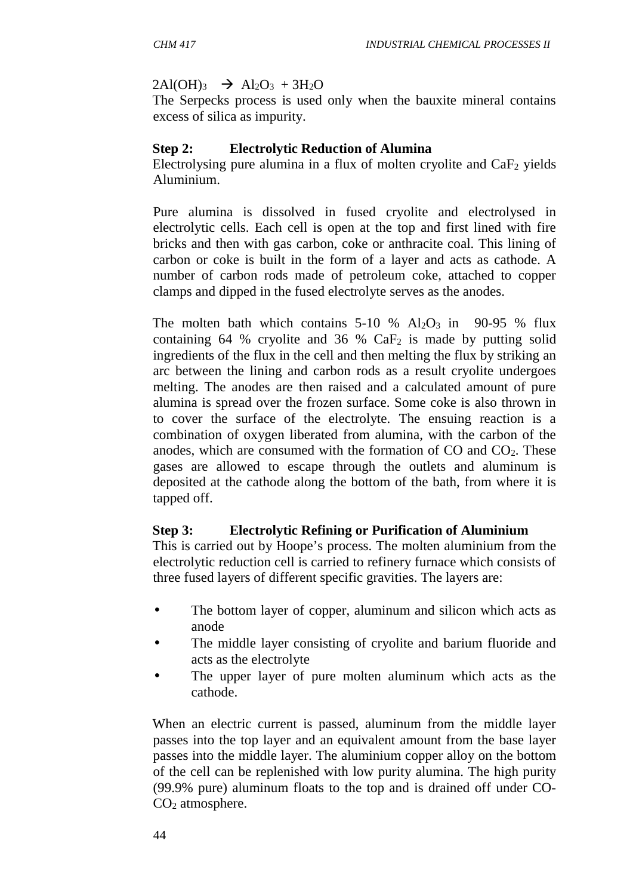$$2Al(OH)_3 \rightarrow Al_2O_3 + 3H_2O$$

The Serpecks process is used only when the bauxite mineral contains excess of silica as impurity.

**Step 2: Electrolytic Reduction of Alumina**

Electrolysing pure alumina in a flux of molten cryolite and $CaF_2$ yields Aluminium.

Pure alumina is dissolved in fused cryolite and electrolysed in electrolytic cells. Each cell is open at the top and first lined with fire bricks and then with gas carbon, coke or anthracite coal. This lining of carbon or coke is built in the form of a layer and acts as cathode. A number of carbon rods made of petroleum coke, attached to copper clamps and dipped in the fused electrolyte serves as the anodes.

The molten bath which contains 5-10 % $Al_2O_3$ in 90-95 % flux containing 64 % cryolite and 36 % $CaF_2$ is made by putting solid ingredients of the flux in the cell and then melting the flux by striking an arc between the lining and carbon rods as a result cryolite undergoes melting. The anodes are then raised and a calculated amount of pure alumina is spread over the frozen surface. Some coke is also thrown in to cover the surface of the electrolyte. The ensuing reaction is a combination of oxygen liberated from alumina, with the carbon of the anodes, which are consumed with the formation of CO and $CO_2$. These gases are allowed to escape through the outlets and aluminum is deposited at the cathode along the bottom of the bath, from where it is tapped off.

**Step 3: Electrolytic Refining or Purification of Aluminium**

This is carried out by Hoope's process. The molten aluminium from the electrolytic reduction cell is carried to refinery furnace which consists of three fused layers of different specific gravities. The layers are:

- The bottom layer of copper, aluminum and silicon which acts as anode
- The middle layer consisting of cryolite and barium fluoride and acts as the electrolyte
- The upper layer of pure molten aluminum which acts as the cathode.

When an electric current is passed, aluminum from the middle layer passes into the top layer and an equivalent amount from the base layer passes into the middle layer. The aluminium copper alloy on the bottom of the cell can be replenished with low purity alumina. The high purity (99.9% pure) aluminum floats to the top and is drained off under CO-$CO_2$ atmosphere.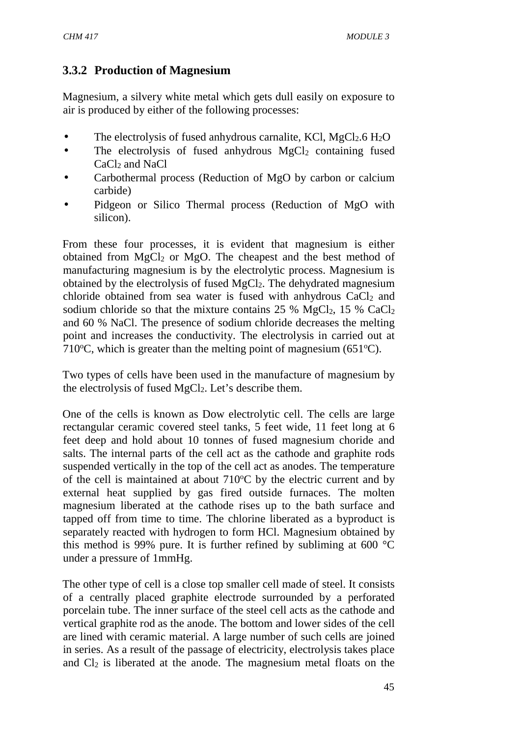### 3.3.2 Production of Magnesium

Magnesium, a silvery white metal which gets dull easily on exposure to air is produced by either of the following processes:

- The electrolysis of fused anhydrous carnalite, KCl, $MgCl_2.6\ H_2O$
- The electrolysis of fused anhydrous $MgCl_2$ containing fused $CaCl_2$ and NaCl
- Carbothermal process (Reduction of MgO by carbon or calcium carbide)
- Pidgeon or Silico Thermal process (Reduction of MgO with silicon).

From these four processes, it is evident that magnesium is either obtained from $MgCl_2$ or MgO. The cheapest and the best method of manufacturing magnesium is by the electrolytic process. Magnesium is obtained by the electrolysis of fused $MgCl_2$. The dehydrated magnesium chloride obtained from sea water is fused with anhydrous $CaCl_2$ and sodium chloride so that the mixture contains 25 % $MgCl_2$, 15 % $CaCl_2$ and 60 % NaCl. The presence of sodium chloride decreases the melting point and increases the conductivity. The electrolysis in carried out at 710$^oC$, which is greater than the melting point of magnesium (651$^oC$).

Two types of cells have been used in the manufacture of magnesium by the electrolysis of fused $MgCl_2$. Let's describe them.

One of the cells is known as Dow electrolytic cell. The cells are large rectangular ceramic covered steel tanks, 5 feet wide, 11 feet long at 6 feet deep and hold about 10 tonnes of fused magnesium choride and salts. The internal parts of the cell act as the cathode and graphite rods suspended vertically in the top of the cell act as anodes. The temperature of the cell is maintained at about 710$^oC$ by the electric current and by external heat supplied by gas fired outside furnaces. The molten magnesium liberated at the cathode rises up to the bath surface and tapped off from time to time. The chlorine liberated as a byproduct is separately reacted with hydrogen to form HCl. Magnesium obtained by this method is 99% pure. It is further refined by subliming at 600 °C under a pressure of 1mmHg.

The other type of cell is a close top smaller cell made of steel. It consists of a centrally placed graphite electrode surrounded by a perforated porcelain tube. The inner surface of the steel cell acts as the cathode and vertical graphite rod as the anode. The bottom and lower sides of the cell are lined with ceramic material. A large number of such cells are joined in series. As a result of the passage of electricity, electrolysis takes place and $Cl_2$ is liberated at the anode. The magnesium metal floats on the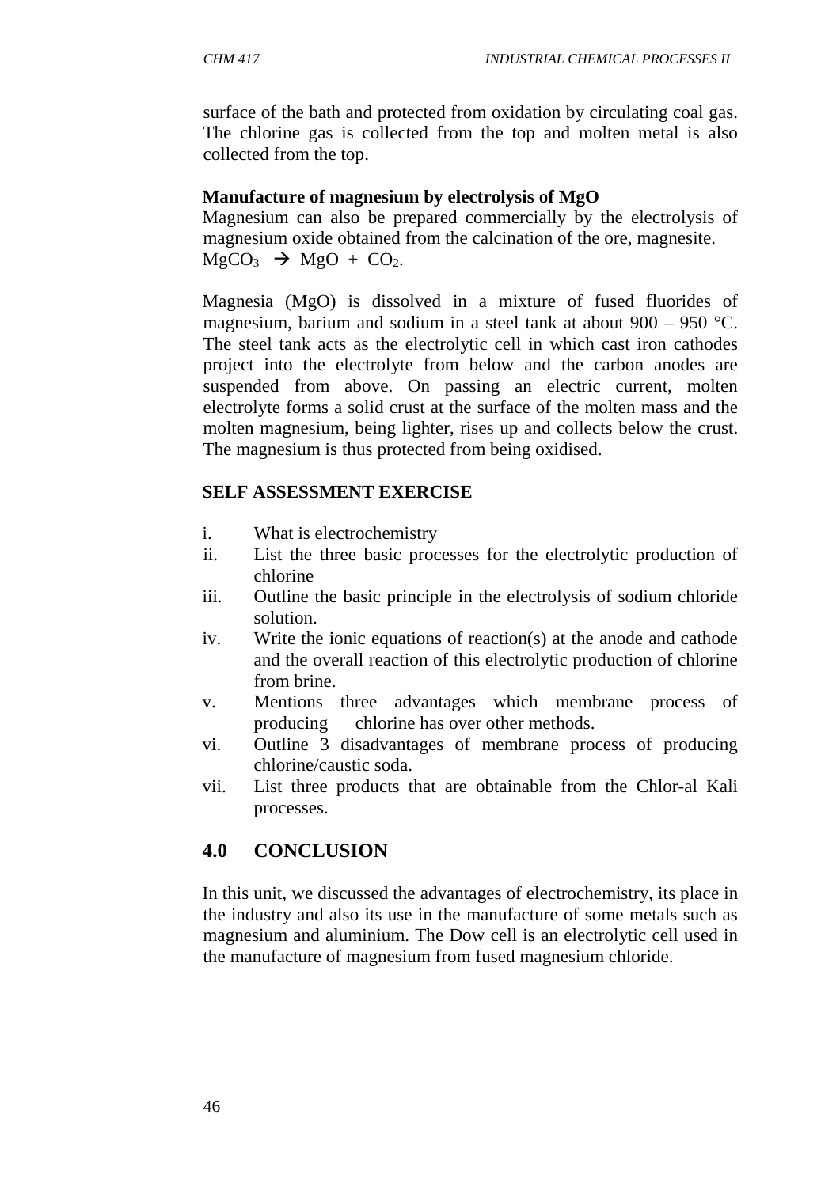surface of the bath and protected from oxidation by circulating coal gas. The chlorine gas is collected from the top and molten metal is also collected from the top.

**Manufacture of magnesium by electrolysis of MgO**

Magnesium can also be prepared commercially by the electrolysis of magnesium oxide obtained from the calcination of the ore, magnesite.

$MgCO_3 \rightarrow MgO + CO_2$.

Magnesia (MgO) is dissolved in a mixture of fused fluorides of magnesium, barium and sodium in a steel tank at about 900 – 950 °C. The steel tank acts as the electrolytic cell in which cast iron cathodes project into the electrolyte from below and the carbon anodes are suspended from above. On passing an electric current, molten electrolyte forms a solid crust at the surface of the molten mass and the molten magnesium, being lighter, rises up and collects below the crust. The magnesium is thus protected from being oxidised.

**SELF ASSESSMENT EXERCISE**

i. What is electrochemistry
ii. List the three basic processes for the electrolytic production of chlorine
iii. Outline the basic principle in the electrolysis of sodium chloride solution.
iv. Write the ionic equations of reaction(s) at the anode and cathode and the overall reaction of this electrolytic production of chlorine from brine.
v. Mentions three advantages which membrane process of producing chlorine has over other methods.
vi. Outline 3 disadvantages of membrane process of producing chlorine/caustic soda.
vii. List three products that are obtainable from the Chlor-al Kali processes.

## 4.0 CONCLUSION

In this unit, we discussed the advantages of electrochemistry, its place in the industry and also its use in the manufacture of some metals such as magnesium and aluminium. The Dow cell is an electrolytic cell used in the manufacture of magnesium from fused magnesium chloride.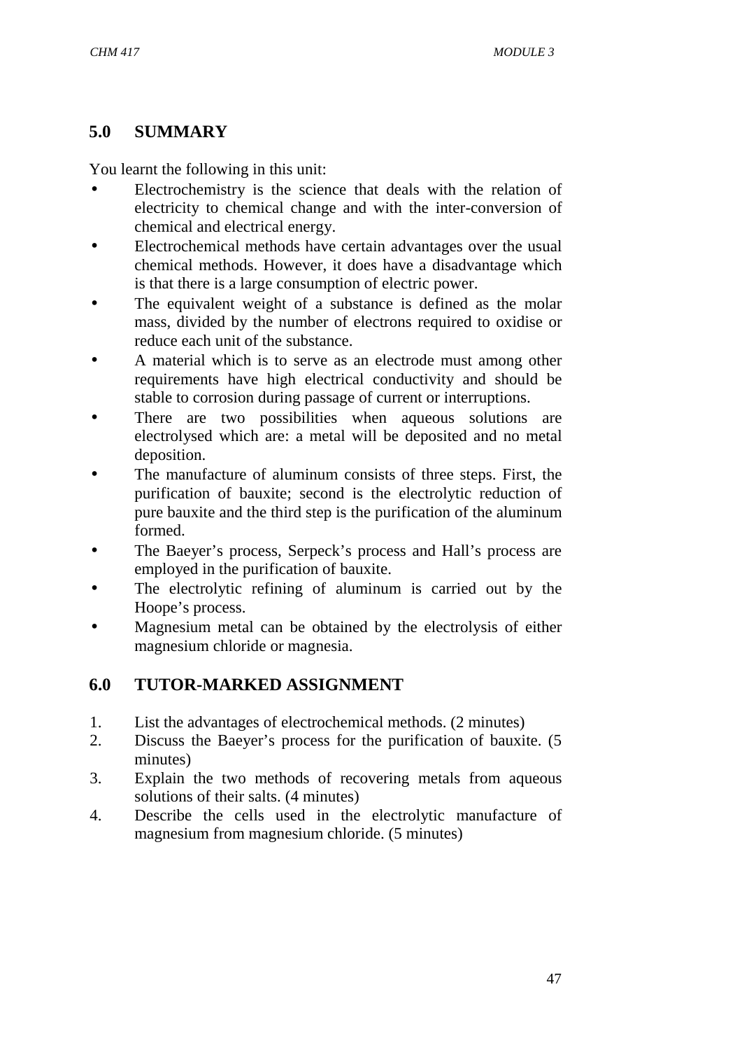## 5.0 SUMMARY

You learnt the following in this unit:

- Electrochemistry is the science that deals with the relation of electricity to chemical change and with the inter-conversion of chemical and electrical energy.
- Electrochemical methods have certain advantages over the usual chemical methods. However, it does have a disadvantage which is that there is a large consumption of electric power.
- The equivalent weight of a substance is defined as the molar mass, divided by the number of electrons required to oxidise or reduce each unit of the substance.
- A material which is to serve as an electrode must among other requirements have high electrical conductivity and should be stable to corrosion during passage of current or interruptions.
- There are two possibilities when aqueous solutions are electrolysed which are: a metal will be deposited and no metal deposition.
- The manufacture of aluminum consists of three steps. First, the purification of bauxite; second is the electrolytic reduction of pure bauxite and the third step is the purification of the aluminum formed.
- The Baeyer's process, Serpeck's process and Hall's process are employed in the purification of bauxite.
- The electrolytic refining of aluminum is carried out by the Hoope's process.
- Magnesium metal can be obtained by the electrolysis of either magnesium chloride or magnesia.

## 6.0 TUTOR-MARKED ASSIGNMENT

1. List the advantages of electrochemical methods. (2 minutes)
2. Discuss the Baeyer's process for the purification of bauxite. (5 minutes)
3. Explain the two methods of recovering metals from aqueous solutions of their salts. (4 minutes)
4. Describe the cells used in the electrolytic manufacture of magnesium from magnesium chloride. (5 minutes)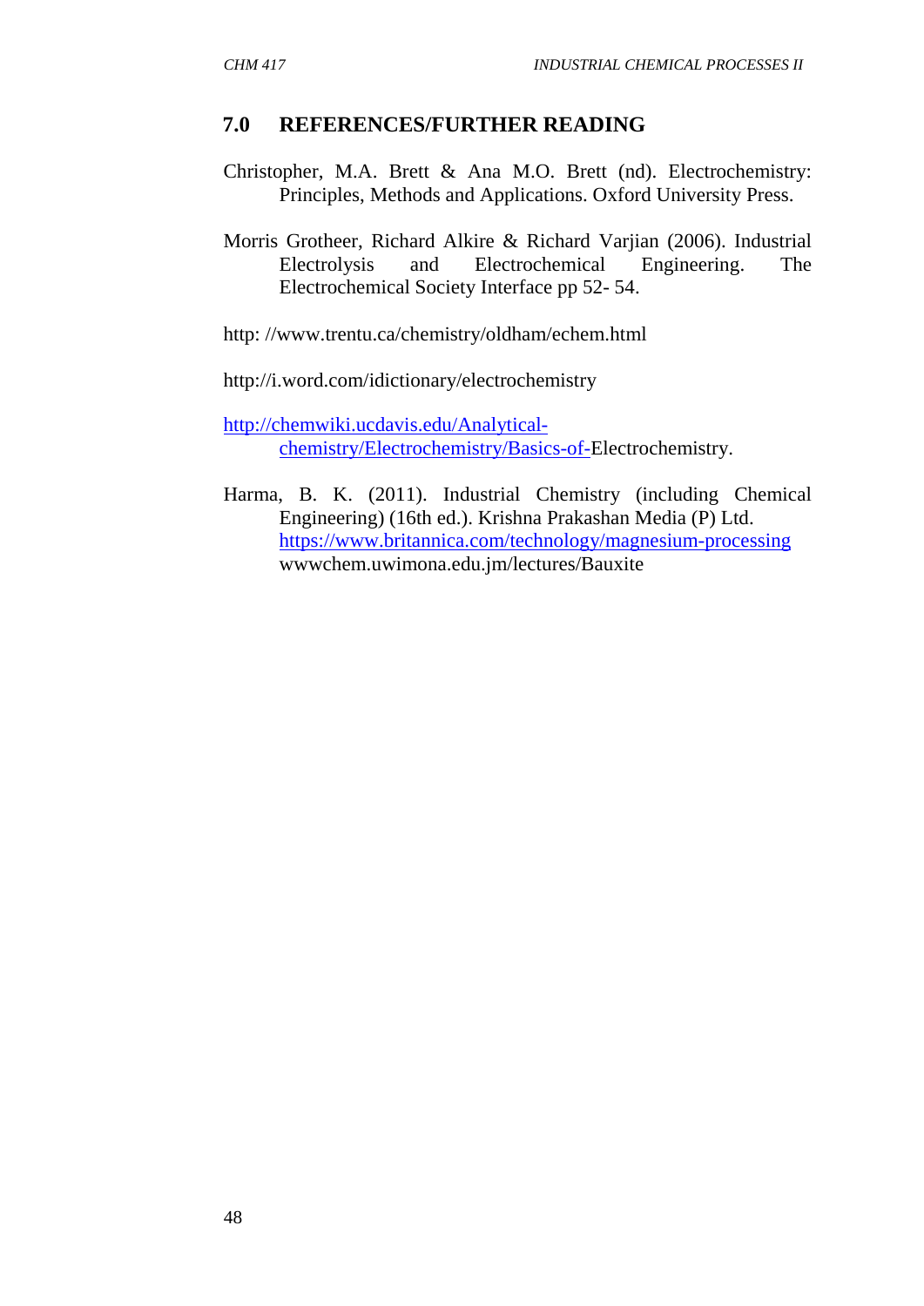## 7.0 REFERENCES/FURTHER READING

Christopher, M.A. Brett & Ana M.O. Brett (nd). Electrochemistry: Principles, Methods and Applications. Oxford University Press.

Morris Grotheer, Richard Alkire & Richard Varjian (2006). Industrial Electrolysis and Electrochemical Engineering. The Electrochemical Society Interface pp 52- 54.

http: //www.trentu.ca/chemistry/oldham/echem.html

http://i.word.com/idictionary/electrochemistry

http://chemwiki.ucdavis.edu/Analytical-chemistry/Electrochemistry/Basics-of-Electrochemistry.

Harma, B. K. (2011). Industrial Chemistry (including Chemical Engineering) (16th ed.). Krishna Prakashan Media (P) Ltd. https://www.britannica.com/technology/magnesium-processing wwwchem.uwimona.edu.jm/lectures/Bauxite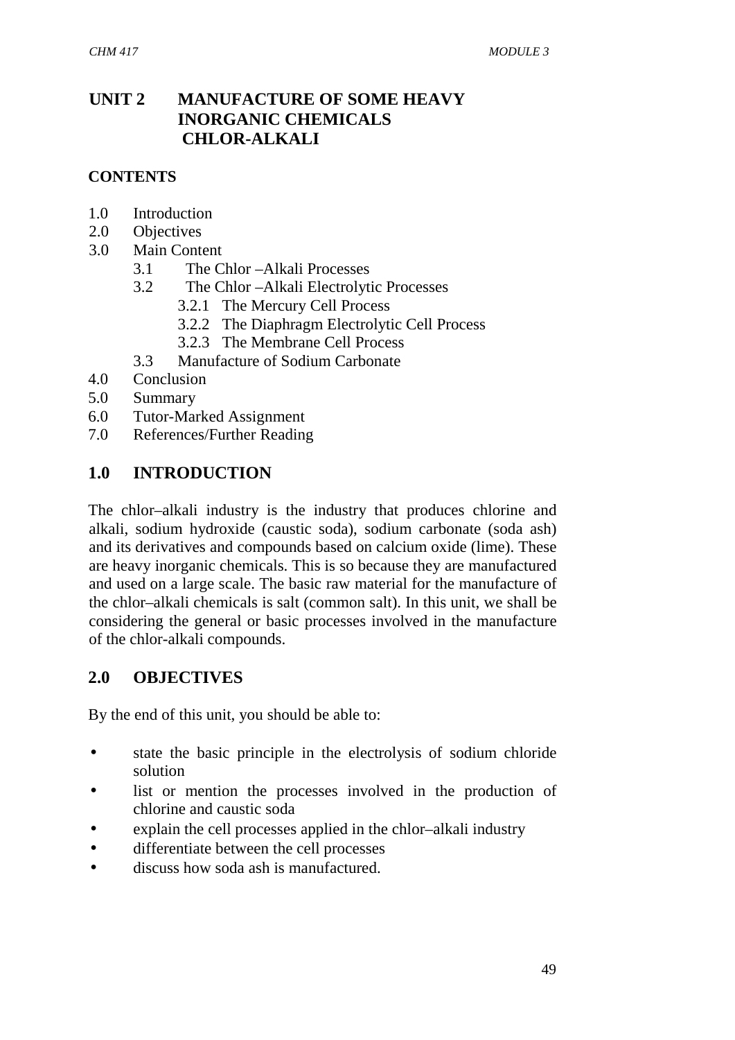# UNIT 2 MANUFACTURE OF SOME HEAVY INORGANIC CHEMICALS CHLOR-ALKALI

## CONTENTS

1.0 Introduction
2.0 Objectives
3.0 Main Content
  3.1 The Chlor –Alkali Processes
  3.2 The Chlor –Alkali Electrolytic Processes
    3.2.1 The Mercury Cell Process
    3.2.2 The Diaphragm Electrolytic Cell Process
    3.2.3 The Membrane Cell Process
  3.3 Manufacture of Sodium Carbonate
4.0 Conclusion
5.0 Summary
6.0 Tutor-Marked Assignment
7.0 References/Further Reading

## 1.0 INTRODUCTION

The chlor–alkali industry is the industry that produces chlorine and alkali, sodium hydroxide (caustic soda), sodium carbonate (soda ash) and its derivatives and compounds based on calcium oxide (lime). These are heavy inorganic chemicals. This is so because they are manufactured and used on a large scale. The basic raw material for the manufacture of the chlor–alkali chemicals is salt (common salt). In this unit, we shall be considering the general or basic processes involved in the manufacture of the chlor-alkali compounds.

## 2.0 OBJECTIVES

By the end of this unit, you should be able to:

- state the basic principle in the electrolysis of sodium chloride solution
- list or mention the processes involved in the production of chlorine and caustic soda
- explain the cell processes applied in the chlor–alkali industry
- differentiate between the cell processes
- discuss how soda ash is manufactured.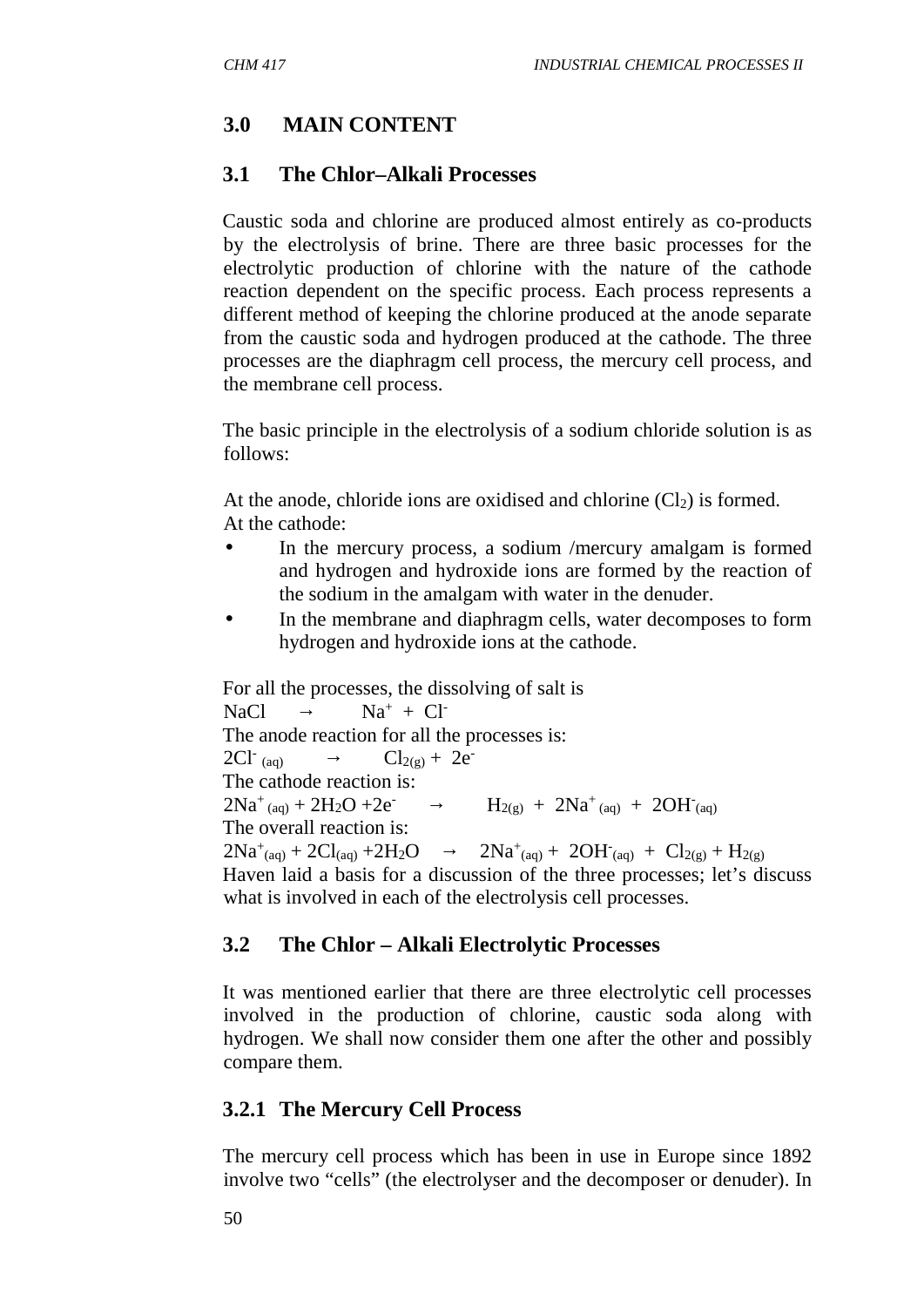## 3.0 MAIN CONTENT

### 3.1 The Chlor–Alkali Processes

Caustic soda and chlorine are produced almost entirely as co-products by the electrolysis of brine. There are three basic processes for the electrolytic production of chlorine with the nature of the cathode reaction dependent on the specific process. Each process represents a different method of keeping the chlorine produced at the anode separate from the caustic soda and hydrogen produced at the cathode. The three processes are the diaphragm cell process, the mercury cell process, and the membrane cell process.

The basic principle in the electrolysis of a sodium chloride solution is as follows:

At the anode, chloride ions are oxidised and chlorine ($Cl_2$) is formed.
At the cathode:

- In the mercury process, a sodium /mercury amalgam is formed and hydrogen and hydroxide ions are formed by the reaction of the sodium in the amalgam with water in the denuder.
- In the membrane and diaphragm cells, water decomposes to form hydrogen and hydroxide ions at the cathode.

For all the processes, the dissolving of salt is

$NaCl \rightarrow Na^+ + Cl^-$

The anode reaction for all the processes is:

$2Cl^-_{(aq)} \rightarrow Cl_{2(g)} + 2e^-$

The cathode reaction is:

$2Na^+_{(aq)} + 2H_2O + 2e^- \rightarrow H_{2(g)} + 2Na^+_{(aq)} + 2OH^-_{(aq)}$

The overall reaction is:

$2Na^+_{(aq)} + 2Cl_{(aq)} + 2H_2O \rightarrow 2Na^+_{(aq)} + 2OH^-_{(aq)} + Cl_{2(g)} + H_{2(g)}$

Haven laid a basis for a discussion of the three processes; let's discuss what is involved in each of the electrolysis cell processes.

### 3.2 The Chlor – Alkali Electrolytic Processes

It was mentioned earlier that there are three electrolytic cell processes involved in the production of chlorine, caustic soda along with hydrogen. We shall now consider them one after the other and possibly compare them.

#### 3.2.1 The Mercury Cell Process

The mercury cell process which has been in use in Europe since 1892 involve two "cells" (the electrolyser and the decomposer or denuder). In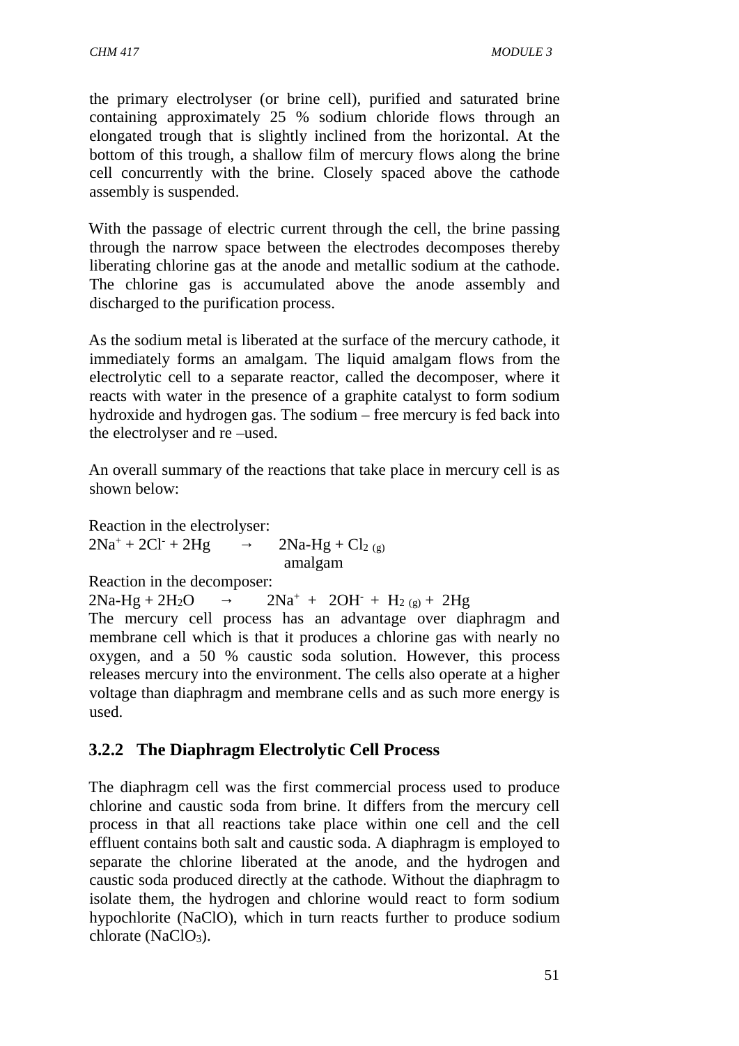the primary electrolyser (or brine cell), purified and saturated brine containing approximately 25 % sodium chloride flows through an elongated trough that is slightly inclined from the horizontal. At the bottom of this trough, a shallow film of mercury flows along the brine cell concurrently with the brine. Closely spaced above the cathode assembly is suspended.

With the passage of electric current through the cell, the brine passing through the narrow space between the electrodes decomposes thereby liberating chlorine gas at the anode and metallic sodium at the cathode. The chlorine gas is accumulated above the anode assembly and discharged to the purification process.

As the sodium metal is liberated at the surface of the mercury cathode, it immediately forms an amalgam. The liquid amalgam flows from the electrolytic cell to a separate reactor, called the decomposer, where it reacts with water in the presence of a graphite catalyst to form sodium hydroxide and hydrogen gas. The sodium – free mercury is fed back into the electrolyser and re –used.

An overall summary of the reactions that take place in mercury cell is as shown below:

Reaction in the electrolyser:

$$2Na^+ + 2Cl^- + 2Hg \rightarrow \underset{\text{amalgam}}{2Na\text{-}Hg} + Cl_{2\,(g)}$$

Reaction in the decomposer:

$$2Na\text{-}Hg + 2H_2O \rightarrow 2Na^+ + 2OH^- + H_{2\,(g)} + 2Hg$$

The mercury cell process has an advantage over diaphragm and membrane cell which is that it produces a chlorine gas with nearly no oxygen, and a 50 % caustic soda solution. However, this process releases mercury into the environment. The cells also operate at a higher voltage than diaphragm and membrane cells and as such more energy is used.

### 3.2.2 The Diaphragm Electrolytic Cell Process

The diaphragm cell was the first commercial process used to produce chlorine and caustic soda from brine. It differs from the mercury cell process in that all reactions take place within one cell and the cell effluent contains both salt and caustic soda. A diaphragm is employed to separate the chlorine liberated at the anode, and the hydrogen and caustic soda produced directly at the cathode. Without the diaphragm to isolate them, the hydrogen and chlorine would react to form sodium hypochlorite ($NaClO$), which in turn reacts further to produce sodium chlorate ($NaClO_3$).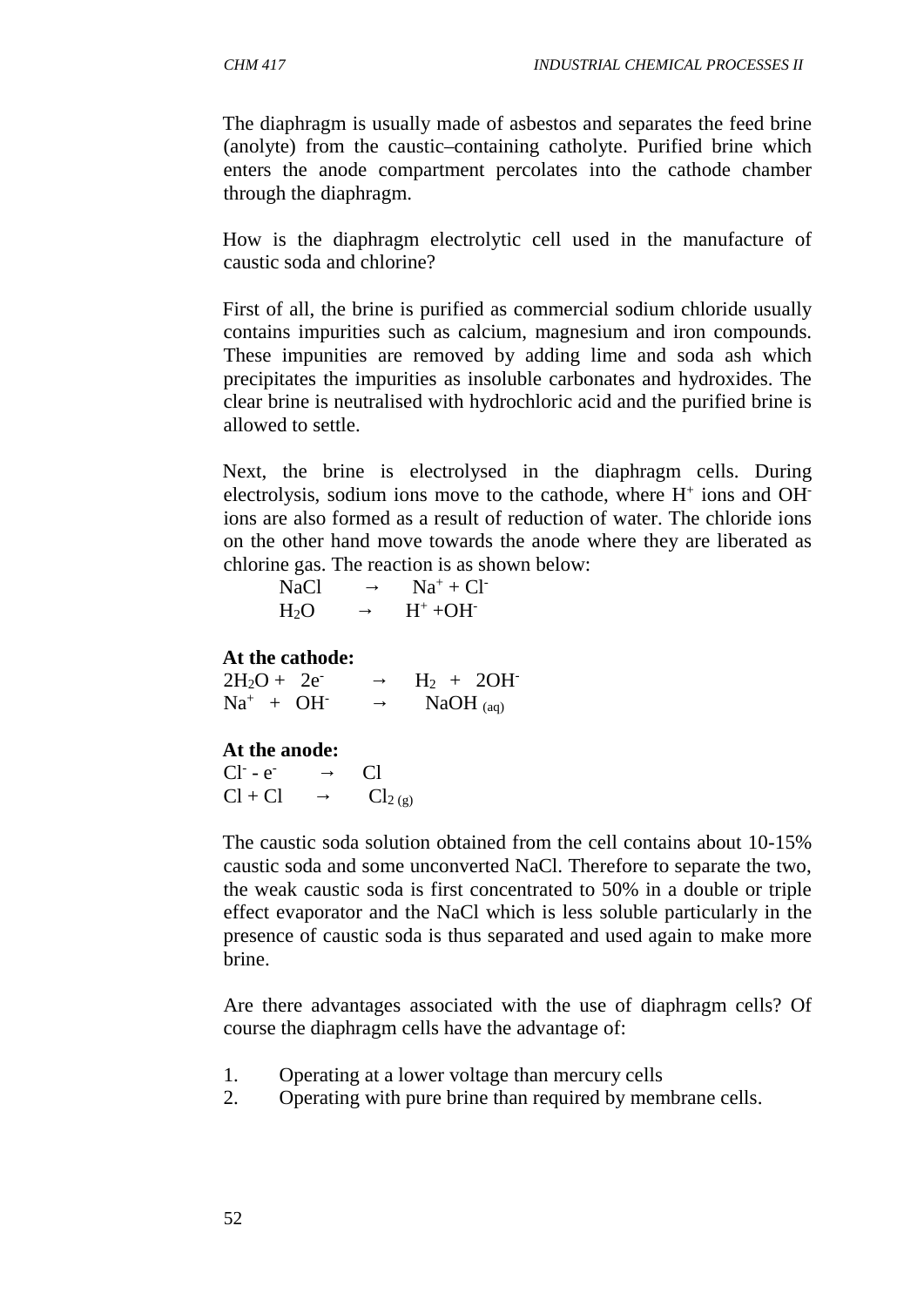The diaphragm is usually made of asbestos and separates the feed brine (anolyte) from the caustic–containing catholyte. Purified brine which enters the anode compartment percolates into the cathode chamber through the diaphragm.

How is the diaphragm electrolytic cell used in the manufacture of caustic soda and chlorine?

First of all, the brine is purified as commercial sodium chloride usually contains impurities such as calcium, magnesium and iron compounds. These impunities are removed by adding lime and soda ash which precipitates the impurities as insoluble carbonates and hydroxides. The clear brine is neutralised with hydrochloric acid and the purified brine is allowed to settle.

Next, the brine is electrolysed in the diaphragm cells. During electrolysis, sodium ions move to the cathode, where $H^+$ ions and $OH^-$ ions are also formed as a result of reduction of water. The chloride ions on the other hand move towards the anode where they are liberated as chlorine gas. The reaction is as shown below:

$$NaCl \rightarrow Na^+ + Cl^-$$
$$H_2O \rightarrow H^+ + OH^-$$

**At the cathode:**

$$2H_2O + 2e^- \rightarrow H_2 + 2OH^-$$
$$Na^+ + OH^- \rightarrow NaOH_{(aq)}$$

**At the anode:**

$$Cl^- - e^- \rightarrow Cl$$
$$Cl + Cl \rightarrow Cl_{2\,(g)}$$

The caustic soda solution obtained from the cell contains about 10-15% caustic soda and some unconverted NaCl. Therefore to separate the two, the weak caustic soda is first concentrated to 50% in a double or triple effect evaporator and the NaCl which is less soluble particularly in the presence of caustic soda is thus separated and used again to make more brine.

Are there advantages associated with the use of diaphragm cells? Of course the diaphragm cells have the advantage of:

1. Operating at a lower voltage than mercury cells
2. Operating with pure brine than required by membrane cells.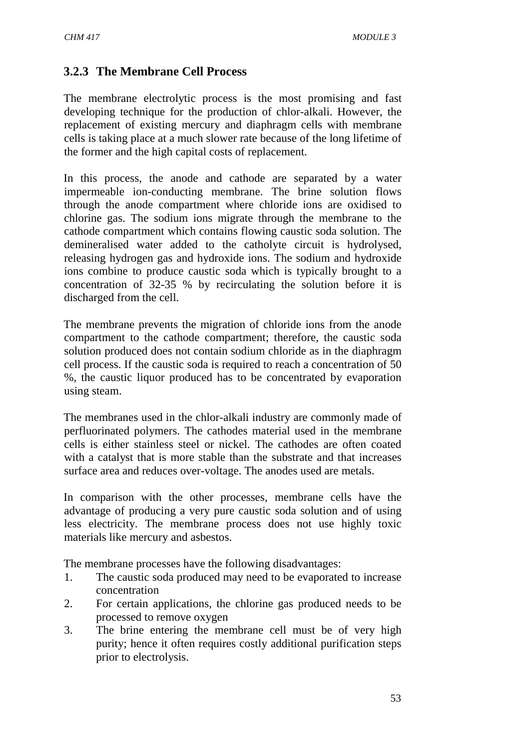### 3.2.3 The Membrane Cell Process

The membrane electrolytic process is the most promising and fast developing technique for the production of chlor-alkali. However, the replacement of existing mercury and diaphragm cells with membrane cells is taking place at a much slower rate because of the long lifetime of the former and the high capital costs of replacement.

In this process, the anode and cathode are separated by a water impermeable ion-conducting membrane. The brine solution flows through the anode compartment where chloride ions are oxidised to chlorine gas. The sodium ions migrate through the membrane to the cathode compartment which contains flowing caustic soda solution. The demineralised water added to the catholyte circuit is hydrolysed, releasing hydrogen gas and hydroxide ions. The sodium and hydroxide ions combine to produce caustic soda which is typically brought to a concentration of 32-35 % by recirculating the solution before it is discharged from the cell.

The membrane prevents the migration of chloride ions from the anode compartment to the cathode compartment; therefore, the caustic soda solution produced does not contain sodium chloride as in the diaphragm cell process. If the caustic soda is required to reach a concentration of 50 %, the caustic liquor produced has to be concentrated by evaporation using steam.

The membranes used in the chlor-alkali industry are commonly made of perfluorinated polymers. The cathodes material used in the membrane cells is either stainless steel or nickel. The cathodes are often coated with a catalyst that is more stable than the substrate and that increases surface area and reduces over-voltage. The anodes used are metals.

In comparison with the other processes, membrane cells have the advantage of producing a very pure caustic soda solution and of using less electricity. The membrane process does not use highly toxic materials like mercury and asbestos.

The membrane processes have the following disadvantages:

1. The caustic soda produced may need to be evaporated to increase concentration
2. For certain applications, the chlorine gas produced needs to be processed to remove oxygen
3. The brine entering the membrane cell must be of very high purity; hence it often requires costly additional purification steps prior to electrolysis.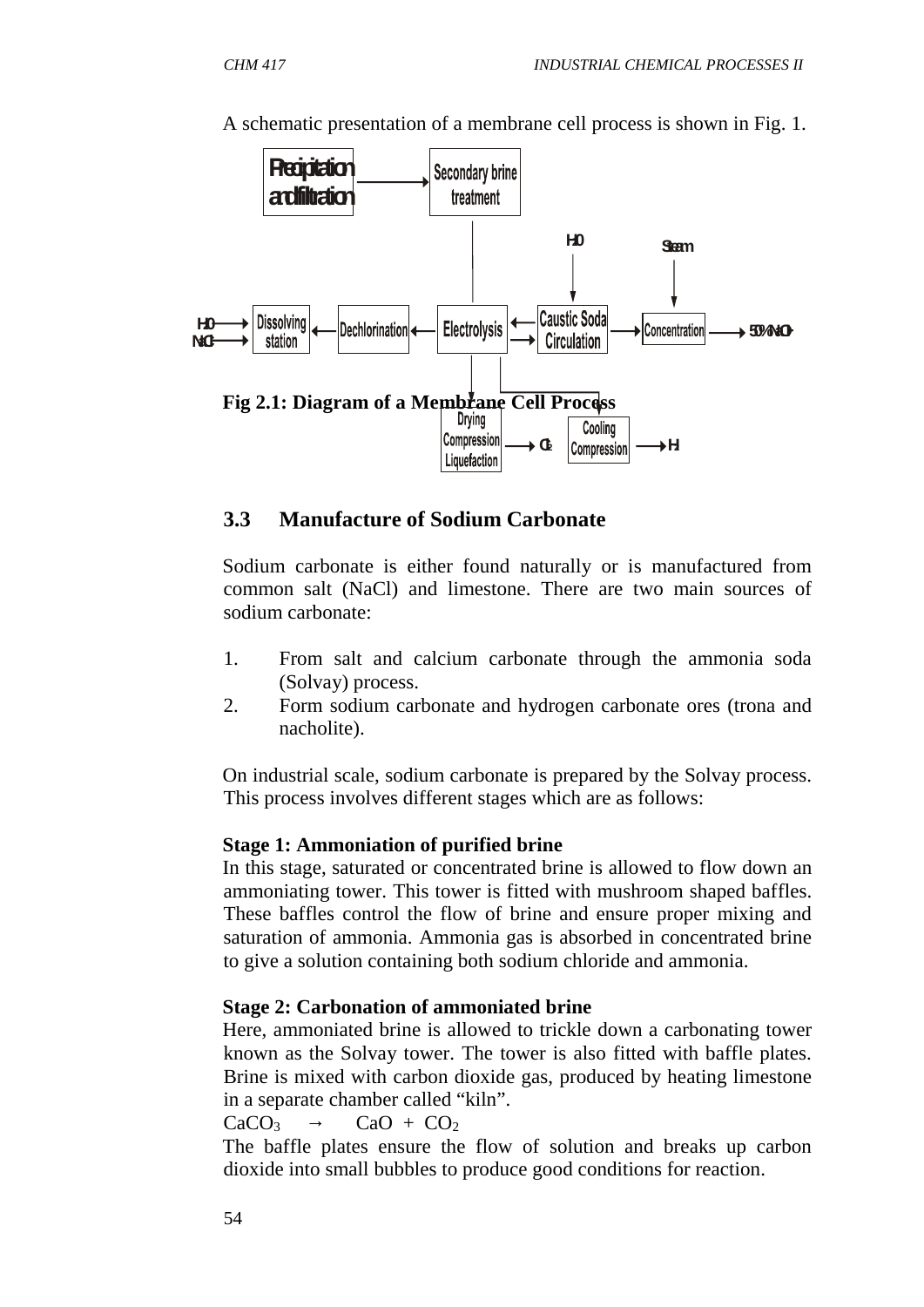A schematic presentation of a membrane cell process is shown in Fig. 1.

Precipitation and filtration → Secondary brine treatment

$H_2O$ → Dissolving station ← Dechlorination ← Electrolysis ⇄ Caustic Soda Circulation → Concentration → 50% NaOH

NaCl → Dissolving station

$H_2O$ → Caustic Soda Circulation

Steam → Concentration

Electrolysis → Drying Compression Liquefaction → $Cl_2$

Electrolysis → Cooling Compression → $H_2$

**Fig 2.1: Diagram of a Membrane Cell Process**

## 3.3 Manufacture of Sodium Carbonate

Sodium carbonate is either found naturally or is manufactured from common salt (NaCl) and limestone. There are two main sources of sodium carbonate:

1. From salt and calcium carbonate through the ammonia soda (Solvay) process.
2. Form sodium carbonate and hydrogen carbonate ores (trona and nacholite).

On industrial scale, sodium carbonate is prepared by the Solvay process. This process involves different stages which are as follows:

**Stage 1: Ammoniation of purified brine**

In this stage, saturated or concentrated brine is allowed to flow down an ammoniating tower. This tower is fitted with mushroom shaped baffles. These baffles control the flow of brine and ensure proper mixing and saturation of ammonia. Ammonia gas is absorbed in concentrated brine to give a solution containing both sodium chloride and ammonia.

**Stage 2: Carbonation of ammoniated brine**

Here, ammoniated brine is allowed to trickle down a carbonating tower known as the Solvay tower. The tower is also fitted with baffle plates. Brine is mixed with carbon dioxide gas, produced by heating limestone in a separate chamber called "kiln".

$CaCO_3 \rightarrow CaO + CO_2$

The baffle plates ensure the flow of solution and breaks up carbon dioxide into small bubbles to produce good conditions for reaction.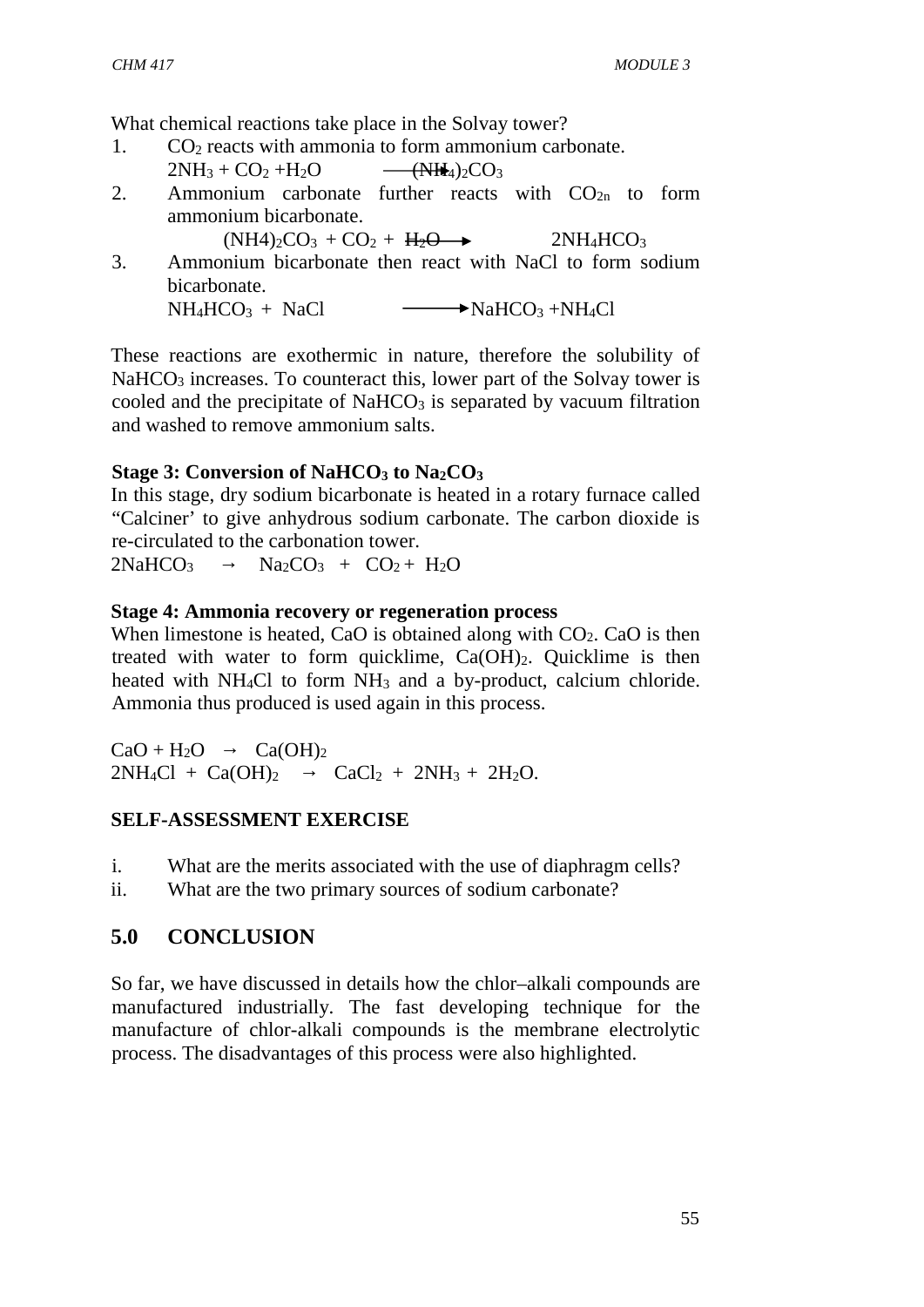What chemical reactions take place in the Solvay tower?

1. $CO_2$ reacts with ammonia to form ammonium carbonate.

   $2NH_3 + CO_2 + H_2O \longrightarrow (NH_4)_2CO_3$

2. Ammonium carbonate further reacts with $CO_{2n}$ to form ammonium bicarbonate.

   $(NH4)_2CO_3 + CO_2 + H_2O \longrightarrow 2NH_4HCO_3$

3. Ammonium bicarbonate then react with NaCl to form sodium bicarbonate.

   $NH_4HCO_3 + NaCl \longrightarrow NaHCO_3 + NH_4Cl$

These reactions are exothermic in nature, therefore the solubility of $NaHCO_3$ increases. To counteract this, lower part of the Solvay tower is cooled and the precipitate of $NaHCO_3$ is separated by vacuum filtration and washed to remove ammonium salts.

**Stage 3: Conversion of $NaHCO_3$ to $Na_2CO_3$**

In this stage, dry sodium bicarbonate is heated in a rotary furnace called "Calciner' to give anhydrous sodium carbonate. The carbon dioxide is re-circulated to the carbonation tower.

$2NaHCO_3 \rightarrow Na_2CO_3 + CO_2 + H_2O$

**Stage 4: Ammonia recovery or regeneration process**

When limestone is heated, CaO is obtained along with $CO_2$. CaO is then treated with water to form quicklime, $Ca(OH)_2$. Quicklime is then heated with $NH_4Cl$ to form $NH_3$ and a by-product, calcium chloride. Ammonia thus produced is used again in this process.

$CaO + H_2O \rightarrow Ca(OH)_2$

$2NH_4Cl + Ca(OH)_2 \rightarrow CaCl_2 + 2NH_3 + 2H_2O.$

**SELF-ASSESSMENT EXERCISE**

i. What are the merits associated with the use of diaphragm cells?

ii. What are the two primary sources of sodium carbonate?

## 5.0 CONCLUSION

So far, we have discussed in details how the chlor–alkali compounds are manufactured industrially. The fast developing technique for the manufacture of chlor-alkali compounds is the membrane electrolytic process. The disadvantages of this process were also highlighted.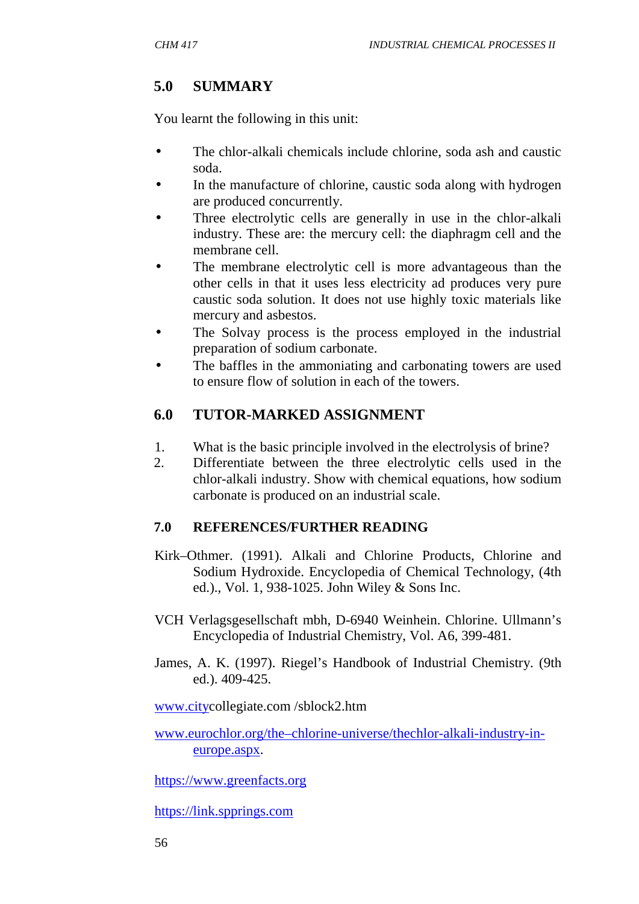## 5.0 SUMMARY

You learnt the following in this unit:

- The chlor-alkali chemicals include chlorine, soda ash and caustic soda.
- In the manufacture of chlorine, caustic soda along with hydrogen are produced concurrently.
- Three electrolytic cells are generally in use in the chlor-alkali industry. These are: the mercury cell: the diaphragm cell and the membrane cell.
- The membrane electrolytic cell is more advantageous than the other cells in that it uses less electricity ad produces very pure caustic soda solution. It does not use highly toxic materials like mercury and asbestos.
- The Solvay process is the process employed in the industrial preparation of sodium carbonate.
- The baffles in the ammoniating and carbonating towers are used to ensure flow of solution in each of the towers.

## 6.0 TUTOR-MARKED ASSIGNMENT

1. What is the basic principle involved in the electrolysis of brine?
2. Differentiate between the three electrolytic cells used in the chlor-alkali industry. Show with chemical equations, how sodium carbonate is produced on an industrial scale.

## 7.0 REFERENCES/FURTHER READING

Kirk–Othmer. (1991). Alkali and Chlorine Products, Chlorine and Sodium Hydroxide. Encyclopedia of Chemical Technology, (4th ed.)., Vol. 1, 938-1025. John Wiley & Sons Inc.

VCH Verlagsgesellschaft mbh, D-6940 Weinhein. Chlorine. Ullmann's Encyclopedia of Industrial Chemistry, Vol. A6, 399-481.

James, A. K. (1997). Riegel's Handbook of Industrial Chemistry. (9th ed.). 409-425.

www.citycollegiate.com /sblock2.htm

www.eurochlor.org/the–chlorine-universe/thechlor-alkali-industry-in-europe.aspx.

https://www.greenfacts.org

https://link.spprings.com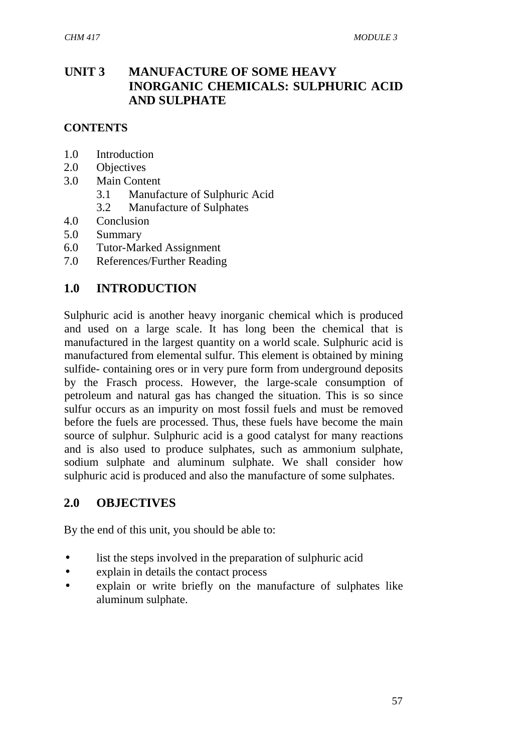# UNIT 3 MANUFACTURE OF SOME HEAVY INORGANIC CHEMICALS: SULPHURIC ACID AND SULPHATE

## CONTENTS

1.0 Introduction
2.0 Objectives
3.0 Main Content
  3.1 Manufacture of Sulphuric Acid
  3.2 Manufacture of Sulphates
4.0 Conclusion
5.0 Summary
6.0 Tutor-Marked Assignment
7.0 References/Further Reading

## 1.0 INTRODUCTION

Sulphuric acid is another heavy inorganic chemical which is produced and used on a large scale. It has long been the chemical that is manufactured in the largest quantity on a world scale. Sulphuric acid is manufactured from elemental sulfur. This element is obtained by mining sulfide- containing ores or in very pure form from underground deposits by the Frasch process. However, the large-scale consumption of petroleum and natural gas has changed the situation. This is so since sulfur occurs as an impurity on most fossil fuels and must be removed before the fuels are processed. Thus, these fuels have become the main source of sulphur. Sulphuric acid is a good catalyst for many reactions and is also used to produce sulphates, such as ammonium sulphate, sodium sulphate and aluminum sulphate. We shall consider how sulphuric acid is produced and also the manufacture of some sulphates.

## 2.0 OBJECTIVES

By the end of this unit, you should be able to:

- list the steps involved in the preparation of sulphuric acid
- explain in details the contact process
- explain or write briefly on the manufacture of sulphates like aluminum sulphate.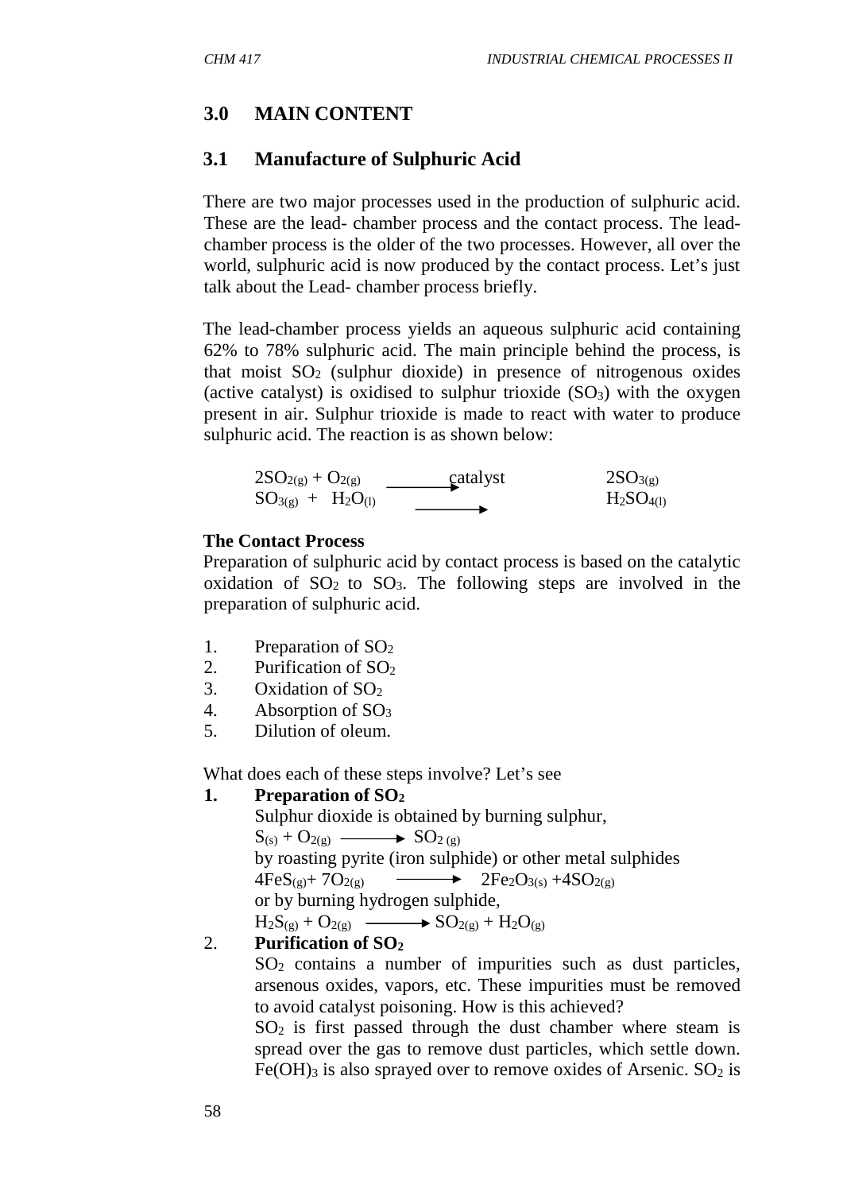## 3.0 MAIN CONTENT

### 3.1 Manufacture of Sulphuric Acid

There are two major processes used in the production of sulphuric acid. These are the lead- chamber process and the contact process. The lead-chamber process is the older of the two processes. However, all over the world, sulphuric acid is now produced by the contact process. Let's just talk about the Lead- chamber process briefly.

The lead-chamber process yields an aqueous sulphuric acid containing 62% to 78% sulphuric acid. The main principle behind the process, is that moist $SO_2$ (sulphur dioxide) in presence of nitrogenous oxides (active catalyst) is oxidised to sulphur trioxide ($SO_3$) with the oxygen present in air. Sulphur trioxide is made to react with water to produce sulphuric acid. The reaction is as shown below:

$$2SO_{2(g)} + O_{2(g)} \xrightarrow{\text{catalyst}} 2SO_{3(g)}$$
$$SO_{3(g)} + H_2O_{(l)} \longrightarrow H_2SO_{4(l)}$$

**The Contact Process**

Preparation of sulphuric acid by contact process is based on the catalytic oxidation of $SO_2$ to $SO_3$. The following steps are involved in the preparation of sulphuric acid.

1. Preparation of $SO_2$
2. Purification of $SO_2$
3. Oxidation of $SO_2$
4. Absorption of $SO_3$
5. Dilution of oleum.

What does each of these steps involve? Let's see

1. **Preparation of $SO_2$**

   Sulphur dioxide is obtained by burning sulphur,

   $$S_{(s)} + O_{2(g)} \longrightarrow SO_{2\,(g)}$$

   by roasting pyrite (iron sulphide) or other metal sulphides

   $$4FeS_{(g)} + 7O_{2(g)} \longrightarrow 2Fe_2O_{3(s)} + 4SO_{2(g)}$$

   or by burning hydrogen sulphide,

   $$H_2S_{(g)} + O_{2(g)} \longrightarrow SO_{2(g)} + H_2O_{(g)}$$

2. **Purification of $SO_2$**

   $SO_2$ contains a number of impurities such as dust particles, arsenous oxides, vapors, etc. These impurities must be removed to avoid catalyst poisoning. How is this achieved?

   $SO_2$ is first passed through the dust chamber where steam is spread over the gas to remove dust particles, which settle down. $Fe(OH)_3$ is also sprayed over to remove oxides of Arsenic. $SO_2$ is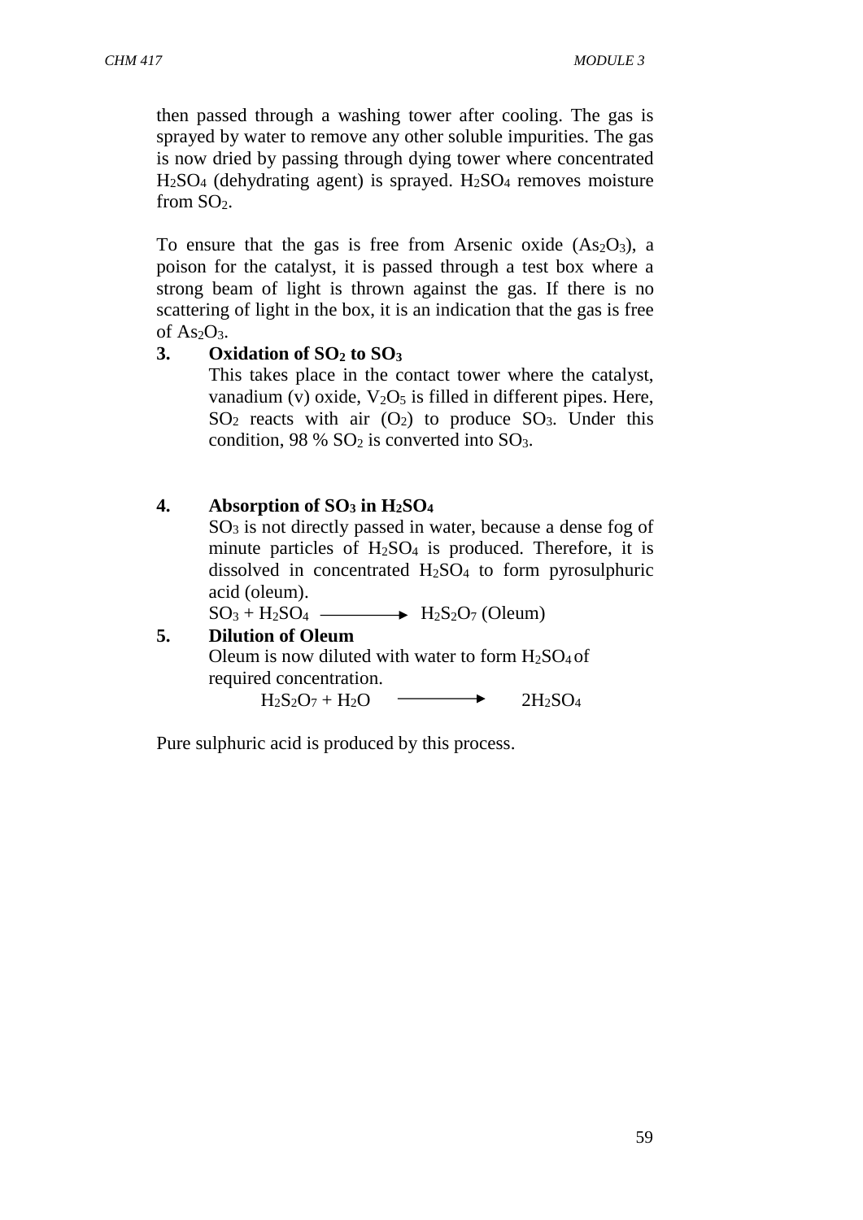then passed through a washing tower after cooling. The gas is sprayed by water to remove any other soluble impurities. The gas is now dried by passing through dying tower where concentrated $H_2SO_4$ (dehydrating agent) is sprayed. $H_2SO_4$ removes moisture from $SO_2$.

To ensure that the gas is free from Arsenic oxide ($As_2O_3$), a poison for the catalyst, it is passed through a test box where a strong beam of light is thrown against the gas. If there is no scattering of light in the box, it is an indication that the gas is free of $As_2O_3$.

3. **Oxidation of $SO_2$ to $SO_3$**

   This takes place in the contact tower where the catalyst, vanadium (v) oxide, $V_2O_5$ is filled in different pipes. Here, $SO_2$ reacts with air ($O_2$) to produce $SO_3$. Under this condition, 98 % $SO_2$ is converted into $SO_3$.

4. **Absorption of $SO_3$ in $H_2SO_4$**

   $SO_3$ is not directly passed in water, because a dense fog of minute particles of $H_2SO_4$ is produced. Therefore, it is dissolved in concentrated $H_2SO_4$ to form pyrosulphuric acid (oleum).

   $$SO_3 + H_2SO_4 \longrightarrow H_2S_2O_7 \text{ (Oleum)}$$

5. **Dilution of Oleum**

   Oleum is now diluted with water to form $H_2SO_4$ of required concentration.

   $$H_2S_2O_7 + H_2O \longrightarrow 2H_2SO_4$$

Pure sulphuric acid is produced by this process.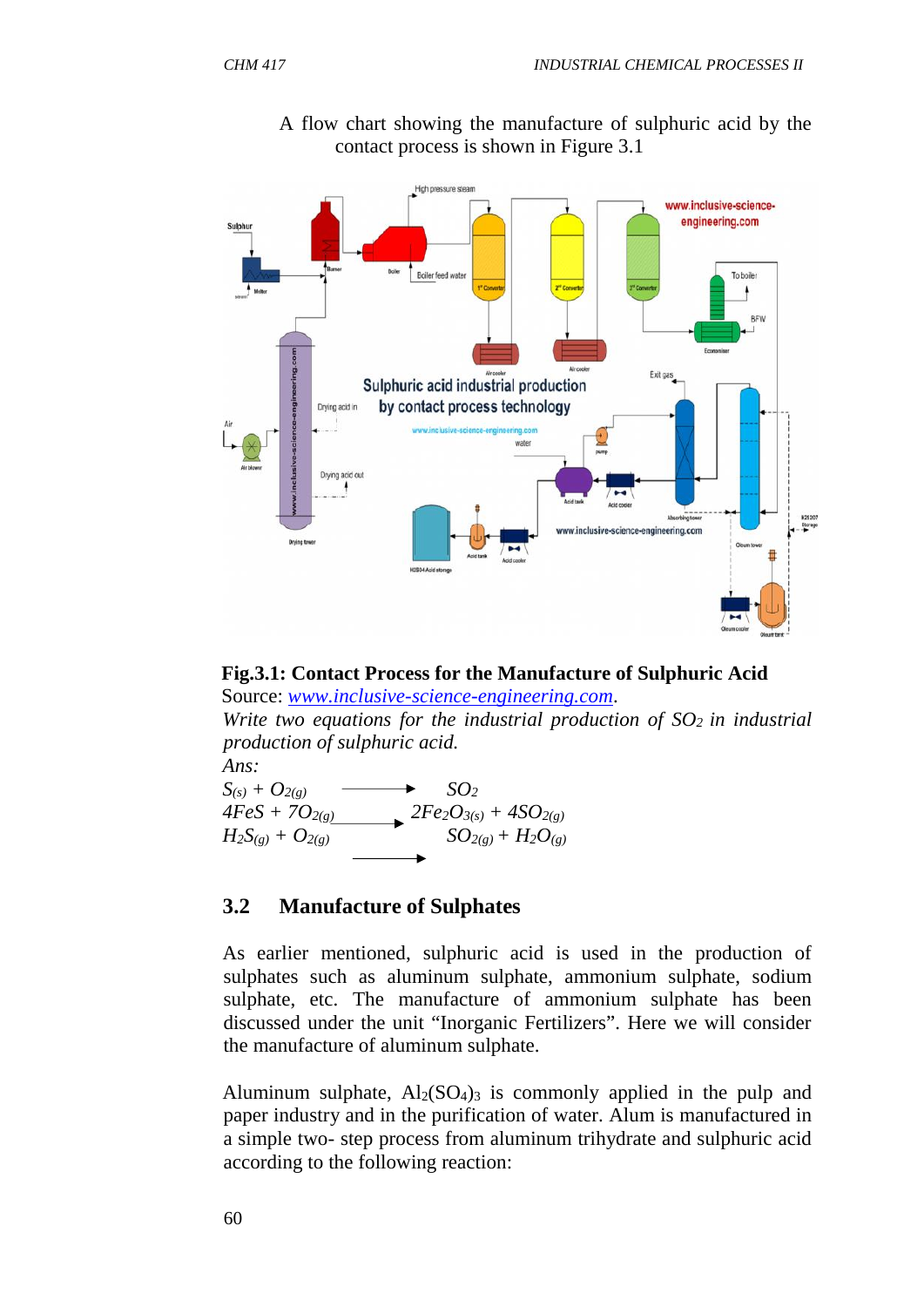A flow chart showing the manufacture of sulphuric acid by the contact process is shown in Figure 3.1

**Fig.3.1: Contact Process for the Manufacture of Sulphuric Acid**

Source: [www.inclusive-science-engineering.com](http://www.inclusive-science-engineering.com).

*Write two equations for the industrial production of $SO_2$ in industrial production of sulphuric acid.*

*Ans:*

$$S_{(s)} + O_{2(g)} \longrightarrow SO_2$$

$$4FeS + 7O_{2(g)} \longrightarrow 2Fe_2O_{3(s)} + 4SO_{2(g)}$$

$$H_2S_{(g)} + O_{2(g)} \longrightarrow SO_{2(g)} + H_2O_{(g)}$$

## 3.2 Manufacture of Sulphates

As earlier mentioned, sulphuric acid is used in the production of sulphates such as aluminum sulphate, ammonium sulphate, sodium sulphate, etc. The manufacture of ammonium sulphate has been discussed under the unit "Inorganic Fertilizers". Here we will consider the manufacture of aluminum sulphate.

Aluminum sulphate, $Al_2(SO_4)_3$ is commonly applied in the pulp and paper industry and in the purification of water. Alum is manufactured in a simple two- step process from aluminum trihydrate and sulphuric acid according to the following reaction: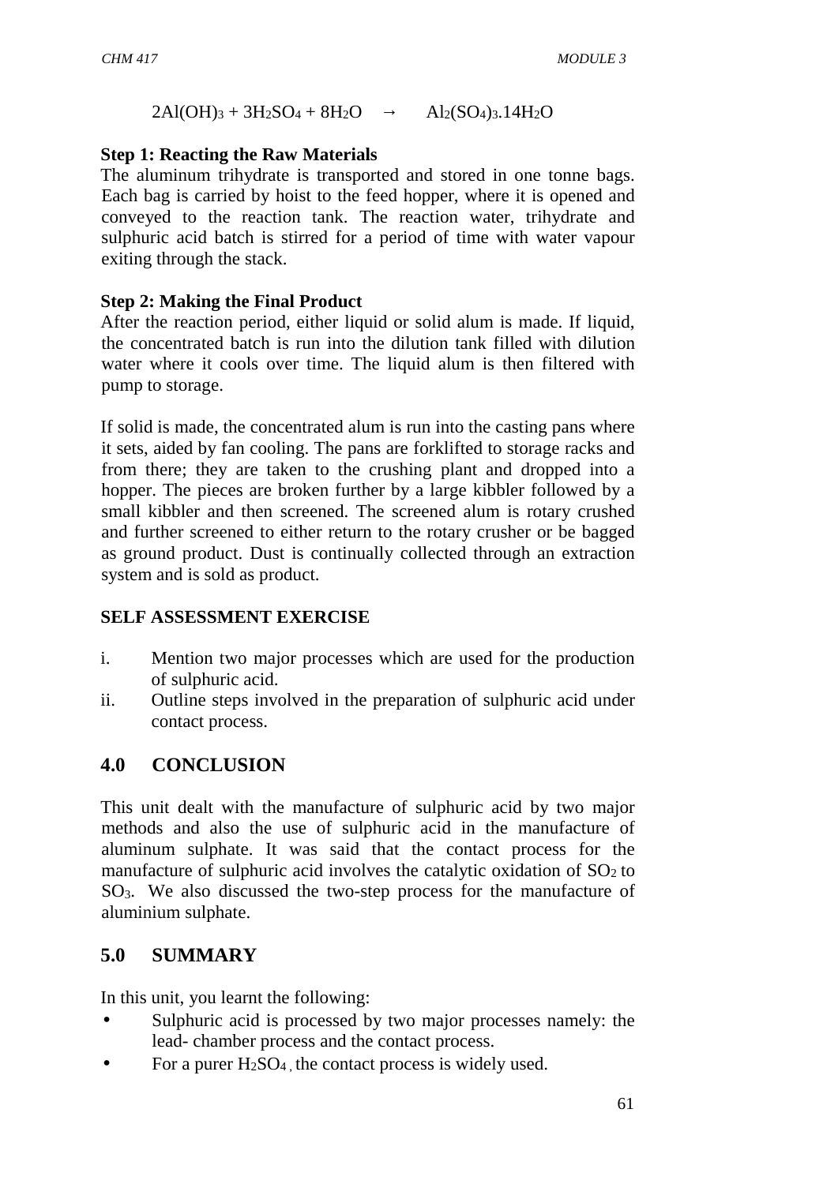$$2Al(OH)_3 + 3H_2SO_4 + 8H_2O \rightarrow Al_2(SO_4)_3.14H_2O$$

**Step 1: Reacting the Raw Materials**

The aluminum trihydrate is transported and stored in one tonne bags. Each bag is carried by hoist to the feed hopper, where it is opened and conveyed to the reaction tank. The reaction water, trihydrate and sulphuric acid batch is stirred for a period of time with water vapour exiting through the stack.

**Step 2: Making the Final Product**

After the reaction period, either liquid or solid alum is made. If liquid, the concentrated batch is run into the dilution tank filled with dilution water where it cools over time. The liquid alum is then filtered with pump to storage.

If solid is made, the concentrated alum is run into the casting pans where it sets, aided by fan cooling. The pans are forklifted to storage racks and from there; they are taken to the crushing plant and dropped into a hopper. The pieces are broken further by a large kibbler followed by a small kibbler and then screened. The screened alum is rotary crushed and further screened to either return to the rotary crusher or be bagged as ground product. Dust is continually collected through an extraction system and is sold as product.

**SELF ASSESSMENT EXERCISE**

i. Mention two major processes which are used for the production of sulphuric acid.
ii. Outline steps involved in the preparation of sulphuric acid under contact process.

## 4.0 CONCLUSION

This unit dealt with the manufacture of sulphuric acid by two major methods and also the use of sulphuric acid in the manufacture of aluminum sulphate. It was said that the contact process for the manufacture of sulphuric acid involves the catalytic oxidation of $SO_2$ to $SO_3$. We also discussed the two-step process for the manufacture of aluminium sulphate.

## 5.0 SUMMARY

In this unit, you learnt the following:

- Sulphuric acid is processed by two major processes namely: the lead- chamber process and the contact process.
- For a purer $H_2SO_4$, the contact process is widely used.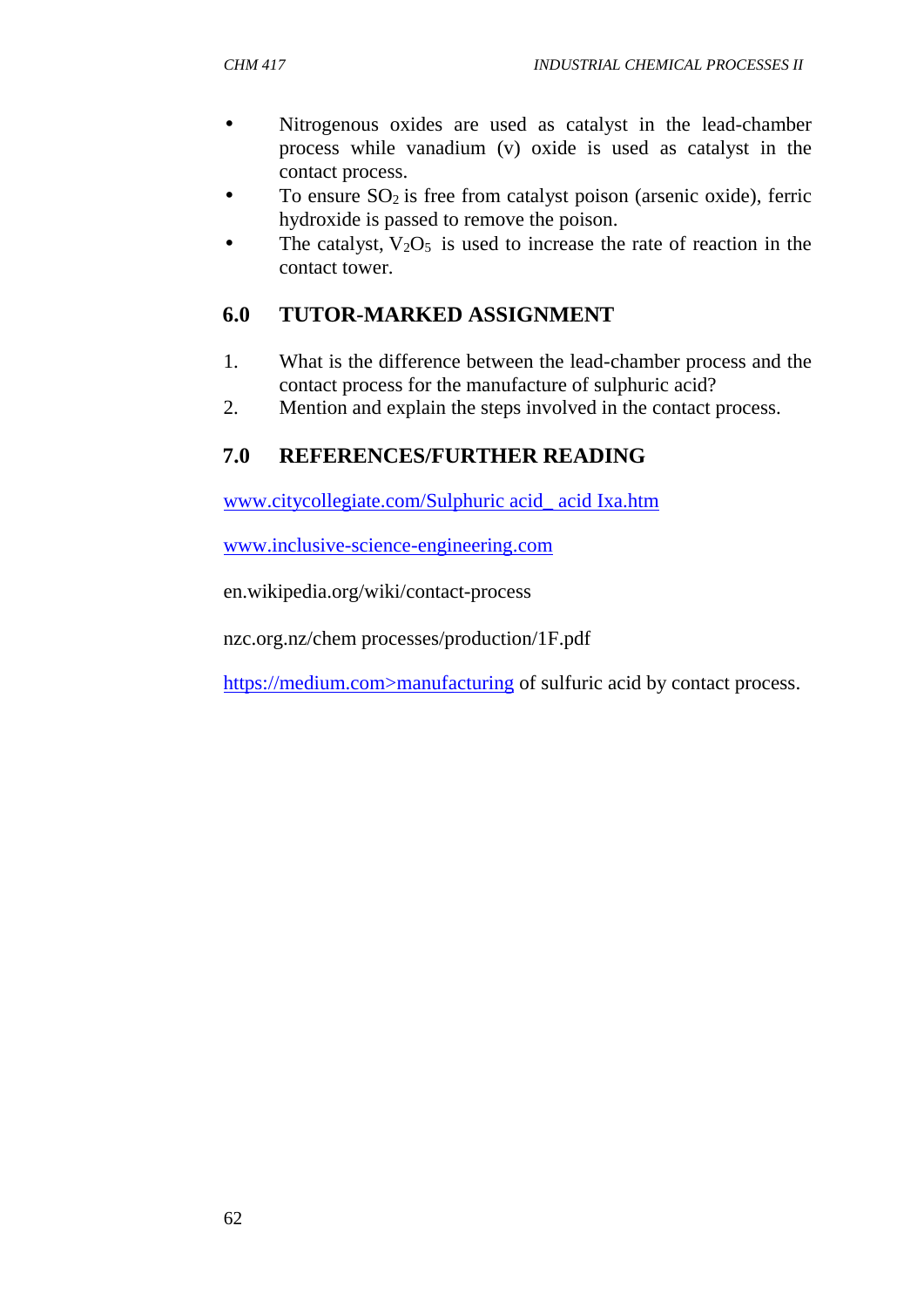- Nitrogenous oxides are used as catalyst in the lead-chamber process while vanadium (v) oxide is used as catalyst in the contact process.
- To ensure $SO_2$ is free from catalyst poison (arsenic oxide), ferric hydroxide is passed to remove the poison.
- The catalyst, $V_2O_5$ is used to increase the rate of reaction in the contact tower.

## 6.0 TUTOR-MARKED ASSIGNMENT

1. What is the difference between the lead-chamber process and the contact process for the manufacture of sulphuric acid?
2. Mention and explain the steps involved in the contact process.

## 7.0 REFERENCES/FURTHER READING

www.citycollegiate.com/Sulphuric acid_ acid Ixa.htm

www.inclusive-science-engineering.com

en.wikipedia.org/wiki/contact-process

nzc.org.nz/chem processes/production/1F.pdf

https://medium.com>manufacturing of sulfuric acid by contact process.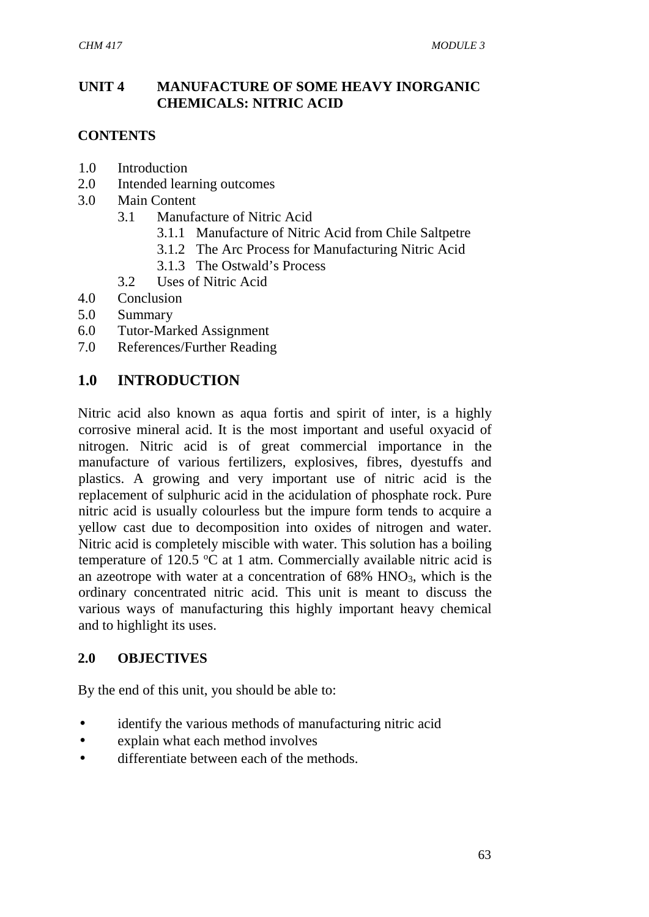## UNIT 4 MANUFACTURE OF SOME HEAVY INORGANIC CHEMICALS: NITRIC ACID

### CONTENTS

1.0 Introduction
2.0 Intended learning outcomes
3.0 Main Content
    3.1 Manufacture of Nitric Acid
        3.1.1 Manufacture of Nitric Acid from Chile Saltpetre
        3.1.2 The Arc Process for Manufacturing Nitric Acid
        3.1.3 The Ostwald's Process
    3.2 Uses of Nitric Acid
4.0 Conclusion
5.0 Summary
6.0 Tutor-Marked Assignment
7.0 References/Further Reading

## 1.0 INTRODUCTION

Nitric acid also known as aqua fortis and spirit of inter, is a highly corrosive mineral acid. It is the most important and useful oxyacid of nitrogen. Nitric acid is of great commercial importance in the manufacture of various fertilizers, explosives, fibres, dyestuffs and plastics. A growing and very important use of nitric acid is the replacement of sulphuric acid in the acidulation of phosphate rock. Pure nitric acid is usually colourless but the impure form tends to acquire a yellow cast due to decomposition into oxides of nitrogen and water. Nitric acid is completely miscible with water. This solution has a boiling temperature of 120.5 $^{o}$C at 1 atm. Commercially available nitric acid is an azeotrope with water at a concentration of 68% $HNO_3$, which is the ordinary concentrated nitric acid. This unit is meant to discuss the various ways of manufacturing this highly important heavy chemical and to highlight its uses.

### 2.0 OBJECTIVES

By the end of this unit, you should be able to:

- identify the various methods of manufacturing nitric acid
- explain what each method involves
- differentiate between each of the methods.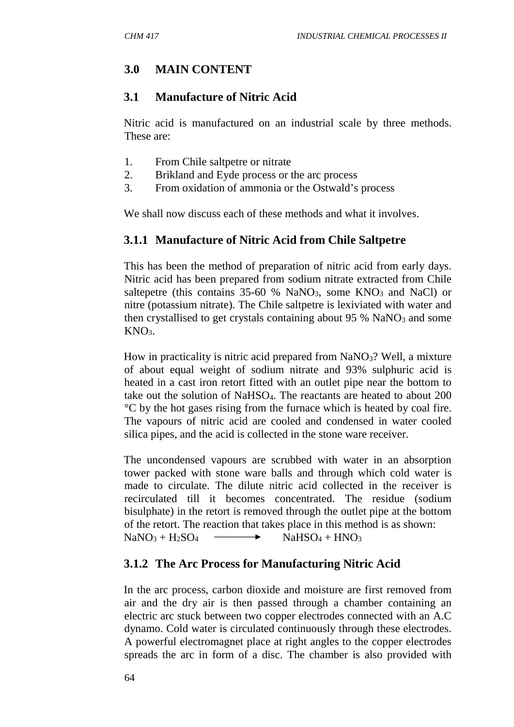## 3.0 MAIN CONTENT

### 3.1 Manufacture of Nitric Acid

Nitric acid is manufactured on an industrial scale by three methods. These are:

1. From Chile saltpetre or nitrate
2. Brikland and Eyde process or the arc process
3. From oxidation of ammonia or the Ostwald's process

We shall now discuss each of these methods and what it involves.

#### 3.1.1 Manufacture of Nitric Acid from Chile Saltpetre

This has been the method of preparation of nitric acid from early days. Nitric acid has been prepared from sodium nitrate extracted from Chile saltepetre (this contains 35-60 % $NaNO_3$, some $KNO_3$ and NaCl) or nitre (potassium nitrate). The Chile saltpetre is lexiviated with water and then crystallised to get crystals containing about 95 % $NaNO_3$ and some $KNO_3$.

How in practicality is nitric acid prepared from $NaNO_3$? Well, a mixture of about equal weight of sodium nitrate and 93% sulphuric acid is heated in a cast iron retort fitted with an outlet pipe near the bottom to take out the solution of $NaHSO_4$. The reactants are heated to about 200 °C by the hot gases rising from the furnace which is heated by coal fire. The vapours of nitric acid are cooled and condensed in water cooled silica pipes, and the acid is collected in the stone ware receiver.

The uncondensed vapours are scrubbed with water in an absorption tower packed with stone ware balls and through which cold water is made to circulate. The dilute nitric acid collected in the receiver is recirculated till it becomes concentrated. The residue (sodium bisulphate) in the retort is removed through the outlet pipe at the bottom of the retort. The reaction that takes place in this method is as shown:

$$NaNO_3 + H_2SO_4 \longrightarrow NaHSO_4 + HNO_3$$

#### 3.1.2 The Arc Process for Manufacturing Nitric Acid

In the arc process, carbon dioxide and moisture are first removed from air and the dry air is then passed through a chamber containing an electric arc stuck between two copper electrodes connected with an A.C dynamo. Cold water is circulated continuously through these electrodes. A powerful electromagnet place at right angles to the copper electrodes spreads the arc in form of a disc. The chamber is also provided with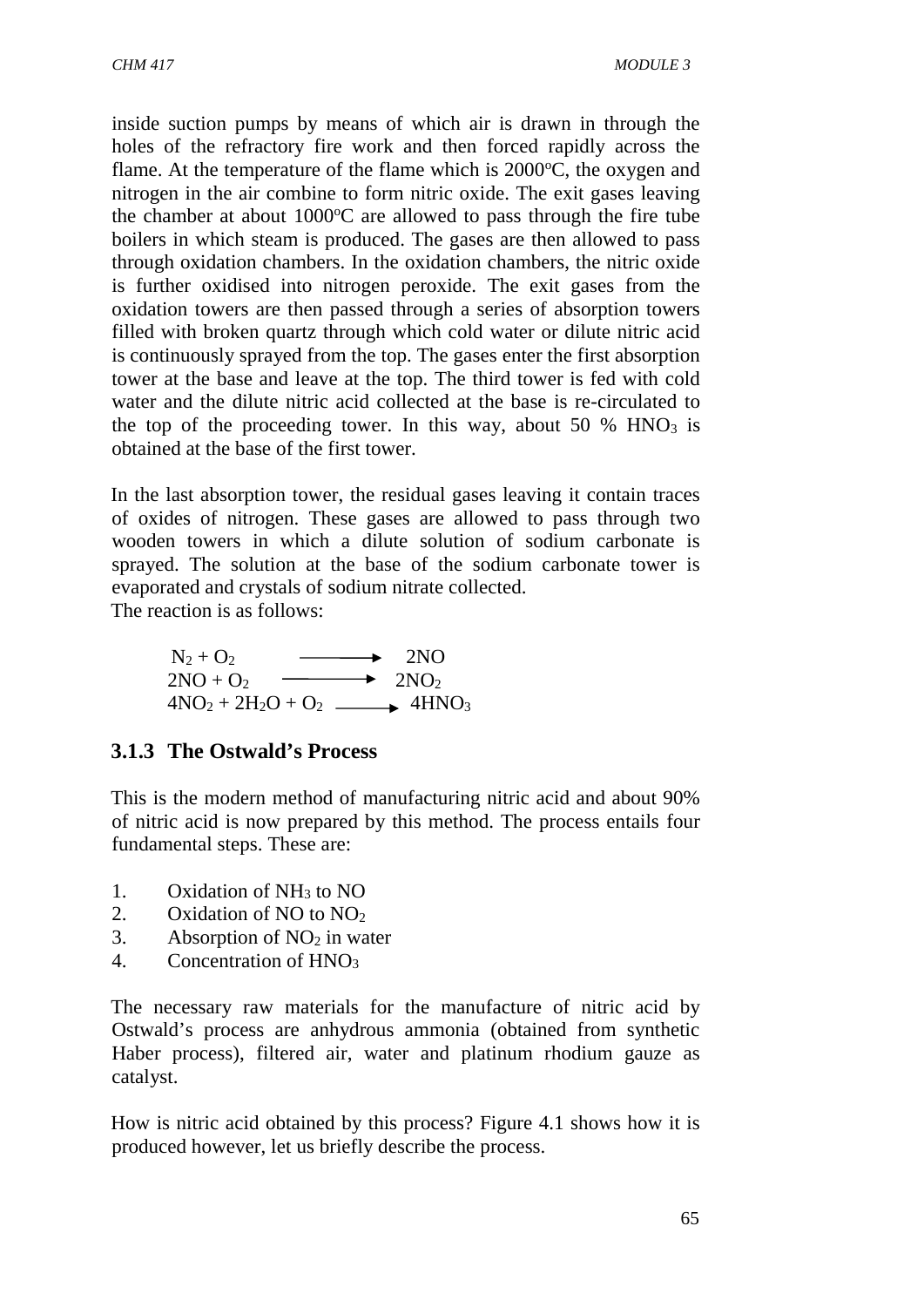inside suction pumps by means of which air is drawn in through the holes of the refractory fire work and then forced rapidly across the flame. At the temperature of the flame which is 2000$^oC$, the oxygen and nitrogen in the air combine to form nitric oxide. The exit gases leaving the chamber at about 1000$^oC$ are allowed to pass through the fire tube boilers in which steam is produced. The gases are then allowed to pass through oxidation chambers. In the oxidation chambers, the nitric oxide is further oxidised into nitrogen peroxide. The exit gases from the oxidation towers are then passed through a series of absorption towers filled with broken quartz through which cold water or dilute nitric acid is continuously sprayed from the top. The gases enter the first absorption tower at the base and leave at the top. The third tower is fed with cold water and the dilute nitric acid collected at the base is re-circulated to the top of the proceeding tower. In this way, about 50 % $HNO_3$ is obtained at the base of the first tower.

In the last absorption tower, the residual gases leaving it contain traces of oxides of nitrogen. These gases are allowed to pass through two wooden towers in which a dilute solution of sodium carbonate is sprayed. The solution at the base of the sodium carbonate tower is evaporated and crystals of sodium nitrate collected.
The reaction is as follows:

$$N_2 + O_2 \longrightarrow 2NO$$
$$2NO + O_2 \longrightarrow 2NO_2$$
$$4NO_2 + 2H_2O + O_2 \longrightarrow 4HNO_3$$

### 3.1.3 The Ostwald's Process

This is the modern method of manufacturing nitric acid and about 90% of nitric acid is now prepared by this method. The process entails four fundamental steps. These are:

1. Oxidation of $NH_3$ to NO
2. Oxidation of NO to $NO_2$
3. Absorption of $NO_2$ in water
4. Concentration of $HNO_3$

The necessary raw materials for the manufacture of nitric acid by Ostwald's process are anhydrous ammonia (obtained from synthetic Haber process), filtered air, water and platinum rhodium gauze as catalyst.

How is nitric acid obtained by this process? Figure 4.1 shows how it is produced however, let us briefly describe the process.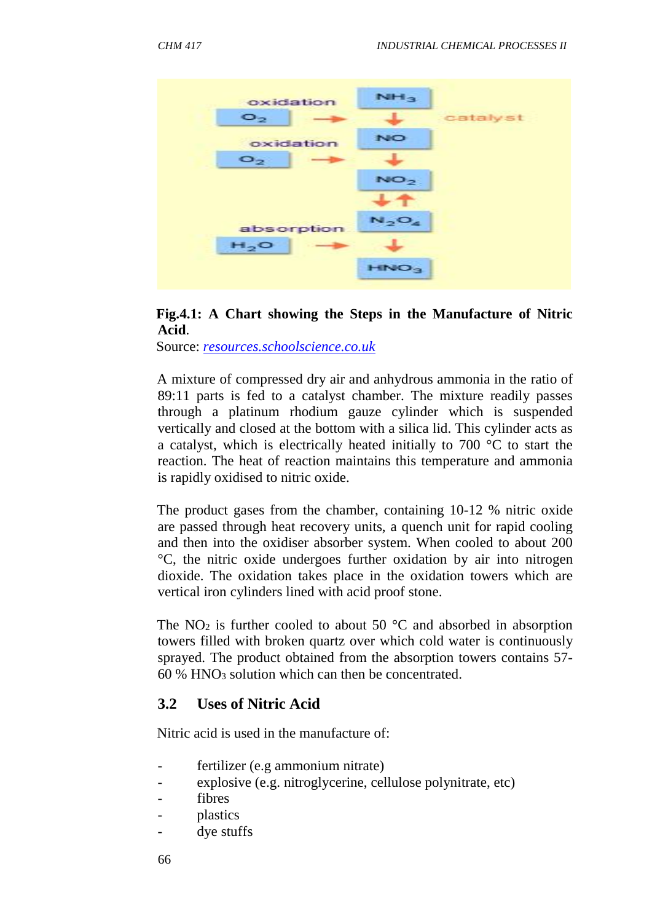**Fig.4.1: A Chart showing the Steps in the Manufacture of Nitric Acid**.
Source: *resources.schoolscience.co.uk*

A mixture of compressed dry air and anhydrous ammonia in the ratio of 89:11 parts is fed to a catalyst chamber. The mixture readily passes through a platinum rhodium gauze cylinder which is suspended vertically and closed at the bottom with a silica lid. This cylinder acts as a catalyst, which is electrically heated initially to 700 °C to start the reaction. The heat of reaction maintains this temperature and ammonia is rapidly oxidised to nitric oxide.

The product gases from the chamber, containing 10-12 % nitric oxide are passed through heat recovery units, a quench unit for rapid cooling and then into the oxidiser absorber system. When cooled to about 200 °C, the nitric oxide undergoes further oxidation by air into nitrogen dioxide. The oxidation takes place in the oxidation towers which are vertical iron cylinders lined with acid proof stone.

The $NO_2$ is further cooled to about 50 °C and absorbed in absorption towers filled with broken quartz over which cold water is continuously sprayed. The product obtained from the absorption towers contains 57-60 % $HNO_3$ solution which can then be concentrated.

## 3.2 Uses of Nitric Acid

Nitric acid is used in the manufacture of:

- fertilizer (e.g ammonium nitrate)
- explosive (e.g. nitroglycerine, cellulose polynitrate, etc)
- fibres
- plastics
- dye stuffs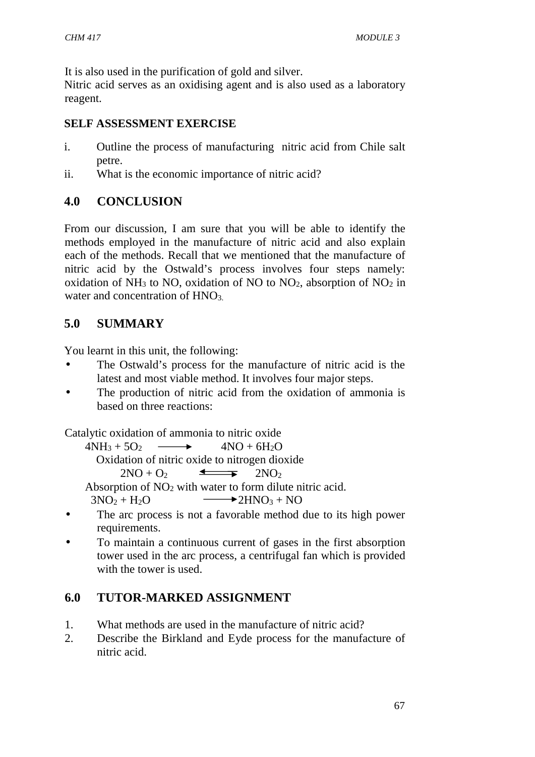It is also used in the purification of gold and silver.
Nitric acid serves as an oxidising agent and is also used as a laboratory reagent.

**SELF ASSESSMENT EXERCISE**

i. Outline the process of manufacturing nitric acid from Chile salt petre.
ii. What is the economic importance of nitric acid?

## 4.0 CONCLUSION

From our discussion, I am sure that you will be able to identify the methods employed in the manufacture of nitric acid and also explain each of the methods. Recall that we mentioned that the manufacture of nitric acid by the Ostwald's process involves four steps namely: oxidation of $NH_3$ to NO, oxidation of NO to $NO_2$, absorption of $NO_2$ in water and concentration of $HNO_3$.

## 5.0 SUMMARY

You learnt in this unit, the following:

- The Ostwald's process for the manufacture of nitric acid is the latest and most viable method. It involves four major steps.
- The production of nitric acid from the oxidation of ammonia is based on three reactions:

Catalytic oxidation of ammonia to nitric oxide

$$4NH_3 + 5O_2 \longrightarrow 4NO + 6H_2O$$

Oxidation of nitric oxide to nitrogen dioxide

$$2NO + O_2 \rightleftharpoons 2NO_2$$

Absorption of $NO_2$ with water to form dilute nitric acid.

$$3NO_2 + H_2O \longrightarrow 2HNO_3 + NO$$

- The arc process is not a favorable method due to its high power requirements.
- To maintain a continuous current of gases in the first absorption tower used in the arc process, a centrifugal fan which is provided with the tower is used.

## 6.0 TUTOR-MARKED ASSIGNMENT

1. What methods are used in the manufacture of nitric acid?
2. Describe the Birkland and Eyde process for the manufacture of nitric acid.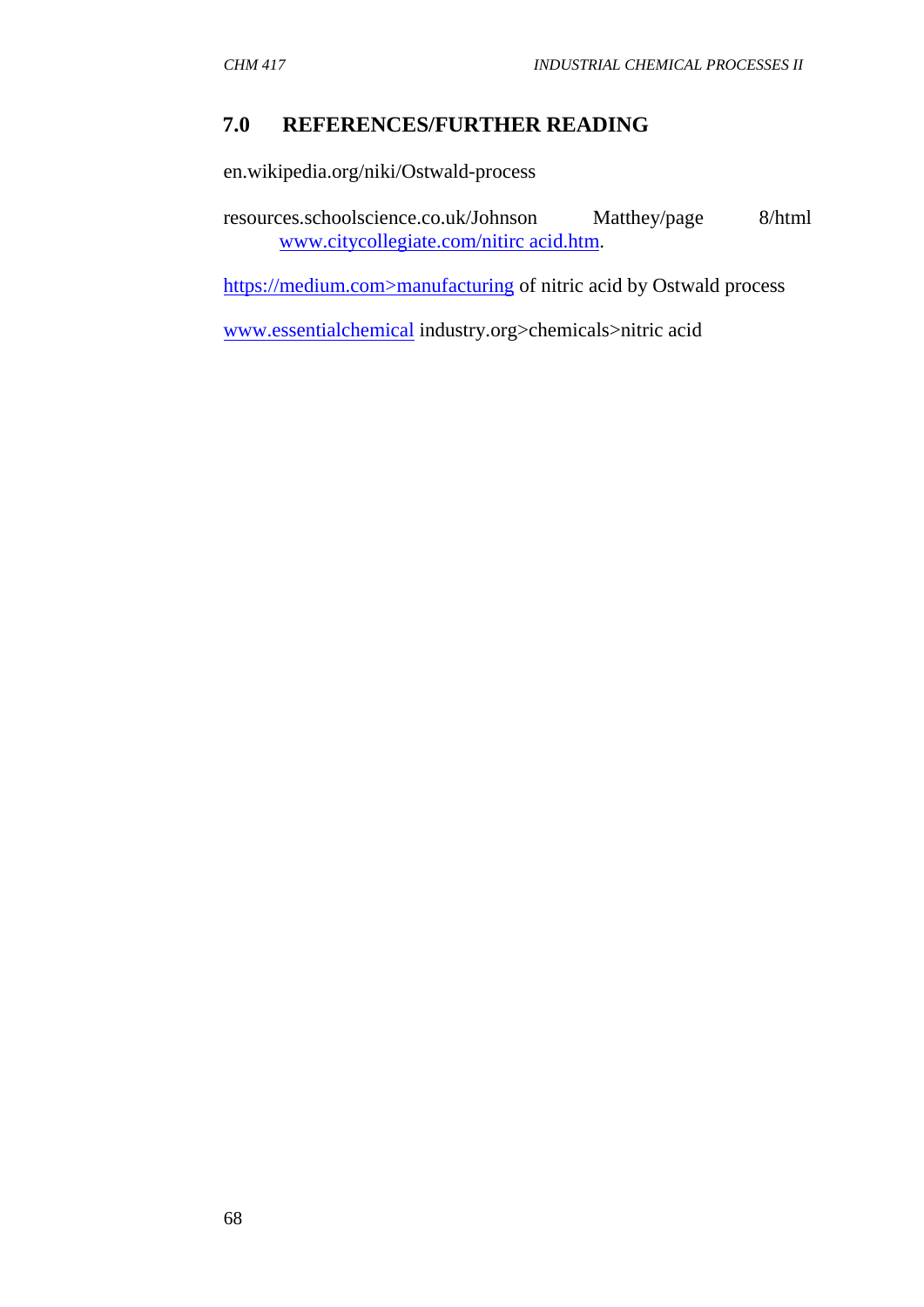## 7.0 REFERENCES/FURTHER READING

en.wikipedia.org/niki/Ostwald-process

resources.schoolscience.co.uk/Johnson Matthey/page 8/html
www.citycollegiate.com/nitirc acid.htm.

https://medium.com>manufacturing of nitric acid by Ostwald process

www.essentialchemical industry.org>chemicals>nitric acid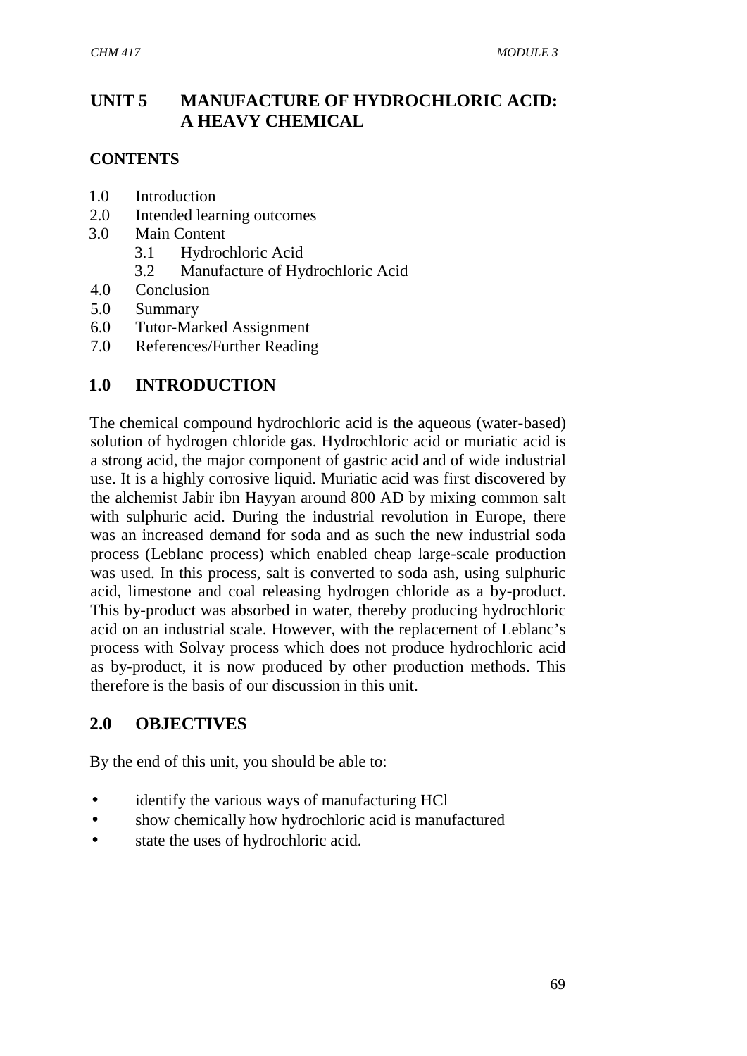# UNIT 5 MANUFACTURE OF HYDROCHLORIC ACID: A HEAVY CHEMICAL

## CONTENTS

1.0 Introduction
2.0 Intended learning outcomes
3.0 Main Content
  3.1 Hydrochloric Acid
  3.2 Manufacture of Hydrochloric Acid
4.0 Conclusion
5.0 Summary
6.0 Tutor-Marked Assignment
7.0 References/Further Reading

## 1.0 INTRODUCTION

The chemical compound hydrochloric acid is the aqueous (water-based) solution of hydrogen chloride gas. Hydrochloric acid or muriatic acid is a strong acid, the major component of gastric acid and of wide industrial use. It is a highly corrosive liquid. Muriatic acid was first discovered by the alchemist Jabir ibn Hayyan around 800 AD by mixing common salt with sulphuric acid. During the industrial revolution in Europe, there was an increased demand for soda and as such the new industrial soda process (Leblanc process) which enabled cheap large-scale production was used. In this process, salt is converted to soda ash, using sulphuric acid, limestone and coal releasing hydrogen chloride as a by-product. This by-product was absorbed in water, thereby producing hydrochloric acid on an industrial scale. However, with the replacement of Leblanc's process with Solvay process which does not produce hydrochloric acid as by-product, it is now produced by other production methods. This therefore is the basis of our discussion in this unit.

## 2.0 OBJECTIVES

By the end of this unit, you should be able to:

- identify the various ways of manufacturing HCl
- show chemically how hydrochloric acid is manufactured
- state the uses of hydrochloric acid.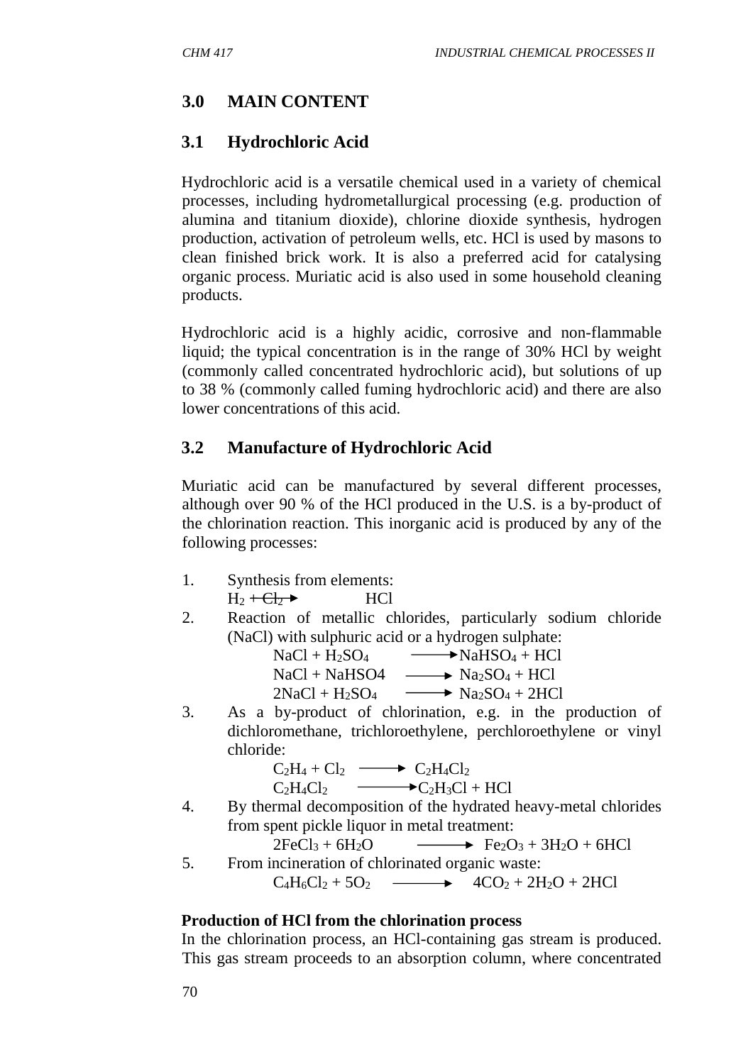## 3.0 MAIN CONTENT

### 3.1 Hydrochloric Acid

Hydrochloric acid is a versatile chemical used in a variety of chemical processes, including hydrometallurgical processing (e.g. production of alumina and titanium dioxide), chlorine dioxide synthesis, hydrogen production, activation of petroleum wells, etc. HCl is used by masons to clean finished brick work. It is also a preferred acid for catalysing organic process. Muriatic acid is also used in some household cleaning products.

Hydrochloric acid is a highly acidic, corrosive and non-flammable liquid; the typical concentration is in the range of 30% HCl by weight (commonly called concentrated hydrochloric acid), but solutions of up to 38 % (commonly called fuming hydrochloric acid) and there are also lower concentrations of this acid.

### 3.2 Manufacture of Hydrochloric Acid

Muriatic acid can be manufactured by several different processes, although over 90 % of the HCl produced in the U.S. is a by-product of the chlorination reaction. This inorganic acid is produced by any of the following processes:

1. Synthesis from elements:

   $$H_2 + Cl_2 \longrightarrow HCl$$

2. Reaction of metallic chlorides, particularly sodium chloride (NaCl) with sulphuric acid or a hydrogen sulphate:

   $$NaCl + H_2SO_4 \longrightarrow NaHSO_4 + HCl$$

   $$NaCl + NaHSO4 \longrightarrow Na_2SO_4 + HCl$$

   $$2NaCl + H_2SO_4 \longrightarrow Na_2SO_4 + 2HCl$$

3. As a by-product of chlorination, e.g. in the production of dichloromethane, trichloroethylene, perchloroethylene or vinyl chloride:

   $$C_2H_4 + Cl_2 \longrightarrow C_2H_4Cl_2$$

   $$C_2H_4Cl_2 \longrightarrow C_2H_3Cl + HCl$$

4. By thermal decomposition of the hydrated heavy-metal chlorides from spent pickle liquor in metal treatment:

   $$2FeCl_3 + 6H_2O \longrightarrow Fe_2O_3 + 3H_2O + 6HCl$$

5. From incineration of chlorinated organic waste:

   $$C_4H_6Cl_2 + 5O_2 \longrightarrow 4CO_2 + 2H_2O + 2HCl$$

**Production of HCl from the chlorination process**

In the chlorination process, an HCl-containing gas stream is produced. This gas stream proceeds to an absorption column, where concentrated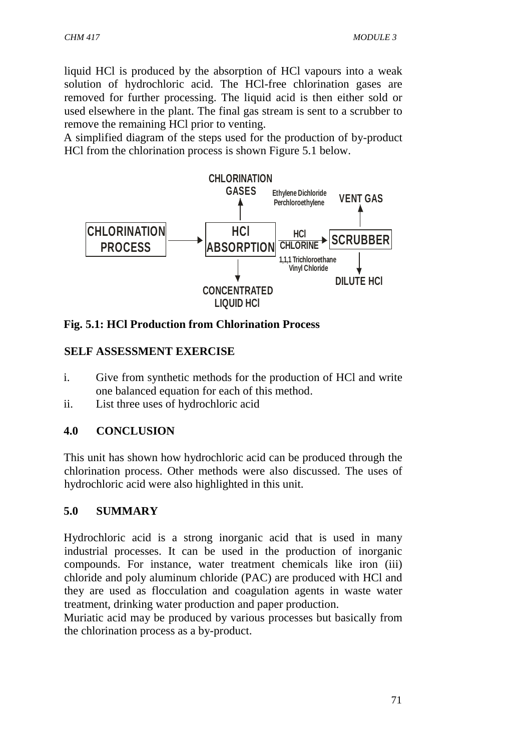liquid HCl is produced by the absorption of HCl vapours into a weak solution of hydrochloric acid. The HCl-free chlorination gases are removed for further processing. The liquid acid is then either sold or used elsewhere in the plant. The final gas stream is sent to a scrubber to remove the remaining HCl prior to venting.

A simplified diagram of the steps used for the production of by-product HCl from the chlorination process is shown Figure 5.1 below.

**Fig. 5.1: HCl Production from Chlorination Process**

## SELF ASSESSMENT EXERCISE

i. Give from synthetic methods for the production of HCl and write one balanced equation for each of this method.

ii. List three uses of hydrochloric acid

## 4.0 CONCLUSION

This unit has shown how hydrochloric acid can be produced through the chlorination process. Other methods were also discussed. The uses of hydrochloric acid were also highlighted in this unit.

## 5.0 SUMMARY

Hydrochloric acid is a strong inorganic acid that is used in many industrial processes. It can be used in the production of inorganic compounds. For instance, water treatment chemicals like iron (iii) chloride and poly aluminum chloride (PAC) are produced with HCl and they are used as flocculation and coagulation agents in waste water treatment, drinking water production and paper production.

Muriatic acid may be produced by various processes but basically from the chlorination process as a by-product.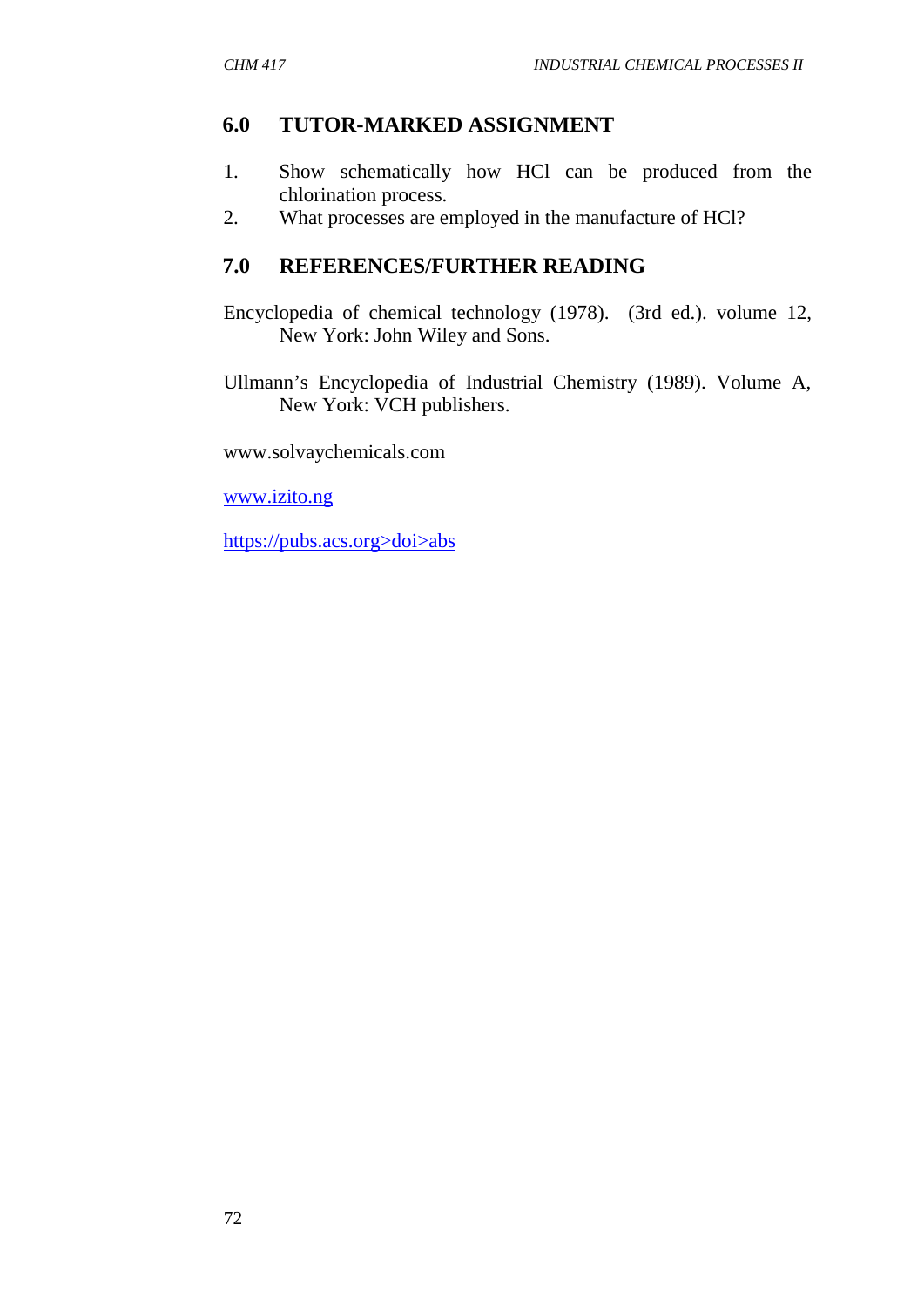## 6.0 TUTOR-MARKED ASSIGNMENT

1. Show schematically how HCl can be produced from the chlorination process.
2. What processes are employed in the manufacture of HCl?

## 7.0 REFERENCES/FURTHER READING

Encyclopedia of chemical technology (1978). (3rd ed.). volume 12, New York: John Wiley and Sons.

Ullmann's Encyclopedia of Industrial Chemistry (1989). Volume A, New York: VCH publishers.

www.solvaychemicals.com

www.izito.ng

https://pubs.acs.org>doi>abs